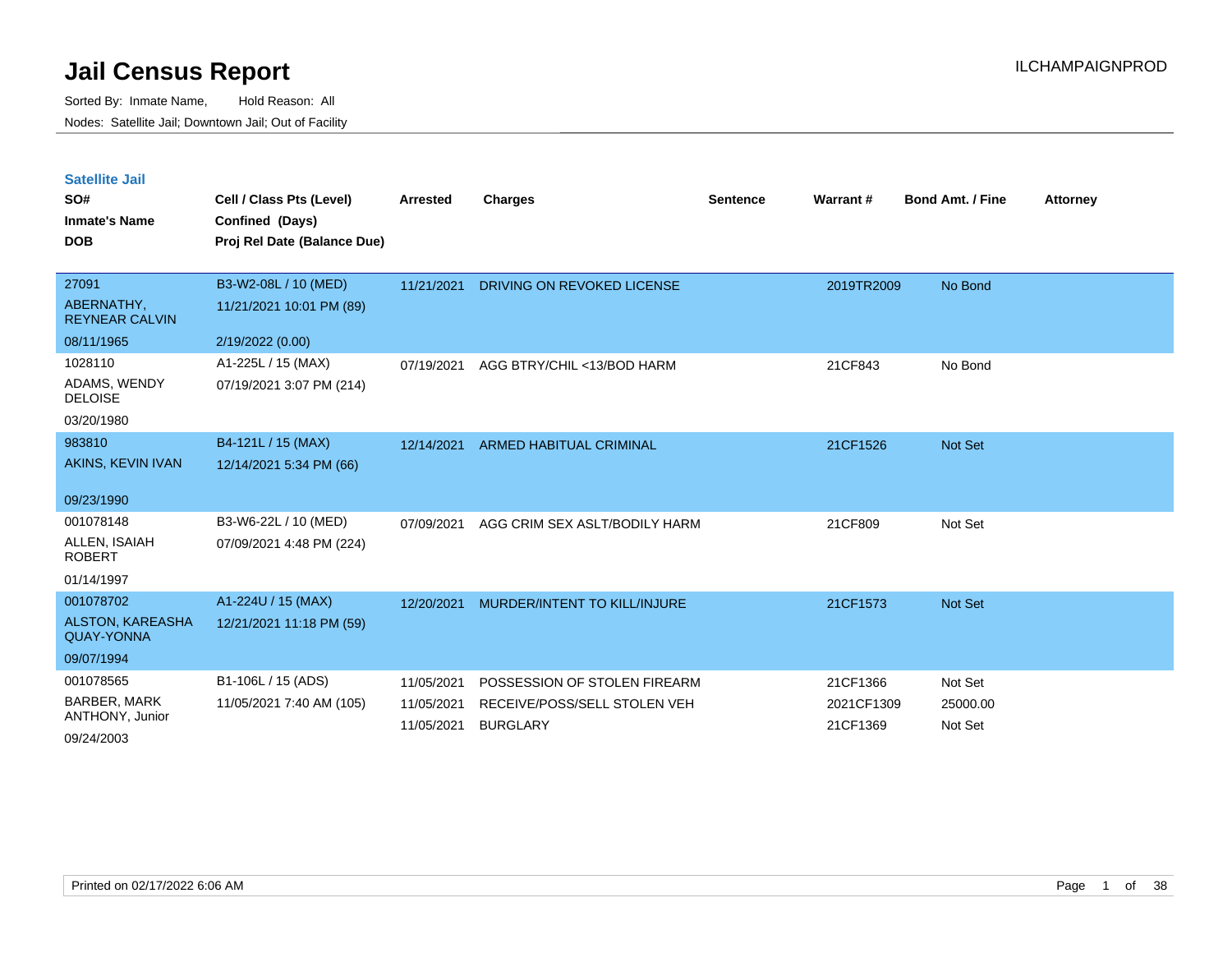# Jail Census Report

ILCHAMPAIGNPROD

Sorted By: Inmate Name, Hold Reason: All

Nodes: Satellite Jail; Downtown Jail; Out of Facility

## Satellite Jail

| SO# / Inmate's Name / DOB | Cell / Class Pts (Level) / Confined (Days) / Proj Rel Date (Balance Due) | Arrested | Charges | Sentence | Warrant # | Bond Amt. / Fine | Attorney |
|---|---|---|---|---|---|---|---|
| 27091<br>ABERNATHY, REYNEAR CALVIN<br>08/11/1965 | B3-W2-08L / 10 (MED)<br>11/21/2021 10:01 PM (89)<br>2/19/2022 (0.00) | 11/21/2021 | DRIVING ON REVOKED LICENSE | | 2019TR2009 | No Bond | |
| 1028110<br>ADAMS, WENDY DELOISE<br>03/20/1980 | A1-225L / 15 (MAX)<br>07/19/2021 3:07 PM (214) | 07/19/2021 | AGG BTRY/CHIL <13/BOD HARM | | 21CF843 | No Bond | |
| 983810<br>AKINS, KEVIN IVAN<br>09/23/1990 | B4-121L / 15 (MAX)<br>12/14/2021 5:34 PM (66) | 12/14/2021 | ARMED HABITUAL CRIMINAL | | 21CF1526 | Not Set | |
| 001078148<br>ALLEN, ISAIAH ROBERT<br>01/14/1997 | B3-W6-22L / 10 (MED)<br>07/09/2021 4:48 PM (224) | 07/09/2021 | AGG CRIM SEX ASLT/BODILY HARM | | 21CF809 | Not Set | |
| 001078702<br>ALSTON, KAREASHA QUAY-YONNA<br>09/07/1994 | A1-224U / 15 (MAX)<br>12/21/2021 11:18 PM (59) | 12/20/2021 | MURDER/INTENT TO KILL/INJURE | | 21CF1573 | Not Set | |
| 001078565<br>BARBER, MARK ANTHONY, Junior<br>09/24/2003 | B1-106L / 15 (ADS)<br>11/05/2021 7:40 AM (105) | 11/05/2021 | POSSESSION OF STOLEN FIREARM | | 21CF1366 | Not Set | |
| | | 11/05/2021 | RECEIVE/POSS/SELL STOLEN VEH | | 2021CF1309 | 25000.00 | |
| | | 11/05/2021 | BURGLARY | | 21CF1369 | Not Set | |

Printed on 02/17/2022 6:06 AM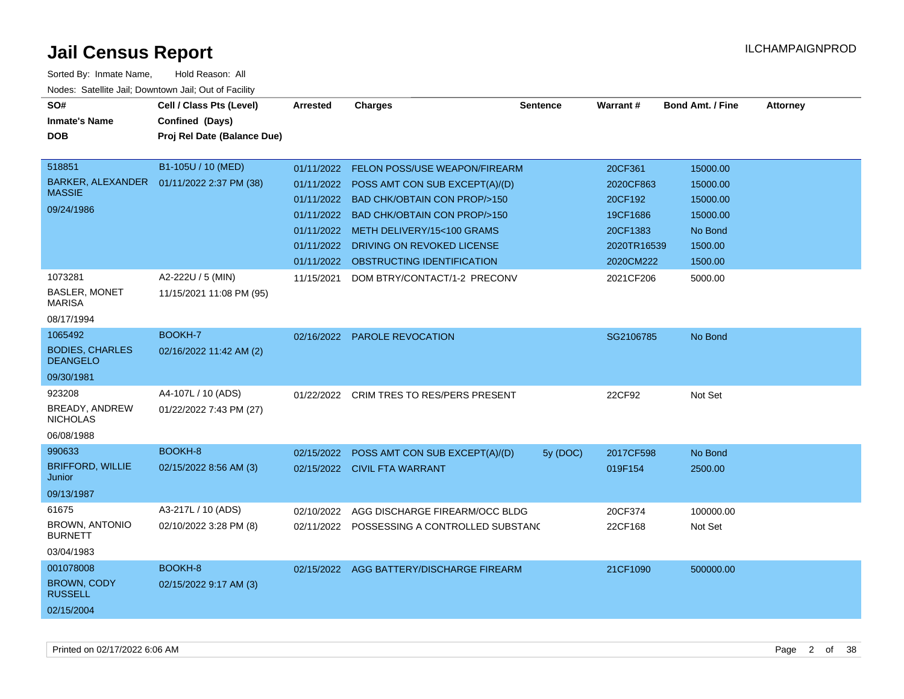# Jail Census Report

ILCHAMPAIGNPROD

Sorted By: Inmate Name, Hold Reason: All

Nodes: Satellite Jail; Downtown Jail; Out of Facility

| SO# / Inmate's Name / DOB | Cell / Class Pts (Level) / Confined (Days) / Proj Rel Date (Balance Due) | Arrested | Charges | Sentence | Warrant # | Bond Amt. / Fine | Attorney |
|---|---|---|---|---|---|---|---|
| 518851<br>BARKER, ALEXANDER MASSIE<br>09/24/1986 | B1-105U / 10 (MED)<br>01/11/2022 2:37 PM (38) | 01/11/2022 | FELON POSS/USE WEAPON/FIREARM | | 20CF361 | 15000.00 | |
| | | 01/11/2022 | POSS AMT CON SUB EXCEPT(A)/(D) | | 2020CF863 | 15000.00 | |
| | | 01/11/2022 | BAD CHK/OBTAIN CON PROP/>150 | | 20CF192 | 15000.00 | |
| | | 01/11/2022 | BAD CHK/OBTAIN CON PROP/>150 | | 19CF1686 | 15000.00 | |
| | | 01/11/2022 | METH DELIVERY/15<100 GRAMS | | 20CF1383 | No Bond | |
| | | 01/11/2022 | DRIVING ON REVOKED LICENSE | | 2020TR16539 | 1500.00 | |
| | | 01/11/2022 | OBSTRUCTING IDENTIFICATION | | 2020CM222 | 1500.00 | |
| 1073281<br>BASLER, MONET MARISA<br>08/17/1994 | A2-222U / 5 (MIN)<br>11/15/2021 11:08 PM (95) | 11/15/2021 | DOM BTRY/CONTACT/1-2 PRECONV | | 2021CF206 | 5000.00 | |
| 1065492<br>BODIES, CHARLES DEANGELO<br>09/30/1981 | BOOKH-7<br>02/16/2022 11:42 AM (2) | 02/16/2022 | PAROLE REVOCATION | | SG2106785 | No Bond | |
| 923208<br>BREADY, ANDREW NICHOLAS<br>06/08/1988 | A4-107L / 10 (ADS)<br>01/22/2022 7:43 PM (27) | 01/22/2022 | CRIM TRES TO RES/PERS PRESENT | | 22CF92 | Not Set | |
| 990633<br>BRIFFORD, WILLIE Junior<br>09/13/1987 | BOOKH-8<br>02/15/2022 8:56 AM (3) | 02/15/2022 | POSS AMT CON SUB EXCEPT(A)/(D) | 5y (DOC) | 2017CF598 | No Bond | |
| | | 02/15/2022 | CIVIL FTA WARRANT | | 019F154 | 2500.00 | |
| 61675<br>BROWN, ANTONIO BURNETT<br>03/04/1983 | A3-217L / 10 (ADS)<br>02/10/2022 3:28 PM (8) | 02/10/2022 | AGG DISCHARGE FIREARM/OCC BLDG | | 20CF374 | 100000.00 | |
| | | 02/11/2022 | POSSESSING A CONTROLLED SUBSTANC | | 22CF168 | Not Set | |
| 001078008<br>BROWN, CODY RUSSELL<br>02/15/2004 | BOOKH-8<br>02/15/2022 9:17 AM (3) | 02/15/2022 | AGG BATTERY/DISCHARGE FIREARM | | 21CF1090 | 500000.00 | |

Printed on 02/17/2022 6:06 AM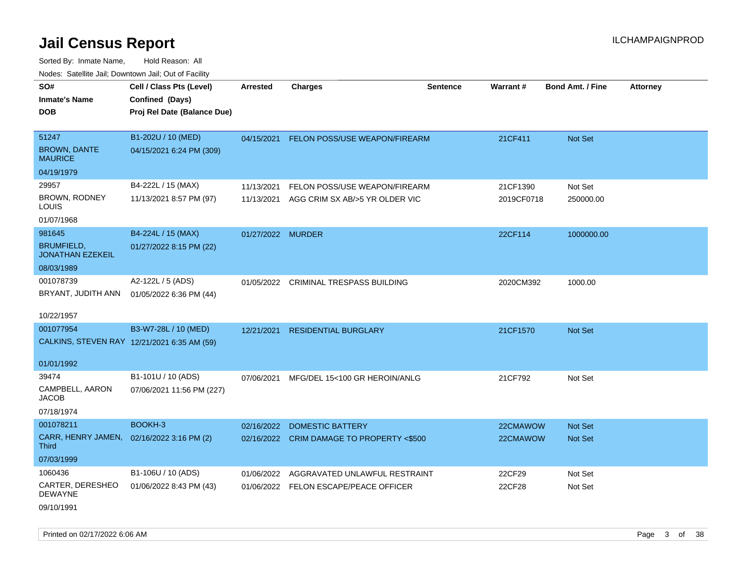# Jail Census Report

ILCHAMPAIGNPROD

Sorted By: Inmate Name, Hold Reason: All

Nodes: Satellite Jail; Downtown Jail; Out of Facility

| SO#<br>Inmate's Name<br>DOB | Cell / Class Pts (Level)<br>Confined (Days)<br>Proj Rel Date (Balance Due) | Arrested | Charges | Sentence | Warrant # | Bond Amt. / Fine | Attorney |
|---|---|---|---|---|---|---|---|
| 51247<br>BROWN, DANTE MAURICE<br>04/19/1979 | B1-202U / 10 (MED)<br>04/15/2021 6:24 PM (309) | 04/15/2021 | FELON POSS/USE WEAPON/FIREARM | | 21CF411 | Not Set | |
| 29957<br>BROWN, RODNEY LOUIS<br>01/07/1968 | B4-222L / 15 (MAX)<br>11/13/2021 8:57 PM (97) | 11/13/2021<br>11/13/2021 | FELON POSS/USE WEAPON/FIREARM<br>AGG CRIM SX AB/>5 YR OLDER VIC | | 21CF1390<br>2019CF0718 | Not Set<br>250000.00 | |
| 981645<br>BRUMFIELD, JONATHAN EZEKEIL<br>08/03/1989 | B4-224L / 15 (MAX)<br>01/27/2022 8:15 PM (22) | 01/27/2022 | MURDER | | 22CF114 | 1000000.00 | |
| 001078739<br>BRYANT, JUDITH ANN<br>10/22/1957 | A2-122L / 5 (ADS)<br>01/05/2022 6:36 PM (44) | 01/05/2022 | CRIMINAL TRESPASS BUILDING | | 2020CM392 | 1000.00 | |
| 001077954<br>CALKINS, STEVEN RAY<br>01/01/1992 | B3-W7-28L / 10 (MED)<br>12/21/2021 6:35 AM (59) | 12/21/2021 | RESIDENTIAL BURGLARY | | 21CF1570 | Not Set | |
| 39474<br>CAMPBELL, AARON JACOB<br>07/18/1974 | B1-101U / 10 (ADS)<br>07/06/2021 11:56 PM (227) | 07/06/2021 | MFG/DEL 15<100 GR HEROIN/ANLG | | 21CF792 | Not Set | |
| 001078211<br>CARR, HENRY JAMEN, Third<br>07/03/1999 | BOOKH-3<br>02/16/2022 3:16 PM (2) | 02/16/2022<br>02/16/2022 | DOMESTIC BATTERY<br>CRIM DAMAGE TO PROPERTY <$500 | | 22CMAWOW<br>22CMAWOW | Not Set<br>Not Set | |
| 1060436<br>CARTER, DERESHEO DEWAYNE<br>09/10/1991 | B1-106U / 10 (ADS)<br>01/06/2022 8:43 PM (43) | 01/06/2022<br>01/06/2022 | AGGRAVATED UNLAWFUL RESTRAINT<br>FELON ESCAPE/PEACE OFFICER | | 22CF29<br>22CF28 | Not Set<br>Not Set | |

Printed on 02/17/2022 6:06 AM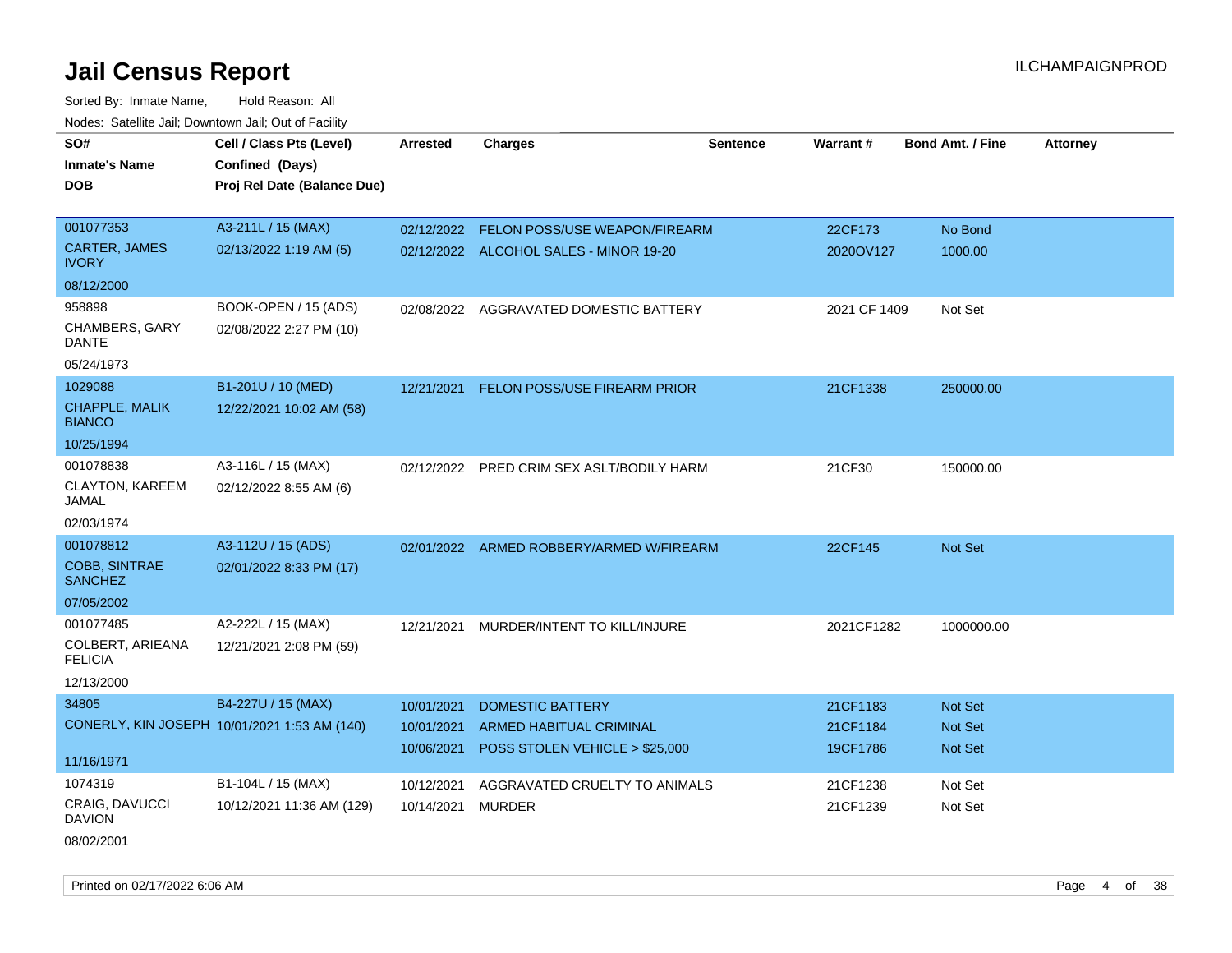# Jail Census Report

ILCHAMPAIGNPROD

Sorted By: Inmate Name, Hold Reason: All

Nodes: Satellite Jail; Downtown Jail; Out of Facility

| SO# / Inmate's Name / DOB | Cell / Class Pts (Level) / Confined (Days) / Proj Rel Date (Balance Due) | Arrested | Charges | Sentence | Warrant # | Bond Amt. / Fine | Attorney |
|---|---|---|---|---|---|---|---|
| 001077353<br>CARTER, JAMES IVORY<br>08/12/2000 | A3-211L / 15 (MAX)<br>02/13/2022 1:19 AM (5) | 02/12/2022<br>02/12/2022 | FELON POSS/USE WEAPON/FIREARM<br>ALCOHOL SALES - MINOR 19-20 | | 22CF173<br>2020OV127 | No Bond<br>1000.00 | |
| 958898<br>CHAMBERS, GARY DANTE<br>05/24/1973 | BOOK-OPEN / 15 (ADS)<br>02/08/2022 2:27 PM (10) | 02/08/2022 | AGGRAVATED DOMESTIC BATTERY | | 2021 CF 1409 | Not Set | |
| 1029088<br>CHAPPLE, MALIK BIANCO<br>10/25/1994 | B1-201U / 10 (MED)<br>12/22/2021 10:02 AM (58) | 12/21/2021 | FELON POSS/USE FIREARM PRIOR | | 21CF1338 | 250000.00 | |
| 001078838<br>CLAYTON, KAREEM JAMAL<br>02/03/1974 | A3-116L / 15 (MAX)<br>02/12/2022 8:55 AM (6) | 02/12/2022 | PRED CRIM SEX ASLT/BODILY HARM | | 21CF30 | 150000.00 | |
| 001078812<br>COBB, SINTRAE SANCHEZ<br>07/05/2002 | A3-112U / 15 (ADS)<br>02/01/2022 8:33 PM (17) | 02/01/2022 | ARMED ROBBERY/ARMED W/FIREARM | | 22CF145 | Not Set | |
| 001077485<br>COLBERT, ARIEANA FELICIA<br>12/13/2000 | A2-222L / 15 (MAX)<br>12/21/2021 2:08 PM (59) | 12/21/2021 | MURDER/INTENT TO KILL/INJURE | | 2021CF1282 | 1000000.00 | |
| 34805<br>CONERLY, KIN JOSEPH<br>11/16/1971 | B4-227U / 15 (MAX)<br>10/01/2021 1:53 AM (140) | 10/01/2021<br>10/01/2021<br>10/06/2021 | DOMESTIC BATTERY<br>ARMED HABITUAL CRIMINAL<br>POSS STOLEN VEHICLE > $25,000 | | 21CF1183<br>21CF1184<br>19CF1786 | Not Set<br>Not Set<br>Not Set | |
| 1074319<br>CRAIG, DAVUCCI DAVION<br>08/02/2001 | B1-104L / 15 (MAX)<br>10/12/2021 11:36 AM (129) | 10/12/2021<br>10/14/2021 | AGGRAVATED CRUELTY TO ANIMALS<br>MURDER | | 21CF1238<br>21CF1239 | Not Set<br>Not Set | |

Printed on 02/17/2022 6:06 AM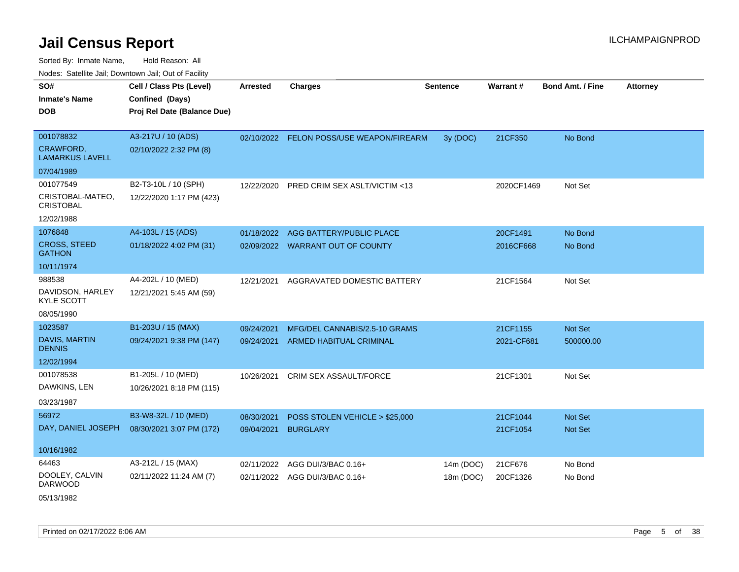# Jail Census Report

ILCHAMPAIGNPROD

Sorted By: Inmate Name, Hold Reason: All

Nodes: Satellite Jail; Downtown Jail; Out of Facility

| SO# / Inmate's Name / DOB | Cell / Class Pts (Level) / Confined (Days) / Proj Rel Date (Balance Due) | Arrested | Charges | Sentence | Warrant # | Bond Amt. / Fine | Attorney |
|---|---|---|---|---|---|---|---|
| 001078832<br>CRAWFORD, LAMARKUS LAVELL<br>07/04/1989 | A3-217U / 10 (ADS)<br>02/10/2022 2:32 PM (8) | 02/10/2022 | FELON POSS/USE WEAPON/FIREARM | 3y (DOC) | 21CF350 | No Bond | |
| 001077549<br>CRISTOBAL-MATEO, CRISTOBAL<br>12/02/1988 | B2-T3-10L / 10 (SPH)<br>12/22/2020 1:17 PM (423) | 12/22/2020 | PRED CRIM SEX ASLT/VICTIM <13 | | 2020CF1469 | Not Set | |
| 1076848<br>CROSS, STEED GATHON<br>10/11/1974 | A4-103L / 15 (ADS)<br>01/18/2022 4:02 PM (31) | 01/18/2022<br>02/09/2022 | AGG BATTERY/PUBLIC PLACE<br>WARRANT OUT OF COUNTY | | 20CF1491<br>2016CF668 | No Bond<br>No Bond | |
| 988538<br>DAVIDSON, HARLEY KYLE SCOTT<br>08/05/1990 | A4-202L / 10 (MED)<br>12/21/2021 5:45 AM (59) | 12/21/2021 | AGGRAVATED DOMESTIC BATTERY | | 21CF1564 | Not Set | |
| 1023587<br>DAVIS, MARTIN DENNIS<br>12/02/1994 | B1-203U / 15 (MAX)<br>09/24/2021 9:38 PM (147) | 09/24/2021<br>09/24/2021 | MFG/DEL CANNABIS/2.5-10 GRAMS<br>ARMED HABITUAL CRIMINAL | | 21CF1155<br>2021-CF681 | Not Set<br>500000.00 | |
| 001078538<br>DAWKINS, LEN<br>03/23/1987 | B1-205L / 10 (MED)<br>10/26/2021 8:18 PM (115) | 10/26/2021 | CRIM SEX ASSAULT/FORCE | | 21CF1301 | Not Set | |
| 56972<br>DAY, DANIEL JOSEPH<br>10/16/1982 | B3-W8-32L / 10 (MED)<br>08/30/2021 3:07 PM (172) | 08/30/2021<br>09/04/2021 | POSS STOLEN VEHICLE > $25,000<br>BURGLARY | | 21CF1044<br>21CF1054 | Not Set<br>Not Set | |
| 64463<br>DOOLEY, CALVIN DARWOOD<br>05/13/1982 | A3-212L / 15 (MAX)<br>02/11/2022 11:24 AM (7) | 02/11/2022<br>02/11/2022 | AGG DUI/3/BAC 0.16+<br>AGG DUI/3/BAC 0.16+ | 14m (DOC)<br>18m (DOC) | 21CF676<br>20CF1326 | No Bond<br>No Bond | |

Printed on 02/17/2022 6:06 AM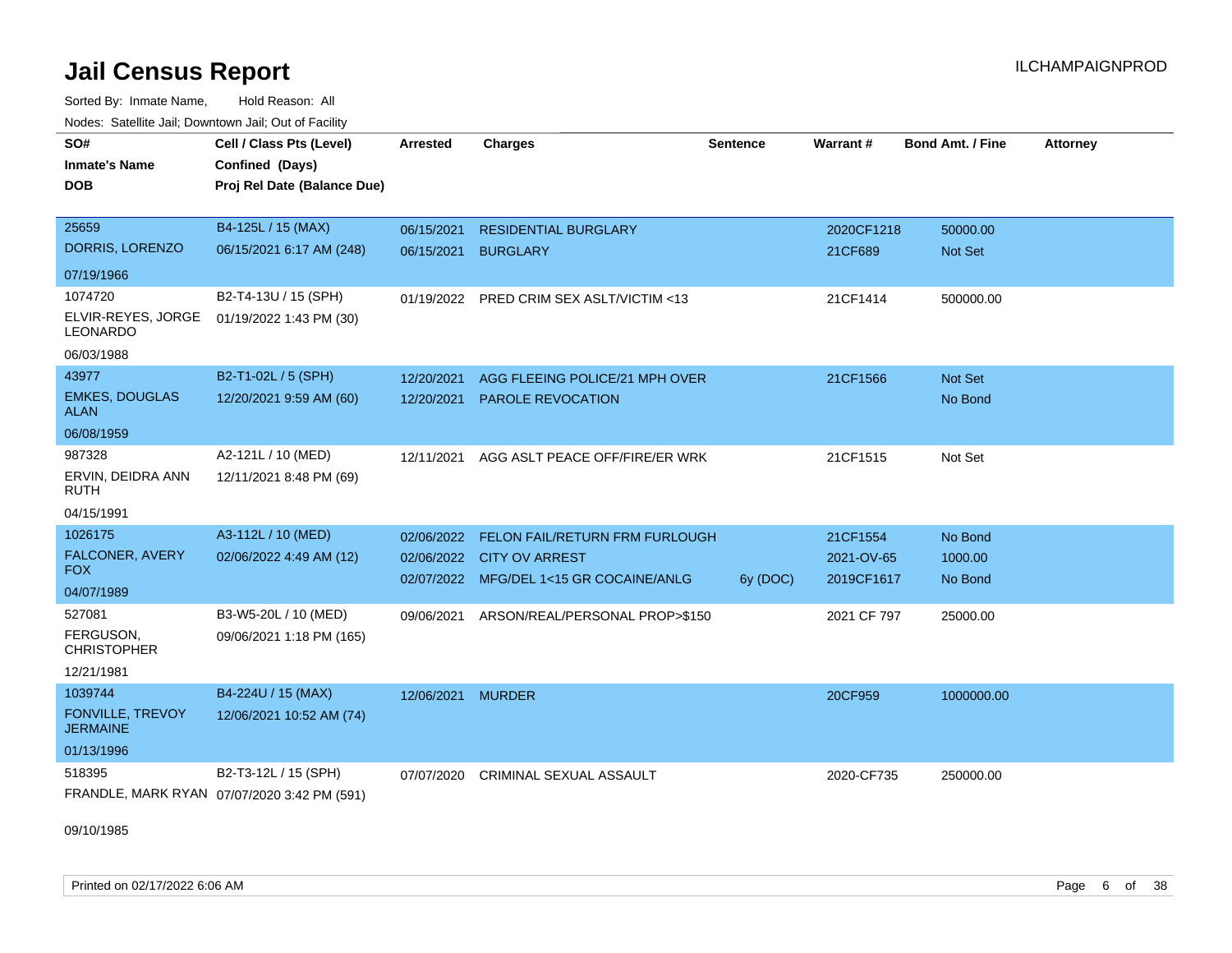# Jail Census Report

ILCHAMPAIGNPROD

Sorted By: Inmate Name, Hold Reason: All

Nodes: Satellite Jail; Downtown Jail; Out of Facility

| SO# / Inmate's Name / DOB | Cell / Class Pts (Level) / Confined (Days) / Proj Rel Date (Balance Due) | Arrested | Charges | Sentence | Warrant # | Bond Amt. / Fine | Attorney |
|---|---|---|---|---|---|---|---|
| 25659<br>DORRIS, LORENZO<br>07/19/1966 | B4-125L / 15 (MAX)<br>06/15/2021 6:17 AM (248) | 06/15/2021<br>06/15/2021 | RESIDENTIAL BURGLARY<br>BURGLARY | | 2020CF1218<br>21CF689 | 50000.00<br>Not Set | |
| 1074720<br>ELVIR-REYES, JORGE LEONARDO<br>06/03/1988 | B2-T4-13U / 15 (SPH)<br>01/19/2022 1:43 PM (30) | 01/19/2022 | PRED CRIM SEX ASLT/VICTIM <13 | | 21CF1414 | 500000.00 | |
| 43977<br>EMKES, DOUGLAS ALAN<br>06/08/1959 | B2-T1-02L / 5 (SPH)<br>12/20/2021 9:59 AM (60) | 12/20/2021<br>12/20/2021 | AGG FLEEING POLICE/21 MPH OVER<br>PAROLE REVOCATION | | 21CF1566 | Not Set<br>No Bond | |
| 987328<br>ERVIN, DEIDRA ANN RUTH<br>04/15/1991 | A2-121L / 10 (MED)<br>12/11/2021 8:48 PM (69) | 12/11/2021 | AGG ASLT PEACE OFF/FIRE/ER WRK | | 21CF1515 | Not Set | |
| 1026175<br>FALCONER, AVERY FOX<br>04/07/1989 | A3-112L / 10 (MED)<br>02/06/2022 4:49 AM (12) | 02/06/2022<br>02/06/2022<br>02/07/2022 | FELON FAIL/RETURN FRM FURLOUGH<br>CITY OV ARREST<br>MFG/DEL 1<15 GR COCAINE/ANLG | <br><br>6y (DOC) | 21CF1554<br>2021-OV-65<br>2019CF1617 | No Bond<br>1000.00<br>No Bond | |
| 527081<br>FERGUSON, CHRISTOPHER<br>12/21/1981 | B3-W5-20L / 10 (MED)<br>09/06/2021 1:18 PM (165) | 09/06/2021 | ARSON/REAL/PERSONAL PROP>$150 | | 2021 CF 797 | 25000.00 | |
| 1039744<br>FONVILLE, TREVOY JERMAINE<br>01/13/1996 | B4-224U / 15 (MAX)<br>12/06/2021 10:52 AM (74) | 12/06/2021 | MURDER | | 20CF959 | 1000000.00 | |
| 518395<br>FRANDLE, MARK RYAN<br>09/10/1985 | B2-T3-12L / 15 (SPH)<br>07/07/2020 3:42 PM (591) | 07/07/2020 | CRIMINAL SEXUAL ASSAULT | | 2020-CF735 | 250000.00 | |

Printed on 02/17/2022 6:06 AM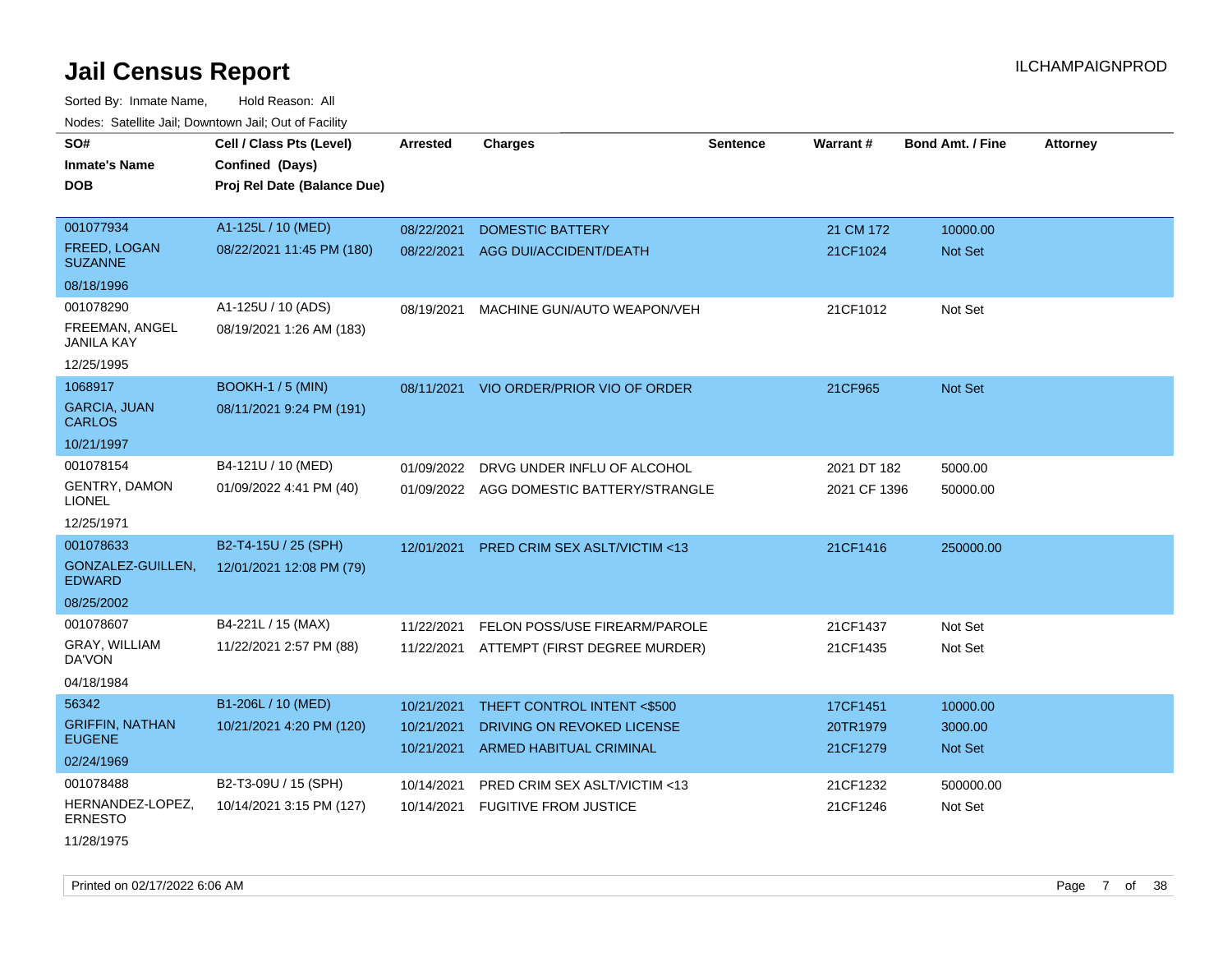# Jail Census Report

Sorted By: Inmate Name, Hold Reason: All

Nodes: Satellite Jail; Downtown Jail; Out of Facility

| SO# / Inmate's Name / DOB | Cell / Class Pts (Level) / Confined (Days) / Proj Rel Date (Balance Due) | Arrested | Charges | Sentence | Warrant # | Bond Amt. / Fine | Attorney |
|---|---|---|---|---|---|---|---|
| 001077934 FREED, LOGAN SUZANNE 08/18/1996 | A1-125L / 10 (MED) 08/22/2021 11:45 PM (180) | 08/22/2021 | DOMESTIC BATTERY | | 21 CM 172 | 10000.00 | |
| | | 08/22/2021 | AGG DUI/ACCIDENT/DEATH | | 21CF1024 | Not Set | |
| 001078290 FREEMAN, ANGEL JANILA KAY 12/25/1995 | A1-125U / 10 (ADS) 08/19/2021 1:26 AM (183) | 08/19/2021 | MACHINE GUN/AUTO WEAPON/VEH | | 21CF1012 | Not Set | |
| 1068917 GARCIA, JUAN CARLOS 10/21/1997 | BOOKH-1 / 5 (MIN) 08/11/2021 9:24 PM (191) | 08/11/2021 | VIO ORDER/PRIOR VIO OF ORDER | | 21CF965 | Not Set | |
| 001078154 GENTRY, DAMON LIONEL 12/25/1971 | B4-121U / 10 (MED) 01/09/2022 4:41 PM (40) | 01/09/2022 | DRVG UNDER INFLU OF ALCOHOL | | 2021 DT 182 | 5000.00 | |
| | | 01/09/2022 | AGG DOMESTIC BATTERY/STRANGLE | | 2021 CF 1396 | 50000.00 | |
| 001078633 GONZALEZ-GUILLEN, EDWARD 08/25/2002 | B2-T4-15U / 25 (SPH) 12/01/2021 12:08 PM (79) | 12/01/2021 | PRED CRIM SEX ASLT/VICTIM <13 | | 21CF1416 | 250000.00 | |
| 001078607 GRAY, WILLIAM DA'VON 04/18/1984 | B4-221L / 15 (MAX) 11/22/2021 2:57 PM (88) | 11/22/2021 | FELON POSS/USE FIREARM/PAROLE | | 21CF1437 | Not Set | |
| | | 11/22/2021 | ATTEMPT (FIRST DEGREE MURDER) | | 21CF1435 | Not Set | |
| 56342 GRIFFIN, NATHAN EUGENE 02/24/1969 | B1-206L / 10 (MED) 10/21/2021 4:20 PM (120) | 10/21/2021 | THEFT CONTROL INTENT <$500 | | 17CF1451 | 10000.00 | |
| | | 10/21/2021 | DRIVING ON REVOKED LICENSE | | 20TR1979 | 3000.00 | |
| | | 10/21/2021 | ARMED HABITUAL CRIMINAL | | 21CF1279 | Not Set | |
| 001078488 HERNANDEZ-LOPEZ, ERNESTO 11/28/1975 | B2-T3-09U / 15 (SPH) 10/14/2021 3:15 PM (127) | 10/14/2021 | PRED CRIM SEX ASLT/VICTIM <13 | | 21CF1232 | 500000.00 | |
| | | 10/14/2021 | FUGITIVE FROM JUSTICE | | 21CF1246 | Not Set | |

Printed on 02/17/2022 6:06 AM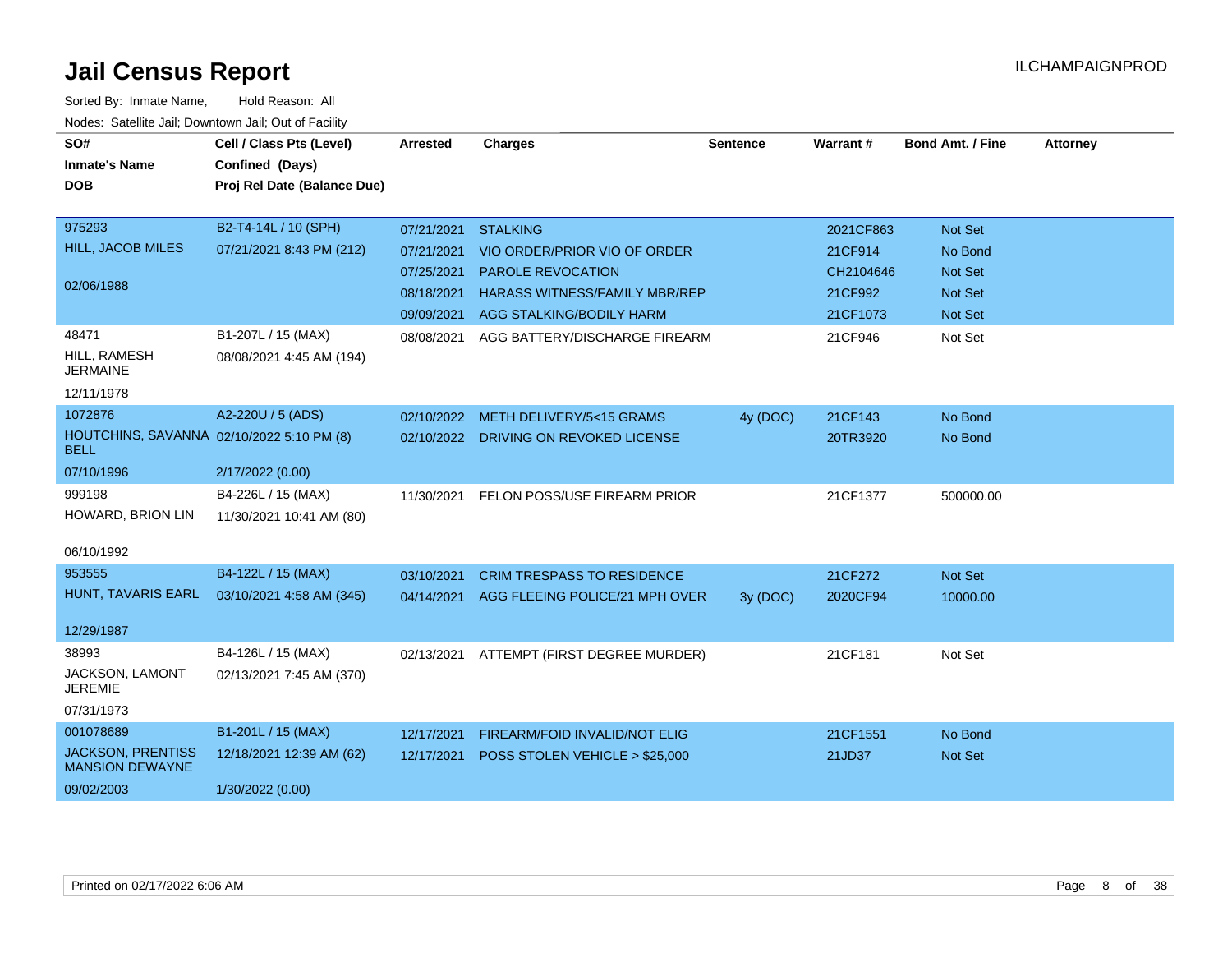# Jail Census Report

ILCHAMPAIGNPROD

Sorted By: Inmate Name, Hold Reason: All

Nodes: Satellite Jail; Downtown Jail; Out of Facility

| SO# / Inmate's Name / DOB | Cell / Class Pts (Level) / Confined (Days) / Proj Rel Date (Balance Due) | Arrested | Charges | Sentence | Warrant # | Bond Amt. / Fine | Attorney |
|---|---|---|---|---|---|---|---|
| 975293 / HILL, JACOB MILES / 02/06/1988 | B2-T4-14L / 10 (SPH) / 07/21/2021 8:43 PM (212) | 07/21/2021 | STALKING | | 2021CF863 | Not Set | |
| | | 07/21/2021 | VIO ORDER/PRIOR VIO OF ORDER | | 21CF914 | No Bond | |
| | | 07/25/2021 | PAROLE REVOCATION | | CH2104646 | Not Set | |
| | | 08/18/2021 | HARASS WITNESS/FAMILY MBR/REP | | 21CF992 | Not Set | |
| | | 09/09/2021 | AGG STALKING/BODILY HARM | | 21CF1073 | Not Set | |
| 48471 / HILL, RAMESH JERMAINE / 12/11/1978 | B1-207L / 15 (MAX) / 08/08/2021 4:45 AM (194) | 08/08/2021 | AGG BATTERY/DISCHARGE FIREARM | | 21CF946 | Not Set | |
| 1072876 / HOUTCHINS, SAVANNA BELL / 07/10/1996 | A2-220U / 5 (ADS) / 02/10/2022 5:10 PM (8) / 2/17/2022 (0.00) | 02/10/2022 | METH DELIVERY/5<15 GRAMS | 4y (DOC) | 21CF143 | No Bond | |
| | | 02/10/2022 | DRIVING ON REVOKED LICENSE | | 20TR3920 | No Bond | |
| 999198 / HOWARD, BRION LIN / 06/10/1992 | B4-226L / 15 (MAX) / 11/30/2021 10:41 AM (80) | 11/30/2021 | FELON POSS/USE FIREARM PRIOR | | 21CF1377 | 500000.00 | |
| 953555 / HUNT, TAVARIS EARL / 12/29/1987 | B4-122L / 15 (MAX) / 03/10/2021 4:58 AM (345) | 03/10/2021 | CRIM TRESPASS TO RESIDENCE | | 21CF272 | Not Set | |
| | | 04/14/2021 | AGG FLEEING POLICE/21 MPH OVER | 3y (DOC) | 2020CF94 | 10000.00 | |
| 38993 / JACKSON, LAMONT JEREMIE / 07/31/1973 | B4-126L / 15 (MAX) / 02/13/2021 7:45 AM (370) | 02/13/2021 | ATTEMPT (FIRST DEGREE MURDER) | | 21CF181 | Not Set | |
| 001078689 / JACKSON, PRENTISS MANSION DEWAYNE / 09/02/2003 | B1-201L / 15 (MAX) / 12/18/2021 12:39 AM (62) / 1/30/2022 (0.00) | 12/17/2021 | FIREARM/FOID INVALID/NOT ELIG | | 21CF1551 | No Bond | |
| | | 12/17/2021 | POSS STOLEN VEHICLE > $25,000 | | 21JD37 | Not Set | |

Printed on 02/17/2022 6:06 AM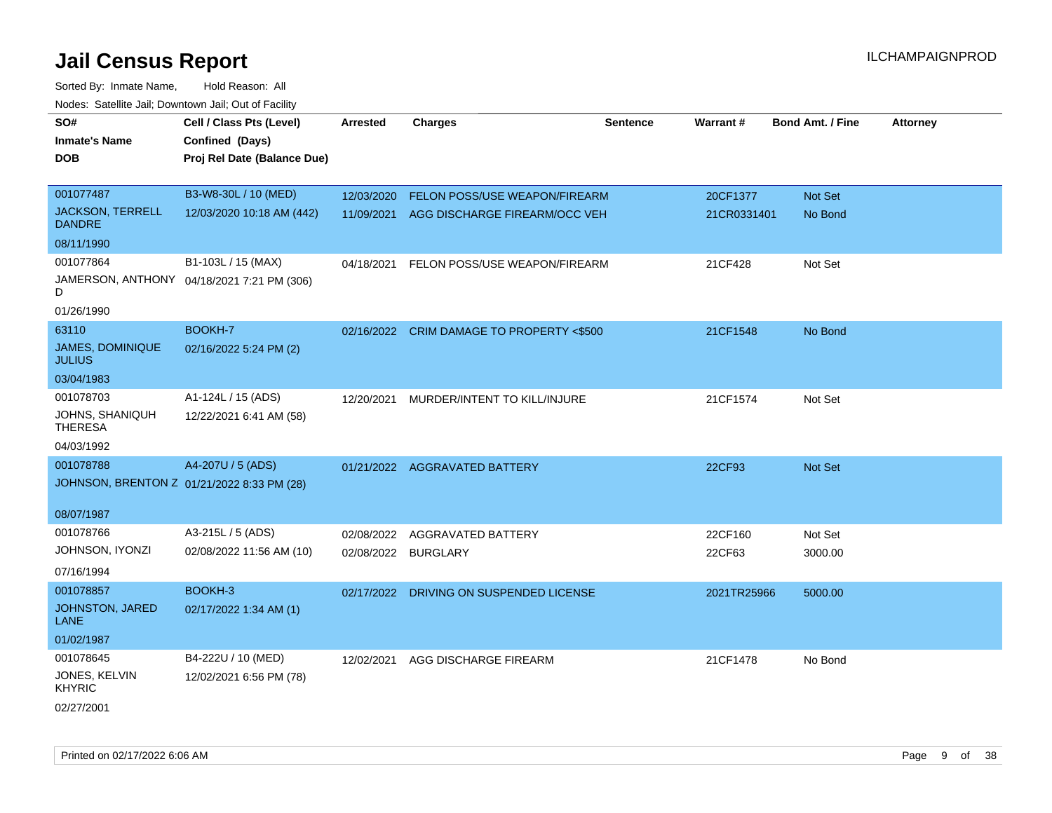# Jail Census Report

ILCHAMPAIGNPROD

Sorted By: Inmate Name, Hold Reason: All

Nodes: Satellite Jail; Downtown Jail; Out of Facility

| SO# / Inmate's Name / DOB | Cell / Class Pts (Level) / Confined (Days) / Proj Rel Date (Balance Due) | Arrested | Charges | Sentence | Warrant # | Bond Amt. / Fine | Attorney |
|---|---|---|---|---|---|---|---|
| 001077487 JACKSON, TERRELL DANDRE 08/11/1990 | B3-W8-30L / 10 (MED) 12/03/2020 10:18 AM (442) | 12/03/2020 | FELON POSS/USE WEAPON/FIREARM | | 20CF1377 | Not Set | |
| | | 11/09/2021 | AGG DISCHARGE FIREARM/OCC VEH | | 21CR0331401 | No Bond | |
| 001077864 JAMERSON, ANTHONY D 01/26/1990 | B1-103L / 15 (MAX) 04/18/2021 7:21 PM (306) | 04/18/2021 | FELON POSS/USE WEAPON/FIREARM | | 21CF428 | Not Set | |
| 63110 JAMES, DOMINIQUE JULIUS 03/04/1983 | BOOKH-7 02/16/2022 5:24 PM (2) | 02/16/2022 | CRIM DAMAGE TO PROPERTY <$500 | | 21CF1548 | No Bond | |
| 001078703 JOHNS, SHANIQUH THERESA 04/03/1992 | A1-124L / 15 (ADS) 12/22/2021 6:41 AM (58) | 12/20/2021 | MURDER/INTENT TO KILL/INJURE | | 21CF1574 | Not Set | |
| 001078788 JOHNSON, BRENTON Z 08/07/1987 | A4-207U / 5 (ADS) 01/21/2022 8:33 PM (28) | 01/21/2022 | AGGRAVATED BATTERY | | 22CF93 | Not Set | |
| 001078766 JOHNSON, IYONZI 07/16/1994 | A3-215L / 5 (ADS) 02/08/2022 11:56 AM (10) | 02/08/2022 | AGGRAVATED BATTERY | | 22CF160 | Not Set | |
| | | 02/08/2022 | BURGLARY | | 22CF63 | 3000.00 | |
| 001078857 JOHNSTON, JARED LANE 01/02/1987 | BOOKH-3 02/17/2022 1:34 AM (1) | 02/17/2022 | DRIVING ON SUSPENDED LICENSE | | 2021TR25966 | 5000.00 | |
| 001078645 JONES, KELVIN KHYRIC 02/27/2001 | B4-222U / 10 (MED) 12/02/2021 6:56 PM (78) | 12/02/2021 | AGG DISCHARGE FIREARM | | 21CF1478 | No Bond | |

Printed on 02/17/2022 6:06 AM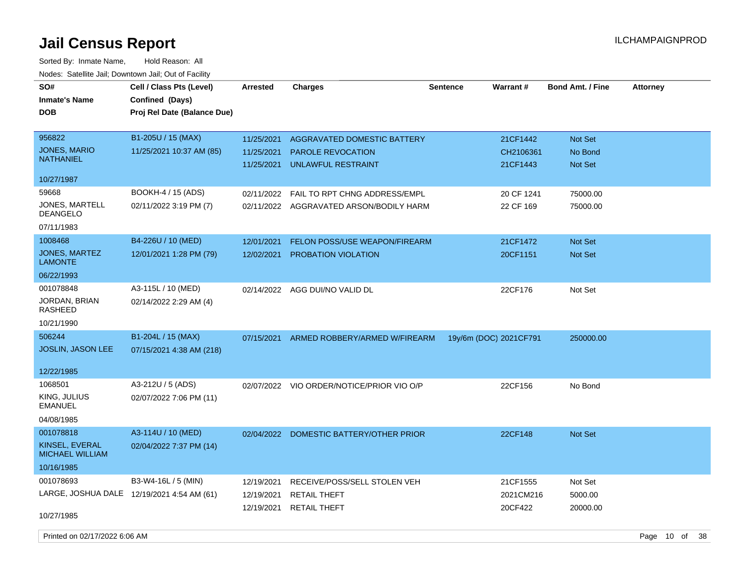# Jail Census Report

ILCHAMPAIGNPROD

Sorted By: Inmate Name, Hold Reason: All

Nodes: Satellite Jail; Downtown Jail; Out of Facility

| SO# / Inmate's Name / DOB | Cell / Class Pts (Level) / Confined (Days) / Proj Rel Date (Balance Due) | Arrested | Charges | Sentence | Warrant # | Bond Amt. / Fine | Attorney |
|---|---|---|---|---|---|---|---|
| 956822 JONES, MARIO NATHANIEL 10/27/1987 | B1-205U / 15 (MAX) 11/25/2021 10:37 AM (85) | 11/25/2021 | AGGRAVATED DOMESTIC BATTERY | | 21CF1442 | Not Set | |
| | | 11/25/2021 | PAROLE REVOCATION | | CH2106361 | No Bond | |
| | | 11/25/2021 | UNLAWFUL RESTRAINT | | 21CF1443 | Not Set | |
| 59668 JONES, MARTELL DEANGELO 07/11/1983 | BOOKH-4 / 15 (ADS) 02/11/2022 3:19 PM (7) | 02/11/2022 | FAIL TO RPT CHNG ADDRESS/EMPL | | 20 CF 1241 | 75000.00 | |
| | | 02/11/2022 | AGGRAVATED ARSON/BODILY HARM | | 22 CF 169 | 75000.00 | |
| 1008468 JONES, MARTEZ LAMONTE 06/22/1993 | B4-226U / 10 (MED) 12/01/2021 1:28 PM (79) | 12/01/2021 | FELON POSS/USE WEAPON/FIREARM | | 21CF1472 | Not Set | |
| | | 12/02/2021 | PROBATION VIOLATION | | 20CF1151 | Not Set | |
| 001078848 JORDAN, BRIAN RASHEED 10/21/1990 | A3-115L / 10 (MED) 02/14/2022 2:29 AM (4) | 02/14/2022 | AGG DUI/NO VALID DL | | 22CF176 | Not Set | |
| 506244 JOSLIN, JASON LEE 12/22/1985 | B1-204L / 15 (MAX) 07/15/2021 4:38 AM (218) | 07/15/2021 | ARMED ROBBERY/ARMED W/FIREARM | 19y/6m (DOC) | 2021CF791 | 250000.00 | |
| 1068501 KING, JULIUS EMANUEL 04/08/1985 | A3-212U / 5 (ADS) 02/07/2022 7:06 PM (11) | 02/07/2022 | VIO ORDER/NOTICE/PRIOR VIO O/P | | 22CF156 | No Bond | |
| 001078818 KINSEL, EVERAL MICHAEL WILLIAM 10/16/1985 | A3-114U / 10 (MED) 02/04/2022 7:37 PM (14) | 02/04/2022 | DOMESTIC BATTERY/OTHER PRIOR | | 22CF148 | Not Set | |
| 001078693 LARGE, JOSHUA DALE 10/27/1985 | B3-W4-16L / 5 (MIN) 12/19/2021 4:54 AM (61) | 12/19/2021 | RECEIVE/POSS/SELL STOLEN VEH | | 21CF1555 | Not Set | |
| | | 12/19/2021 | RETAIL THEFT | | 2021CM216 | 5000.00 | |
| | | 12/19/2021 | RETAIL THEFT | | 20CF422 | 20000.00 | |

Printed on 02/17/2022 6:06 AM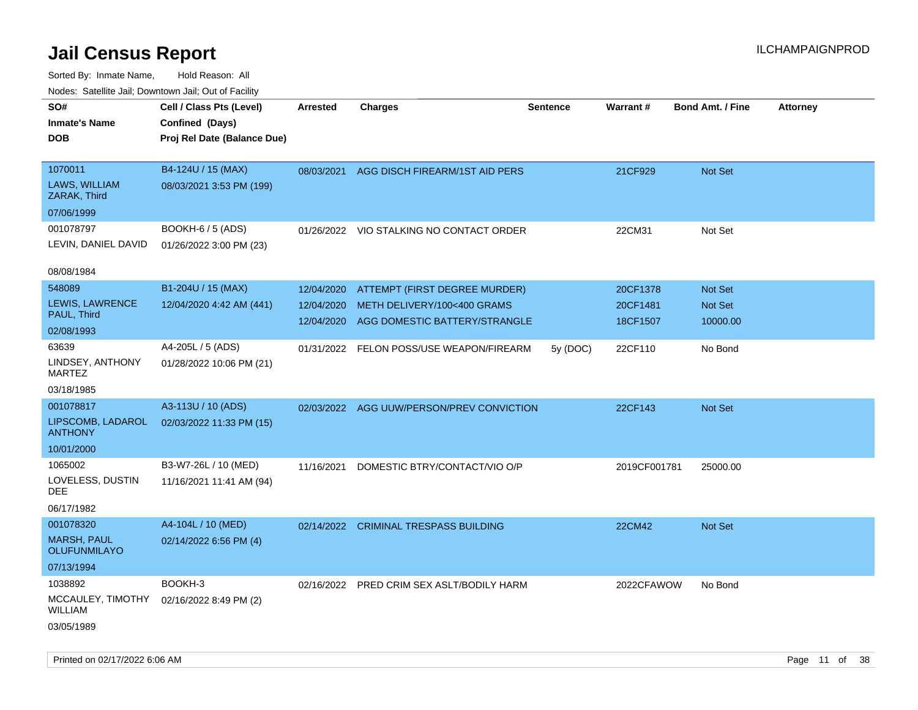# Jail Census Report

ILCHAMPAIGNPROD

Sorted By: Inmate Name, Hold Reason: All

Nodes: Satellite Jail; Downtown Jail; Out of Facility

| SO# / Inmate's Name / DOB | Cell / Class Pts (Level) / Confined (Days) / Proj Rel Date (Balance Due) | Arrested | Charges | Sentence | Warrant # | Bond Amt. / Fine | Attorney |
|---|---|---|---|---|---|---|---|
| 1070011<br>LAWS, WILLIAM ZARAK, Third<br>07/06/1999 | B4-124U / 15 (MAX)<br>08/03/2021 3:53 PM (199) | 08/03/2021 | AGG DISCH FIREARM/1ST AID PERS | | 21CF929 | Not Set | |
| 001078797<br>LEVIN, DANIEL DAVID<br>08/08/1984 | BOOKH-6 / 5 (ADS)<br>01/26/2022 3:00 PM (23) | 01/26/2022 | VIO STALKING NO CONTACT ORDER | | 22CM31 | Not Set | |
| 548089<br>LEWIS, LAWRENCE PAUL, Third<br>02/08/1993 | B1-204U / 15 (MAX)<br>12/04/2020 4:42 AM (441) | 12/04/2020 | ATTEMPT (FIRST DEGREE MURDER) | | 20CF1378 | Not Set | |
| | | 12/04/2020 | METH DELIVERY/100<400 GRAMS | | 20CF1481 | Not Set | |
| | | 12/04/2020 | AGG DOMESTIC BATTERY/STRANGLE | | 18CF1507 | 10000.00 | |
| 63639<br>LINDSEY, ANTHONY MARTEZ<br>03/18/1985 | A4-205L / 5 (ADS)<br>01/28/2022 10:06 PM (21) | 01/31/2022 | FELON POSS/USE WEAPON/FIREARM | 5y (DOC) | 22CF110 | No Bond | |
| 001078817<br>LIPSCOMB, LADAROL ANTHONY<br>10/01/2000 | A3-113U / 10 (ADS)<br>02/03/2022 11:33 PM (15) | 02/03/2022 | AGG UUW/PERSON/PREV CONVICTION | | 22CF143 | Not Set | |
| 1065002<br>LOVELESS, DUSTIN DEE<br>06/17/1982 | B3-W7-26L / 10 (MED)<br>11/16/2021 11:41 AM (94) | 11/16/2021 | DOMESTIC BTRY/CONTACT/VIO O/P | | 2019CF001781 | 25000.00 | |
| 001078320<br>MARSH, PAUL OLUFUNMILAYO<br>07/13/1994 | A4-104L / 10 (MED)<br>02/14/2022 6:56 PM (4) | 02/14/2022 | CRIMINAL TRESPASS BUILDING | | 22CM42 | Not Set | |
| 1038892<br>MCCAULEY, TIMOTHY WILLIAM<br>03/05/1989 | BOOKH-3<br>02/16/2022 8:49 PM (2) | 02/16/2022 | PRED CRIM SEX ASLT/BODILY HARM | | 2022CFAWOW | No Bond | |

Printed on 02/17/2022 6:06 AM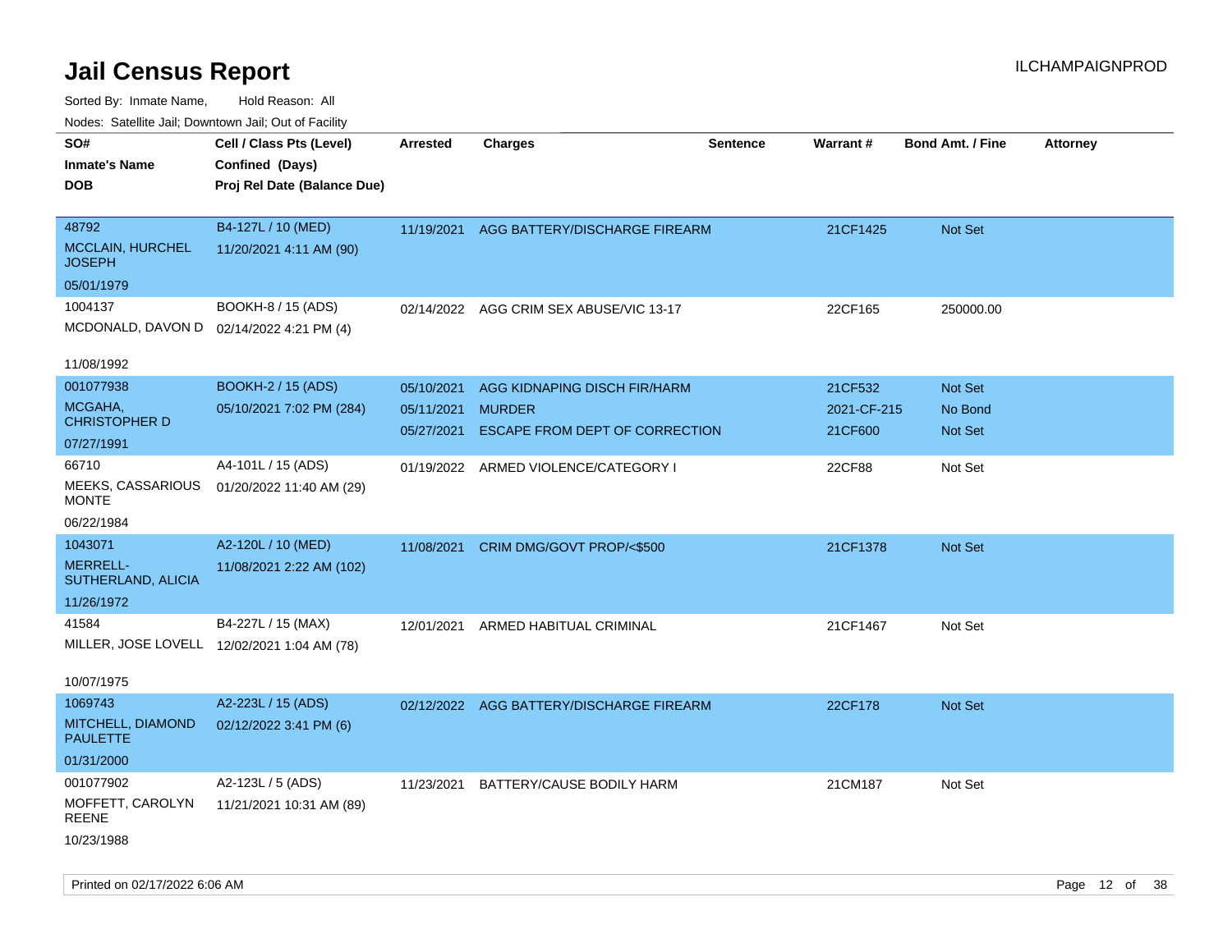# Jail Census Report

ILCHAMPAIGNPROD

Sorted By: Inmate Name, Hold Reason: All

Nodes: Satellite Jail; Downtown Jail; Out of Facility

| SO# / Inmate's Name / DOB | Cell / Class Pts (Level) / Confined (Days) / Proj Rel Date (Balance Due) | Arrested | Charges | Sentence | Warrant # | Bond Amt. / Fine | Attorney |
|---|---|---|---|---|---|---|---|
| 48792<br>MCCLAIN, HURCHEL JOSEPH<br>05/01/1979 | B4-127L / 10 (MED)<br>11/20/2021 4:11 AM (90) | 11/19/2021 | AGG BATTERY/DISCHARGE FIREARM | | 21CF1425 | Not Set | |
| 1004137<br>MCDONALD, DAVON D<br>11/08/1992 | BOOKH-8 / 15 (ADS)<br>02/14/2022 4:21 PM (4) | 02/14/2022 | AGG CRIM SEX ABUSE/VIC 13-17 | | 22CF165 | 250000.00 | |
| 001077938<br>MCGAHA, CHRISTOPHER D<br>07/27/1991 | BOOKH-2 / 15 (ADS)<br>05/10/2021 7:02 PM (284) | 05/10/2021 | AGG KIDNAPING DISCH FIR/HARM | | 21CF532 | Not Set | |
| | | 05/11/2021 | MURDER | | 2021-CF-215 | No Bond | |
| | | 05/27/2021 | ESCAPE FROM DEPT OF CORRECTION | | 21CF600 | Not Set | |
| 66710<br>MEEKS, CASSARIOUS MONTE<br>06/22/1984 | A4-101L / 15 (ADS)<br>01/20/2022 11:40 AM (29) | 01/19/2022 | ARMED VIOLENCE/CATEGORY I | | 22CF88 | Not Set | |
| 1043071<br>MERRELL-SUTHERLAND, ALICIA<br>11/26/1972 | A2-120L / 10 (MED)<br>11/08/2021 2:22 AM (102) | 11/08/2021 | CRIM DMG/GOVT PROP/<$500 | | 21CF1378 | Not Set | |
| 41584<br>MILLER, JOSE LOVELL<br>10/07/1975 | B4-227L / 15 (MAX)<br>12/02/2021 1:04 AM (78) | 12/01/2021 | ARMED HABITUAL CRIMINAL | | 21CF1467 | Not Set | |
| 1069743<br>MITCHELL, DIAMOND PAULETTE<br>01/31/2000 | A2-223L / 15 (ADS)<br>02/12/2022 3:41 PM (6) | 02/12/2022 | AGG BATTERY/DISCHARGE FIREARM | | 22CF178 | Not Set | |
| 001077902<br>MOFFETT, CAROLYN REENE<br>10/23/1988 | A2-123L / 5 (ADS)<br>11/21/2021 10:31 AM (89) | 11/23/2021 | BATTERY/CAUSE BODILY HARM | | 21CM187 | Not Set | |

Printed on 02/17/2022 6:06 AM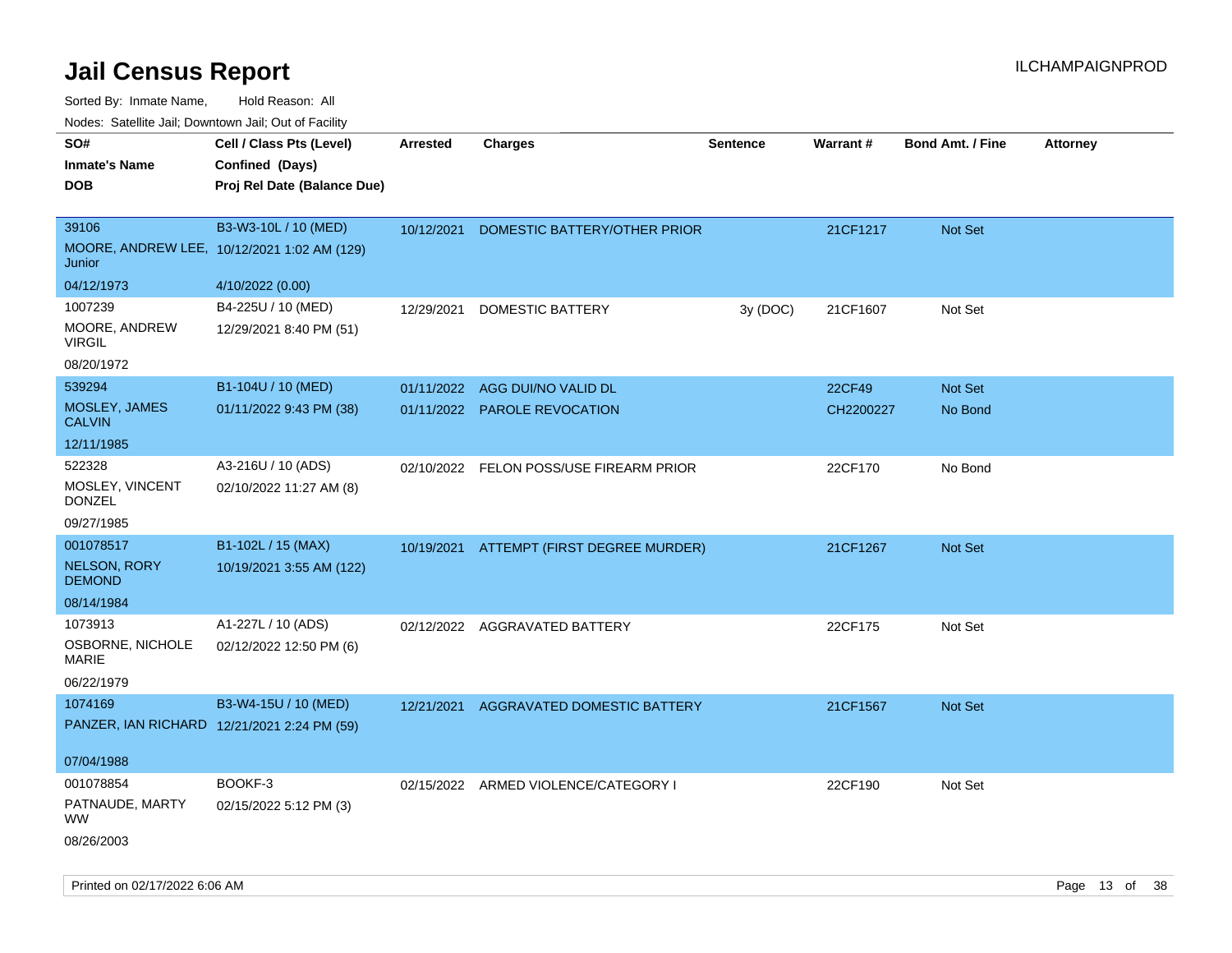# Jail Census Report

ILCHAMPAIGNPROD

Sorted By: Inmate Name, Hold Reason: All

Nodes: Satellite Jail; Downtown Jail; Out of Facility

| SO# / Inmate's Name / DOB | Cell / Class Pts (Level) / Confined (Days) / Proj Rel Date (Balance Due) | Arrested | Charges | Sentence | Warrant # | Bond Amt. / Fine | Attorney |
|---|---|---|---|---|---|---|---|
| 39106<br>MOORE, ANDREW LEE, Junior<br>04/12/1973 | B3-W3-10L / 10 (MED)<br>10/12/2021 1:02 AM (129)<br>4/10/2022 (0.00) | 10/12/2021 | DOMESTIC BATTERY/OTHER PRIOR | | 21CF1217 | Not Set | |
| 1007239<br>MOORE, ANDREW VIRGIL<br>08/20/1972 | B4-225U / 10 (MED)<br>12/29/2021 8:40 PM (51) | 12/29/2021 | DOMESTIC BATTERY | 3y (DOC) | 21CF1607 | Not Set | |
| 539294<br>MOSLEY, JAMES CALVIN<br>12/11/1985 | B1-104U / 10 (MED)<br>01/11/2022 9:43 PM (38) | 01/11/2022 | AGG DUI/NO VALID DL | | 22CF49 | Not Set | |
| | | 01/11/2022 | PAROLE REVOCATION | | CH2200227 | No Bond | |
| 522328<br>MOSLEY, VINCENT DONZEL<br>09/27/1985 | A3-216U / 10 (ADS)<br>02/10/2022 11:27 AM (8) | 02/10/2022 | FELON POSS/USE FIREARM PRIOR | | 22CF170 | No Bond | |
| 001078517<br>NELSON, RORY DEMOND<br>08/14/1984 | B1-102L / 15 (MAX)<br>10/19/2021 3:55 AM (122) | 10/19/2021 | ATTEMPT (FIRST DEGREE MURDER) | | 21CF1267 | Not Set | |
| 1073913<br>OSBORNE, NICHOLE MARIE<br>06/22/1979 | A1-227L / 10 (ADS)<br>02/12/2022 12:50 PM (6) | 02/12/2022 | AGGRAVATED BATTERY | | 22CF175 | Not Set | |
| 1074169<br>PANZER, IAN RICHARD<br>07/04/1988 | B3-W4-15U / 10 (MED)<br>12/21/2021 2:24 PM (59) | 12/21/2021 | AGGRAVATED DOMESTIC BATTERY | | 21CF1567 | Not Set | |
| 001078854<br>PATNAUDE, MARTY WW<br>08/26/2003 | BOOKF-3<br>02/15/2022 5:12 PM (3) | 02/15/2022 | ARMED VIOLENCE/CATEGORY I | | 22CF190 | Not Set | |

Printed on 02/17/2022 6:06 AM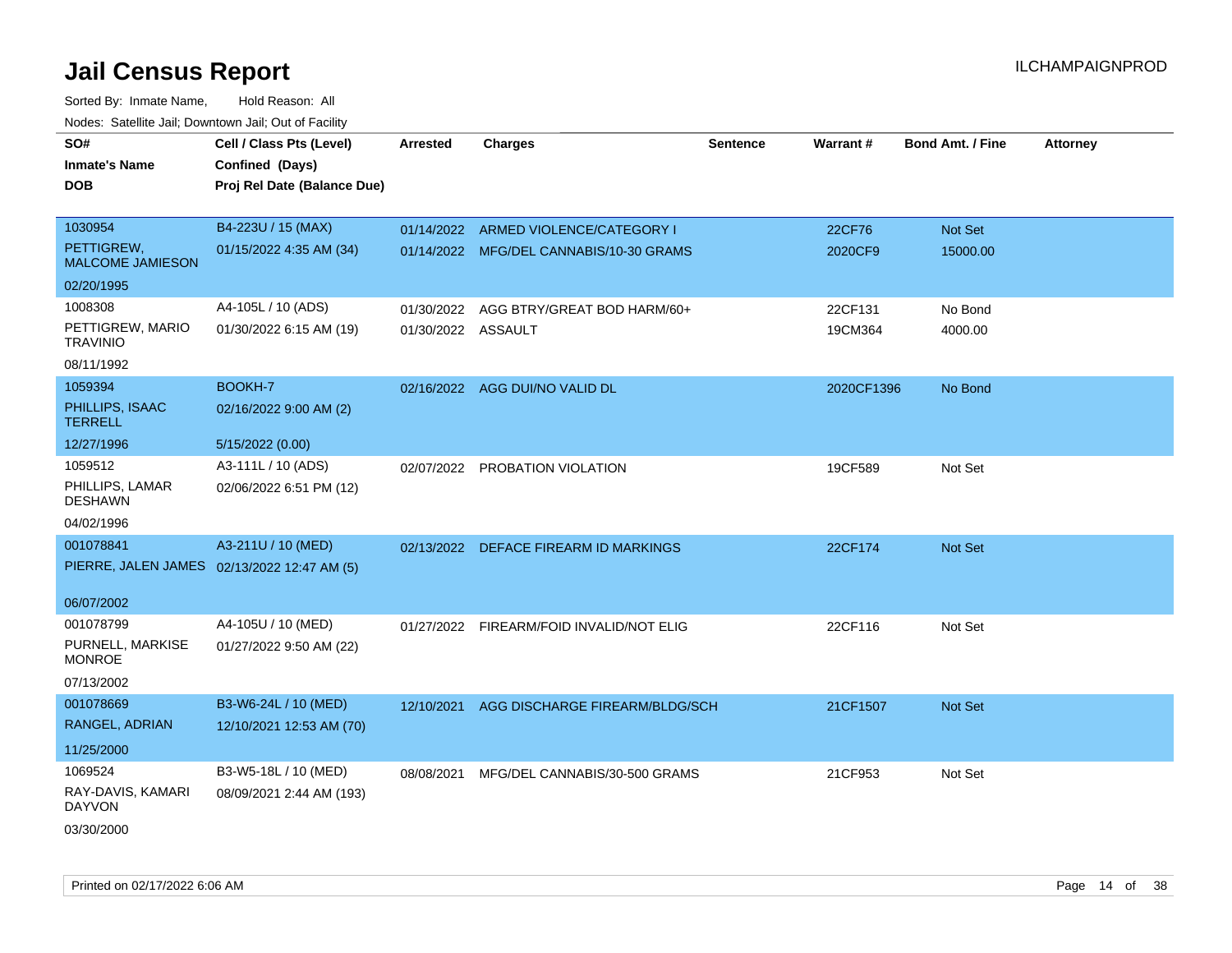# Jail Census Report

ILCHAMPAIGNPROD

Sorted By: Inmate Name, Hold Reason: All

Nodes: Satellite Jail; Downtown Jail; Out of Facility

| SO# / Inmate's Name / DOB | Cell / Class Pts (Level) / Confined (Days) / Proj Rel Date (Balance Due) | Arrested | Charges | Sentence | Warrant # | Bond Amt. / Fine | Attorney |
|---|---|---|---|---|---|---|---|
| 1030954<br>PETTIGREW, MALCOME JAMIESON<br>02/20/1995 | B4-223U / 15 (MAX)<br>01/15/2022 4:35 AM (34) | 01/14/2022<br>01/14/2022 | ARMED VIOLENCE/CATEGORY I<br>MFG/DEL CANNABIS/10-30 GRAMS | | 22CF76<br>2020CF9 | Not Set<br>15000.00 | |
| 1008308<br>PETTIGREW, MARIO TRAVINIO<br>08/11/1992 | A4-105L / 10 (ADS)<br>01/30/2022 6:15 AM (19) | 01/30/2022<br>01/30/2022 | AGG BTRY/GREAT BOD HARM/60+<br>ASSAULT | | 22CF131<br>19CM364 | No Bond<br>4000.00 | |
| 1059394<br>PHILLIPS, ISAAC TERRELL<br>12/27/1996 | BOOKH-7<br>02/16/2022 9:00 AM (2)<br>5/15/2022 (0.00) | 02/16/2022 | AGG DUI/NO VALID DL | | 2020CF1396 | No Bond | |
| 1059512<br>PHILLIPS, LAMAR DESHAWN<br>04/02/1996 | A3-111L / 10 (ADS)<br>02/06/2022 6:51 PM (12) | 02/07/2022 | PROBATION VIOLATION | | 19CF589 | Not Set | |
| 001078841<br>PIERRE, JALEN JAMES<br>06/07/2002 | A3-211U / 10 (MED)<br>02/13/2022 12:47 AM (5) | 02/13/2022 | DEFACE FIREARM ID MARKINGS | | 22CF174 | Not Set | |
| 001078799<br>PURNELL, MARKISE MONROE<br>07/13/2002 | A4-105U / 10 (MED)<br>01/27/2022 9:50 AM (22) | 01/27/2022 | FIREARM/FOID INVALID/NOT ELIG | | 22CF116 | Not Set | |
| 001078669<br>RANGEL, ADRIAN<br>11/25/2000 | B3-W6-24L / 10 (MED)<br>12/10/2021 12:53 AM (70) | 12/10/2021 | AGG DISCHARGE FIREARM/BLDG/SCH | | 21CF1507 | Not Set | |
| 1069524<br>RAY-DAVIS, KAMARI DAYVON<br>03/30/2000 | B3-W5-18L / 10 (MED)<br>08/09/2021 2:44 AM (193) | 08/08/2021 | MFG/DEL CANNABIS/30-500 GRAMS | | 21CF953 | Not Set | |

Printed on 02/17/2022 6:06 AM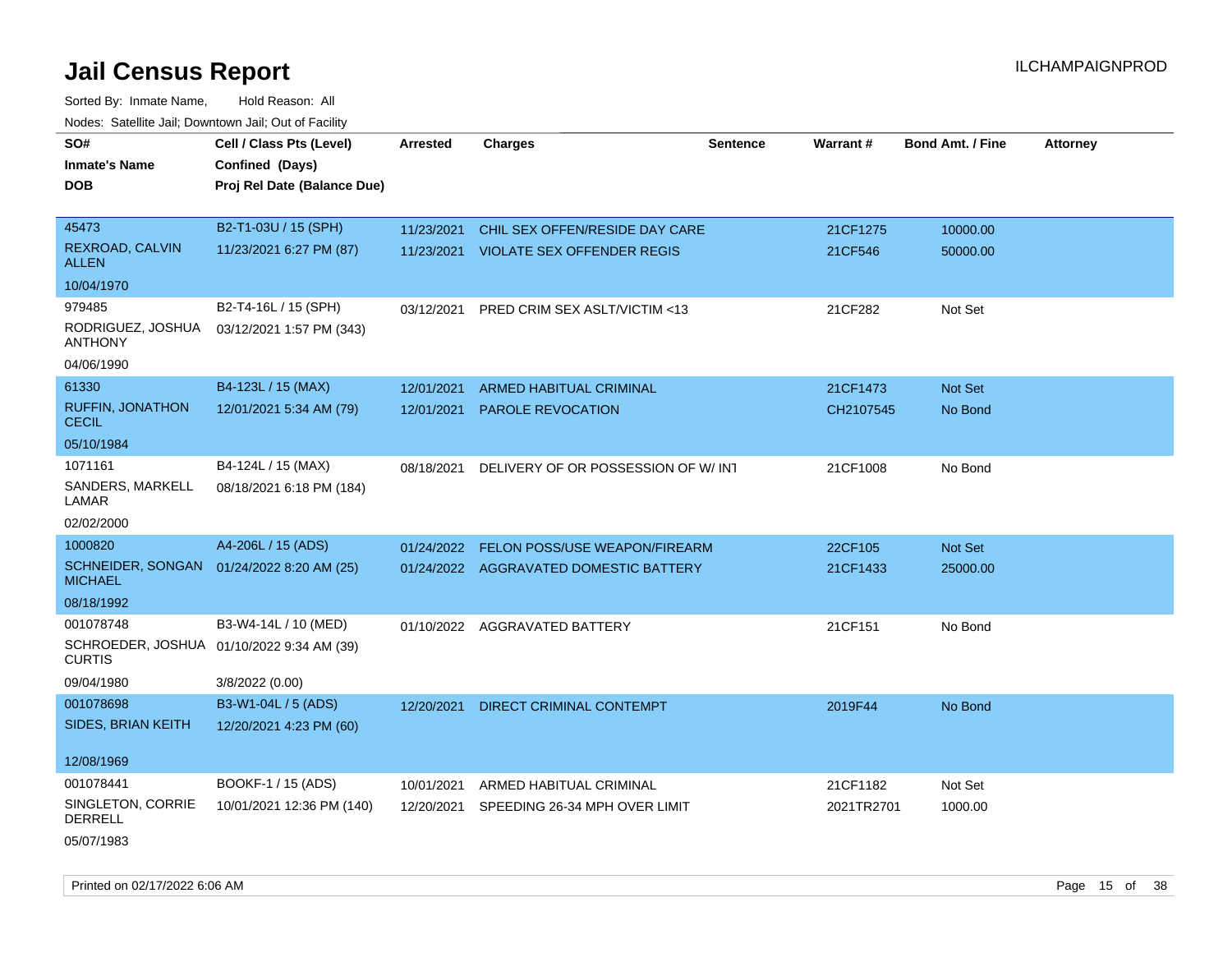# Jail Census Report

ILCHAMPAIGNPROD

Sorted By: Inmate Name, Hold Reason: All

Nodes: Satellite Jail; Downtown Jail; Out of Facility

| SO# / Inmate's Name / DOB | Cell / Class Pts (Level) / Confined (Days) / Proj Rel Date (Balance Due) | Arrested | Charges | Sentence | Warrant # | Bond Amt. / Fine | Attorney |
|---|---|---|---|---|---|---|---|
| 45473<br>REXROAD, CALVIN ALLEN<br>10/04/1970 | B2-T1-03U / 15 (SPH)<br>11/23/2021 6:27 PM (87) | 11/23/2021<br>11/23/2021 | CHIL SEX OFFEN/RESIDE DAY CARE<br>VIOLATE SEX OFFENDER REGIS | | 21CF1275<br>21CF546 | 10000.00<br>50000.00 | |
| 979485<br>RODRIGUEZ, JOSHUA ANTHONY<br>04/06/1990 | B2-T4-16L / 15 (SPH)<br>03/12/2021 1:57 PM (343) | 03/12/2021 | PRED CRIM SEX ASLT/VICTIM <13 | | 21CF282 | Not Set | |
| 61330<br>RUFFIN, JONATHON CECIL<br>05/10/1984 | B4-123L / 15 (MAX)<br>12/01/2021 5:34 AM (79) | 12/01/2021<br>12/01/2021 | ARMED HABITUAL CRIMINAL<br>PAROLE REVOCATION | | 21CF1473<br>CH2107545 | Not Set<br>No Bond | |
| 1071161<br>SANDERS, MARKELL LAMAR<br>02/02/2000 | B4-124L / 15 (MAX)<br>08/18/2021 6:18 PM (184) | 08/18/2021 | DELIVERY OF OR POSSESSION OF W/ INT | | 21CF1008 | No Bond | |
| 1000820<br>SCHNEIDER, SONGAN MICHAEL<br>08/18/1992 | A4-206L / 15 (ADS)<br>01/24/2022 8:20 AM (25) | 01/24/2022<br>01/24/2022 | FELON POSS/USE WEAPON/FIREARM<br>AGGRAVATED DOMESTIC BATTERY | | 22CF105<br>21CF1433 | Not Set<br>25000.00 | |
| 001078748<br>SCHROEDER, JOSHUA CURTIS<br>09/04/1980 | B3-W4-14L / 10 (MED)<br>01/10/2022 9:34 AM (39)<br>3/8/2022 (0.00) | 01/10/2022 | AGGRAVATED BATTERY | | 21CF151 | No Bond | |
| 001078698<br>SIDES, BRIAN KEITH<br>12/08/1969 | B3-W1-04L / 5 (ADS)<br>12/20/2021 4:23 PM (60) | 12/20/2021 | DIRECT CRIMINAL CONTEMPT | | 2019F44 | No Bond | |
| 001078441<br>SINGLETON, CORRIE DERRELL<br>05/07/1983 | BOOKF-1 / 15 (ADS)<br>10/01/2021 12:36 PM (140) | 10/01/2021<br>12/20/2021 | ARMED HABITUAL CRIMINAL<br>SPEEDING 26-34 MPH OVER LIMIT | | 21CF1182<br>2021TR2701 | Not Set<br>1000.00 | |

Printed on 02/17/2022 6:06 AM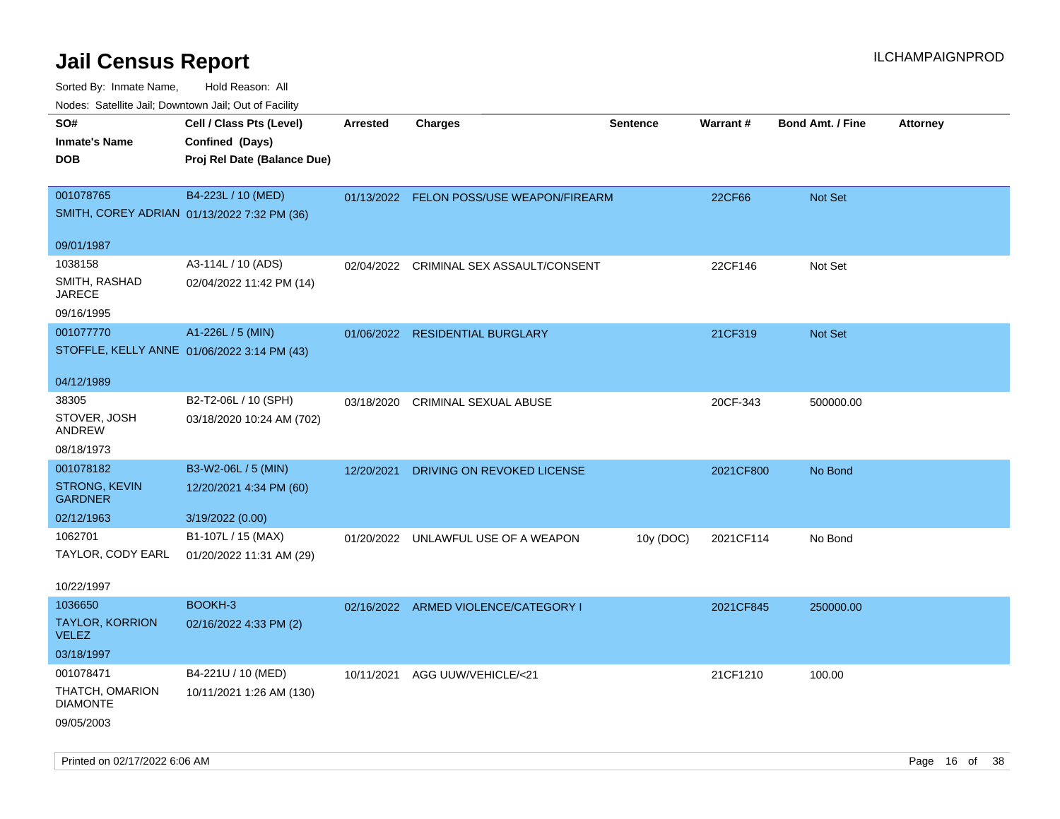# Jail Census Report

ILCHAMPAIGNPROD

Sorted By: Inmate Name, Hold Reason: All

Nodes: Satellite Jail; Downtown Jail; Out of Facility

| SO# / Inmate's Name / DOB | Cell / Class Pts (Level) / Confined (Days) / Proj Rel Date (Balance Due) | Arrested | Charges | Sentence | Warrant # | Bond Amt. / Fine | Attorney |
|---|---|---|---|---|---|---|---|
| 001078765<br>SMITH, COREY ADRIAN<br>09/01/1987 | B4-223L / 10 (MED)<br>01/13/2022 7:32 PM (36) | 01/13/2022 | FELON POSS/USE WEAPON/FIREARM | | 22CF66 | Not Set | |
| 1038158<br>SMITH, RASHAD JARECE<br>09/16/1995 | A3-114L / 10 (ADS)<br>02/04/2022 11:42 PM (14) | 02/04/2022 | CRIMINAL SEX ASSAULT/CONSENT | | 22CF146 | Not Set | |
| 001077770<br>STOFFLE, KELLY ANNE<br>04/12/1989 | A1-226L / 5 (MIN)<br>01/06/2022 3:14 PM (43) | 01/06/2022 | RESIDENTIAL BURGLARY | | 21CF319 | Not Set | |
| 38305<br>STOVER, JOSH ANDREW<br>08/18/1973 | B2-T2-06L / 10 (SPH)<br>03/18/2020 10:24 AM (702) | 03/18/2020 | CRIMINAL SEXUAL ABUSE | | 20CF-343 | 500000.00 | |
| 001078182<br>STRONG, KEVIN GARDNER<br>02/12/1963 | B3-W2-06L / 5 (MIN)<br>12/20/2021 4:34 PM (60)<br>3/19/2022 (0.00) | 12/20/2021 | DRIVING ON REVOKED LICENSE | | 2021CF800 | No Bond | |
| 1062701<br>TAYLOR, CODY EARL<br>10/22/1997 | B1-107L / 15 (MAX)<br>01/20/2022 11:31 AM (29) | 01/20/2022 | UNLAWFUL USE OF A WEAPON | 10y (DOC) | 2021CF114 | No Bond | |
| 1036650<br>TAYLOR, KORRION VELEZ<br>03/18/1997 | BOOKH-3<br>02/16/2022 4:33 PM (2) | 02/16/2022 | ARMED VIOLENCE/CATEGORY I | | 2021CF845 | 250000.00 | |
| 001078471<br>THATCH, OMARION DIAMONTE<br>09/05/2003 | B4-221U / 10 (MED)<br>10/11/2021 1:26 AM (130) | 10/11/2021 | AGG UUW/VEHICLE/<21 | | 21CF1210 | 100.00 | |

Printed on 02/17/2022 6:06 AM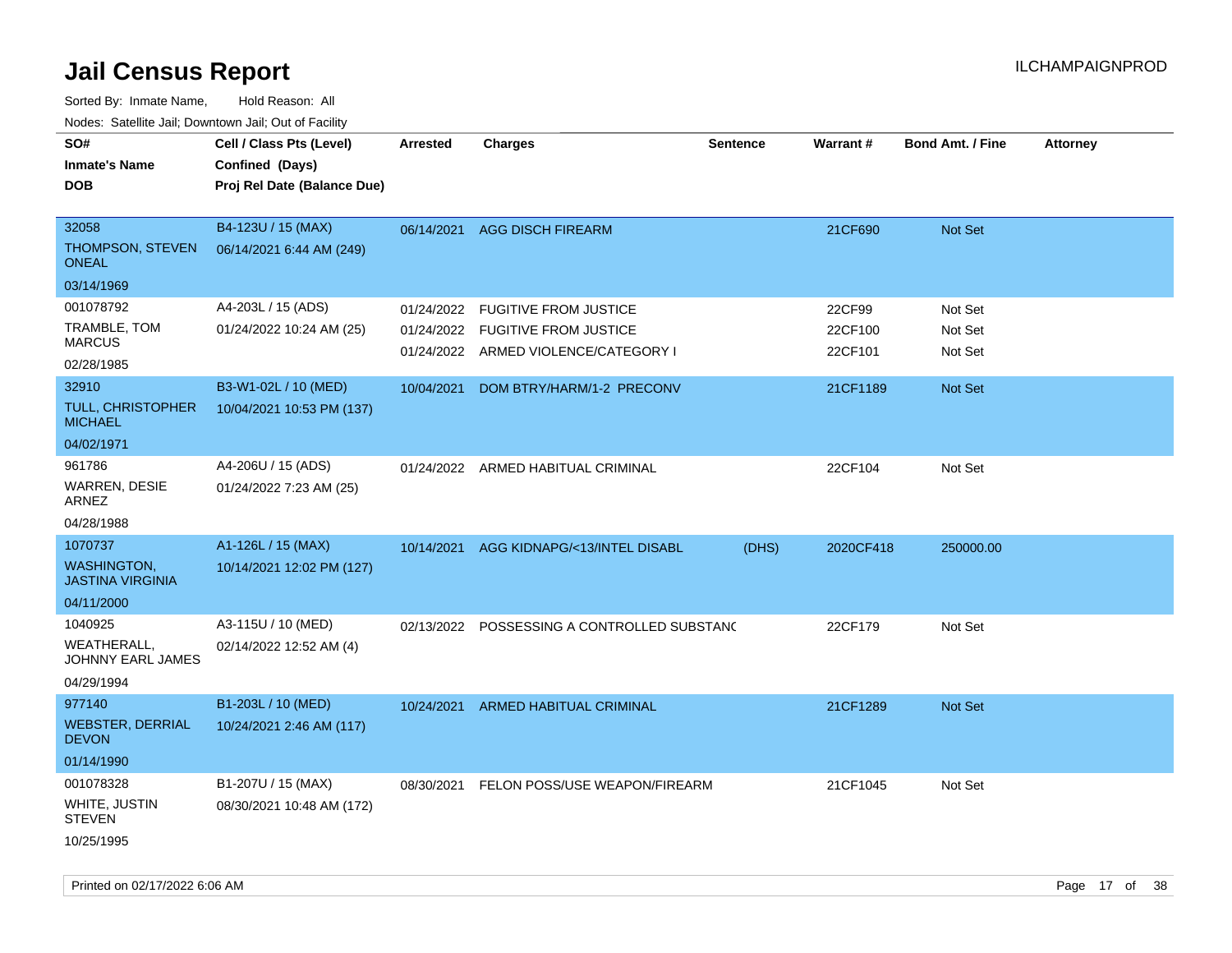# Jail Census Report

ILCHAMPAIGNPROD

Sorted By: Inmate Name, Hold Reason: All

Nodes: Satellite Jail; Downtown Jail; Out of Facility

| SO# / Inmate's Name / DOB | Cell / Class Pts (Level) / Confined (Days) / Proj Rel Date (Balance Due) | Arrested | Charges | Sentence | Warrant # | Bond Amt. / Fine | Attorney |
|---|---|---|---|---|---|---|---|
| 32058<br>THOMPSON, STEVEN ONEAL<br>03/14/1969 | B4-123U / 15 (MAX)<br>06/14/2021 6:44 AM (249) | 06/14/2021 | AGG DISCH FIREARM | | 21CF690 | Not Set | |
| 001078792<br>TRAMBLE, TOM MARCUS<br>02/28/1985 | A4-203L / 15 (ADS)<br>01/24/2022 10:24 AM (25) | 01/24/2022<br>01/24/2022<br>01/24/2022 | FUGITIVE FROM JUSTICE<br>FUGITIVE FROM JUSTICE<br>ARMED VIOLENCE/CATEGORY I | | 22CF99<br>22CF100<br>22CF101 | Not Set<br>Not Set<br>Not Set | |
| 32910<br>TULL, CHRISTOPHER MICHAEL<br>04/02/1971 | B3-W1-02L / 10 (MED)<br>10/04/2021 10:53 PM (137) | 10/04/2021 | DOM BTRY/HARM/1-2 PRECONV | | 21CF1189 | Not Set | |
| 961786<br>WARREN, DESIE ARNEZ<br>04/28/1988 | A4-206U / 15 (ADS)<br>01/24/2022 7:23 AM (25) | 01/24/2022 | ARMED HABITUAL CRIMINAL | | 22CF104 | Not Set | |
| 1070737<br>WASHINGTON, JASTINA VIRGINIA<br>04/11/2000 | A1-126L / 15 (MAX)<br>10/14/2021 12:02 PM (127) | 10/14/2021 | AGG KIDNAPG/<13/INTEL DISABL | (DHS) | 2020CF418 | 250000.00 | |
| 1040925<br>WEATHERALL, JOHNNY EARL JAMES<br>04/29/1994 | A3-115U / 10 (MED)<br>02/14/2022 12:52 AM (4) | 02/13/2022 | POSSESSING A CONTROLLED SUBSTANC | | 22CF179 | Not Set | |
| 977140<br>WEBSTER, DERRIAL DEVON<br>01/14/1990 | B1-203L / 10 (MED)<br>10/24/2021 2:46 AM (117) | 10/24/2021 | ARMED HABITUAL CRIMINAL | | 21CF1289 | Not Set | |
| 001078328<br>WHITE, JUSTIN STEVEN<br>10/25/1995 | B1-207U / 15 (MAX)<br>08/30/2021 10:48 AM (172) | 08/30/2021 | FELON POSS/USE WEAPON/FIREARM | | 21CF1045 | Not Set | |

Printed on 02/17/2022 6:06 AM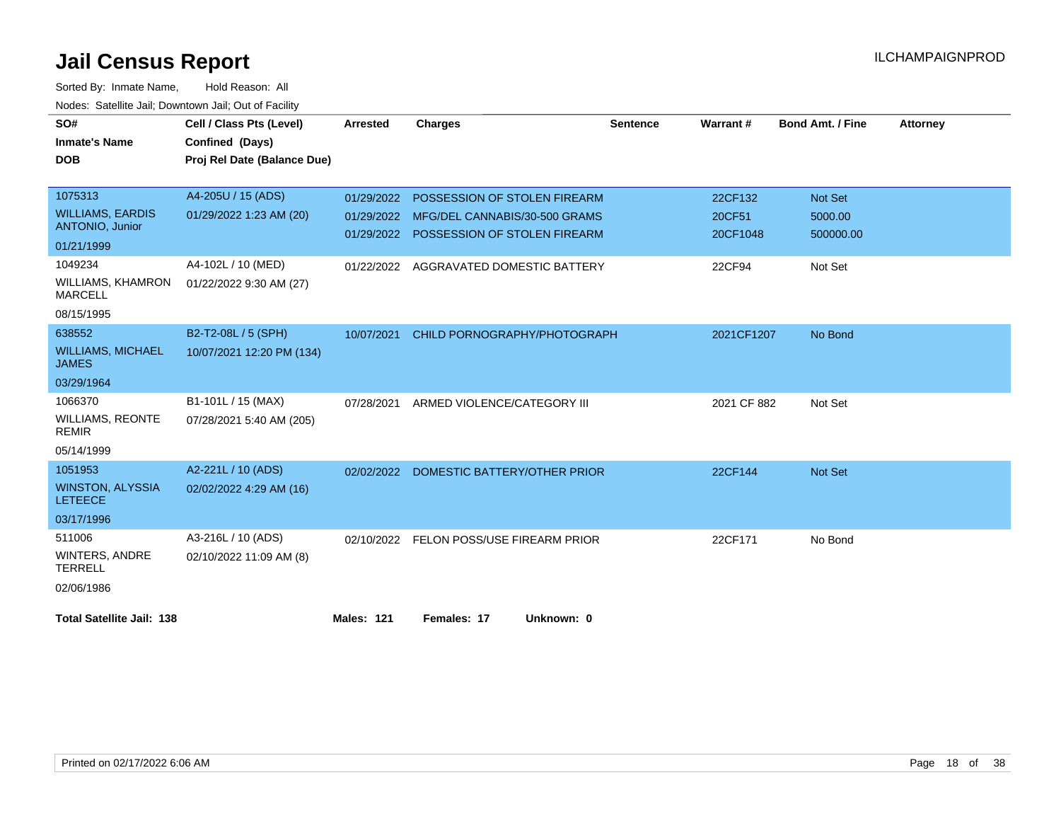# Jail Census Report

ILCHAMPAIGNPROD

Sorted By: Inmate Name, Hold Reason: All

Nodes: Satellite Jail; Downtown Jail; Out of Facility

| SO# / Inmate's Name / DOB | Cell / Class Pts (Level) / Confined (Days) / Proj Rel Date (Balance Due) | Arrested | Charges | Sentence | Warrant # | Bond Amt. / Fine | Attorney |
|---|---|---|---|---|---|---|---|
| 1075313<br>WILLIAMS, EARDIS ANTONIO, Junior<br>01/21/1999 | A4-205U / 15 (ADS)<br>01/29/2022 1:23 AM (20) | 01/29/2022<br>01/29/2022<br>01/29/2022 | POSSESSION OF STOLEN FIREARM<br>MFG/DEL CANNABIS/30-500 GRAMS<br>POSSESSION OF STOLEN FIREARM | | 22CF132<br>20CF51<br>20CF1048 | Not Set<br>5000.00<br>500000.00 | |
| 1049234<br>WILLIAMS, KHAMRON MARCELL<br>08/15/1995 | A4-102L / 10 (MED)<br>01/22/2022 9:30 AM (27) | 01/22/2022 | AGGRAVATED DOMESTIC BATTERY | | 22CF94 | Not Set | |
| 638552<br>WILLIAMS, MICHAEL JAMES<br>03/29/1964 | B2-T2-08L / 5 (SPH)<br>10/07/2021 12:20 PM (134) | 10/07/2021 | CHILD PORNOGRAPHY/PHOTOGRAPH | | 2021CF1207 | No Bond | |
| 1066370<br>WILLIAMS, REONTE REMIR<br>05/14/1999 | B1-101L / 15 (MAX)<br>07/28/2021 5:40 AM (205) | 07/28/2021 | ARMED VIOLENCE/CATEGORY III | | 2021 CF 882 | Not Set | |
| 1051953<br>WINSTON, ALYSSIA LETEECE<br>03/17/1996 | A2-221L / 10 (ADS)<br>02/02/2022 4:29 AM (16) | 02/02/2022 | DOMESTIC BATTERY/OTHER PRIOR | | 22CF144 | Not Set | |
| 511006<br>WINTERS, ANDRE TERRELL<br>02/06/1986 | A3-216L / 10 (ADS)<br>02/10/2022 11:09 AM (8) | 02/10/2022 | FELON POSS/USE FIREARM PRIOR | | 22CF171 | No Bond | |

**Total Satellite Jail: 138** **Males: 121** **Females: 17** **Unknown: 0**

Printed on 02/17/2022 6:06 AM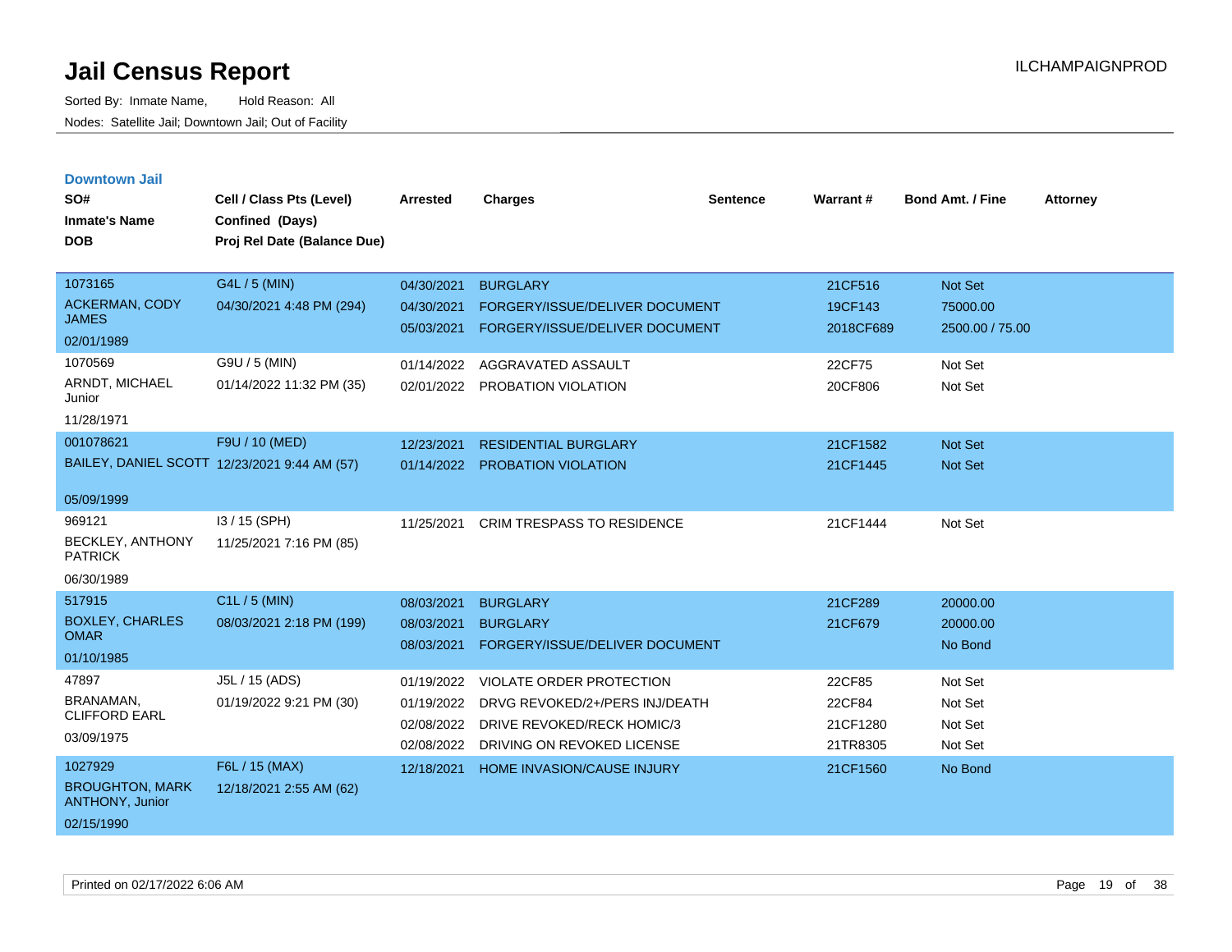# Jail Census Report

Sorted By: Inmate Name, Hold Reason: All

Nodes: Satellite Jail; Downtown Jail; Out of Facility

## Downtown Jail

| SO# / Inmate's Name / DOB | Cell / Class Pts (Level) / Confined (Days) / Proj Rel Date (Balance Due) | Arrested | Charges | Sentence | Warrant # | Bond Amt. / Fine | Attorney |
|---|---|---|---|---|---|---|---|
| 1073165 ACKERMAN, CODY JAMES 02/01/1989 | G4L / 5 (MIN) 04/30/2021 4:48 PM (294) | 04/30/2021 | BURGLARY | | 21CF516 | Not Set | |
| | | 04/30/2021 | FORGERY/ISSUE/DELIVER DOCUMENT | | 19CF143 | 75000.00 | |
| | | 05/03/2021 | FORGERY/ISSUE/DELIVER DOCUMENT | | 2018CF689 | 2500.00 / 75.00 | |
| 1070569 ARNDT, MICHAEL Junior 11/28/1971 | G9U / 5 (MIN) 01/14/2022 11:32 PM (35) | 01/14/2022 | AGGRAVATED ASSAULT | | 22CF75 | Not Set | |
| | | 02/01/2022 | PROBATION VIOLATION | | 20CF806 | Not Set | |
| 001078621 BAILEY, DANIEL SCOTT 05/09/1999 | F9U / 10 (MED) 12/23/2021 9:44 AM (57) | 12/23/2021 | RESIDENTIAL BURGLARY | | 21CF1582 | Not Set | |
| | | 01/14/2022 | PROBATION VIOLATION | | 21CF1445 | Not Set | |
| 969121 BECKLEY, ANTHONY PATRICK 06/30/1989 | I3 / 15 (SPH) 11/25/2021 7:16 PM (85) | 11/25/2021 | CRIM TRESPASS TO RESIDENCE | | 21CF1444 | Not Set | |
| 517915 BOXLEY, CHARLES OMAR 01/10/1985 | C1L / 5 (MIN) 08/03/2021 2:18 PM (199) | 08/03/2021 | BURGLARY | | 21CF289 | 20000.00 | |
| | | 08/03/2021 | BURGLARY | | 21CF679 | 20000.00 | |
| | | 08/03/2021 | FORGERY/ISSUE/DELIVER DOCUMENT | | | No Bond | |
| 47897 BRANAMAN, CLIFFORD EARL 03/09/1975 | J5L / 15 (ADS) 01/19/2022 9:21 PM (30) | 01/19/2022 | VIOLATE ORDER PROTECTION | | 22CF85 | Not Set | |
| | | 01/19/2022 | DRVG REVOKED/2+/PERS INJ/DEATH | | 22CF84 | Not Set | |
| | | 02/08/2022 | DRIVE REVOKED/RECK HOMIC/3 | | 21CF1280 | Not Set | |
| | | 02/08/2022 | DRIVING ON REVOKED LICENSE | | 21TR8305 | Not Set | |
| 1027929 BROUGHTON, MARK ANTHONY, Junior 02/15/1990 | F6L / 15 (MAX) 12/18/2021 2:55 AM (62) | 12/18/2021 | HOME INVASION/CAUSE INJURY | | 21CF1560 | No Bond | |

Printed on 02/17/2022 6:06 AM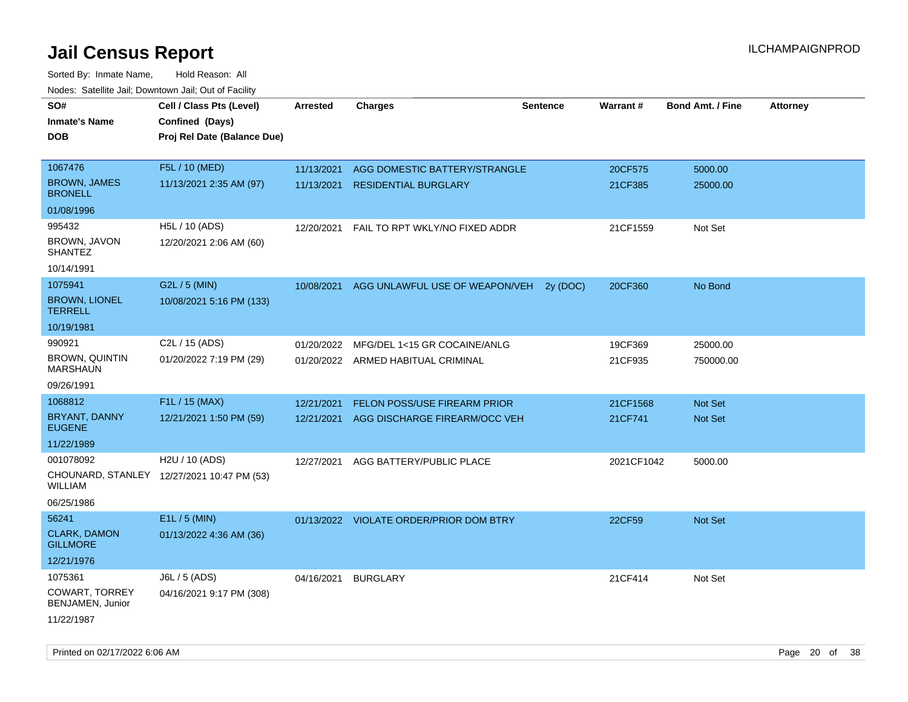# Jail Census Report

ILCHAMPAIGNPROD

Sorted By: Inmate Name, Hold Reason: All

Nodes: Satellite Jail; Downtown Jail; Out of Facility

| SO# / Inmate's Name / DOB | Cell / Class Pts (Level) / Confined (Days) / Proj Rel Date (Balance Due) | Arrested | Charges | Sentence | Warrant # | Bond Amt. / Fine | Attorney |
|---|---|---|---|---|---|---|---|
| 1067476<br>BROWN, JAMES BRONELL<br>01/08/1996 | F5L / 10 (MED)<br>11/13/2021 2:35 AM (97) | 11/13/2021<br>11/13/2021 | AGG DOMESTIC BATTERY/STRANGLE<br>RESIDENTIAL BURGLARY | | 20CF575<br>21CF385 | 5000.00<br>25000.00 | |
| 995432<br>BROWN, JAVON SHANTEZ<br>10/14/1991 | H5L / 10 (ADS)<br>12/20/2021 2:06 AM (60) | 12/20/2021 | FAIL TO RPT WKLY/NO FIXED ADDR | | 21CF1559 | Not Set | |
| 1075941<br>BROWN, LIONEL TERRELL<br>10/19/1981 | G2L / 5 (MIN)<br>10/08/2021 5:16 PM (133) | 10/08/2021 | AGG UNLAWFUL USE OF WEAPON/VEH | 2y (DOC) | 20CF360 | No Bond | |
| 990921<br>BROWN, QUINTIN MARSHAUN<br>09/26/1991 | C2L / 15 (ADS)<br>01/20/2022 7:19 PM (29) | 01/20/2022<br>01/20/2022 | MFG/DEL 1<15 GR COCAINE/ANLG<br>ARMED HABITUAL CRIMINAL | | 19CF369<br>21CF935 | 25000.00<br>750000.00 | |
| 1068812<br>BRYANT, DANNY EUGENE<br>11/22/1989 | F1L / 15 (MAX)<br>12/21/2021 1:50 PM (59) | 12/21/2021<br>12/21/2021 | FELON POSS/USE FIREARM PRIOR<br>AGG DISCHARGE FIREARM/OCC VEH | | 21CF1568<br>21CF741 | Not Set<br>Not Set | |
| 001078092<br>CHOUNARD, STANLEY WILLIAM<br>06/25/1986 | H2U / 10 (ADS)<br>12/27/2021 10:47 PM (53) | 12/27/2021 | AGG BATTERY/PUBLIC PLACE | | 2021CF1042 | 5000.00 | |
| 56241<br>CLARK, DAMON GILLMORE<br>12/21/1976 | E1L / 5 (MIN)<br>01/13/2022 4:36 AM (36) | 01/13/2022 | VIOLATE ORDER/PRIOR DOM BTRY | | 22CF59 | Not Set | |
| 1075361<br>COWART, TORREY BENJAMEN, Junior<br>11/22/1987 | J6L / 5 (ADS)<br>04/16/2021 9:17 PM (308) | 04/16/2021 | BURGLARY | | 21CF414 | Not Set | |

Printed on 02/17/2022 6:06 AM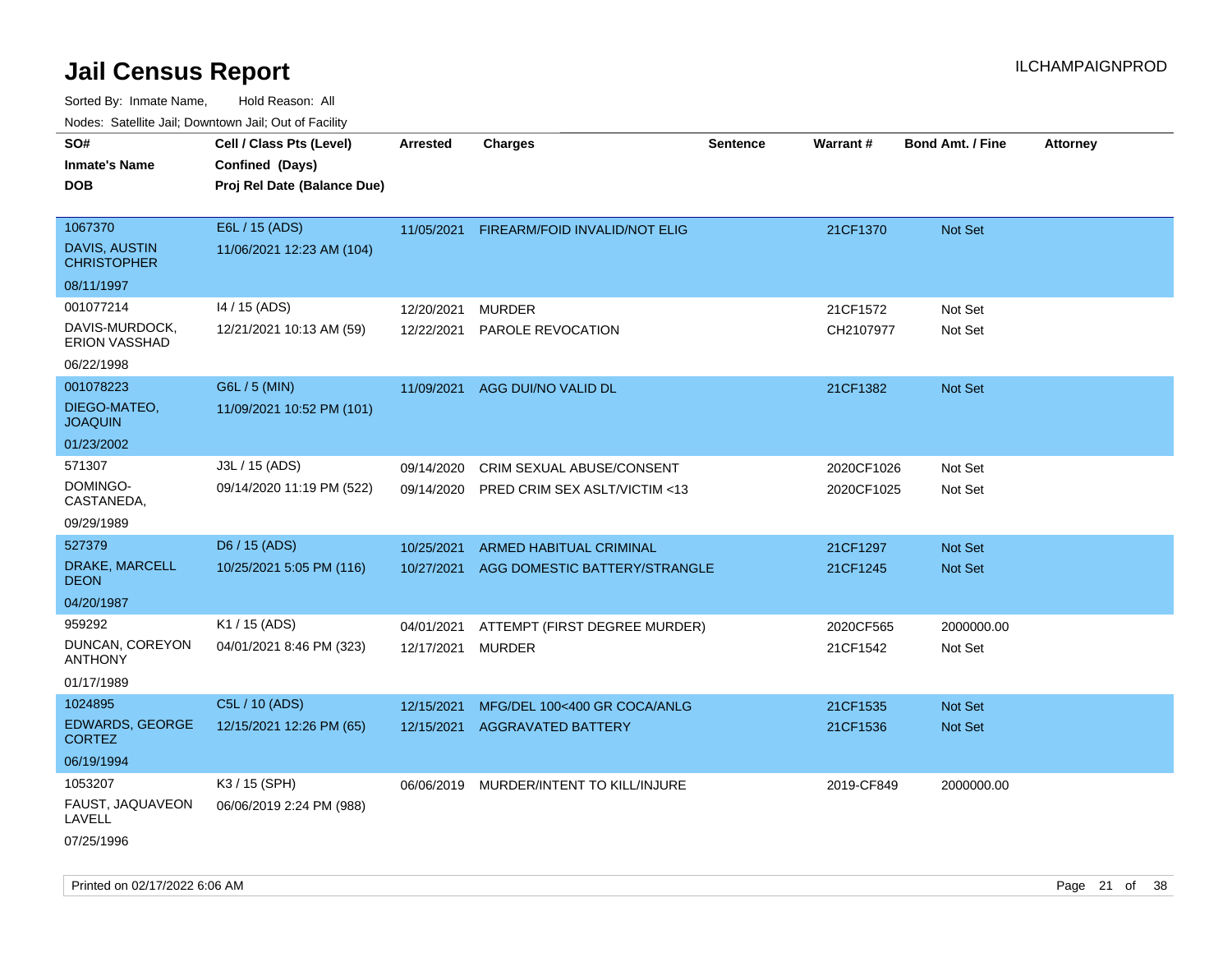# Jail Census Report

ILCHAMPAIGNPROD

Sorted By: Inmate Name, Hold Reason: All

Nodes: Satellite Jail; Downtown Jail; Out of Facility

| SO# / Inmate's Name / DOB | Cell / Class Pts (Level) / Confined (Days) / Proj Rel Date (Balance Due) | Arrested | Charges | Sentence | Warrant # | Bond Amt. / Fine | Attorney |
|---|---|---|---|---|---|---|---|
| 1067370<br>DAVIS, AUSTIN CHRISTOPHER<br>08/11/1997 | E6L / 15 (ADS)<br>11/06/2021 12:23 AM (104) | 11/05/2021 | FIREARM/FOID INVALID/NOT ELIG | | 21CF1370 | Not Set | |
| 001077214<br>DAVIS-MURDOCK, ERION VASSHAD<br>06/22/1998 | I4 / 15 (ADS)<br>12/21/2021 10:13 AM (59) | 12/20/2021<br>12/22/2021 | MURDER<br>PAROLE REVOCATION | | 21CF1572<br>CH2107977 | Not Set<br>Not Set | |
| 001078223<br>DIEGO-MATEO, JOAQUIN<br>01/23/2002 | G6L / 5 (MIN)<br>11/09/2021 10:52 PM (101) | 11/09/2021 | AGG DUI/NO VALID DL | | 21CF1382 | Not Set | |
| 571307<br>DOMINGO-CASTANEDA,<br>09/29/1989 | J3L / 15 (ADS)<br>09/14/2020 11:19 PM (522) | 09/14/2020<br>09/14/2020 | CRIM SEXUAL ABUSE/CONSENT<br>PRED CRIM SEX ASLT/VICTIM <13 | | 2020CF1026<br>2020CF1025 | Not Set<br>Not Set | |
| 527379<br>DRAKE, MARCELL DEON<br>04/20/1987 | D6 / 15 (ADS)<br>10/25/2021 5:05 PM (116) | 10/25/2021<br>10/27/2021 | ARMED HABITUAL CRIMINAL<br>AGG DOMESTIC BATTERY/STRANGLE | | 21CF1297<br>21CF1245 | Not Set<br>Not Set | |
| 959292<br>DUNCAN, COREYON ANTHONY<br>01/17/1989 | K1 / 15 (ADS)<br>04/01/2021 8:46 PM (323) | 04/01/2021<br>12/17/2021 | ATTEMPT (FIRST DEGREE MURDER)<br>MURDER | | 2020CF565<br>21CF1542 | 2000000.00<br>Not Set | |
| 1024895<br>EDWARDS, GEORGE CORTEZ<br>06/19/1994 | C5L / 10 (ADS)<br>12/15/2021 12:26 PM (65) | 12/15/2021<br>12/15/2021 | MFG/DEL 100<400 GR COCA/ANLG<br>AGGRAVATED BATTERY | | 21CF1535<br>21CF1536 | Not Set<br>Not Set | |
| 1053207<br>FAUST, JAQUAVEON LAVELL<br>07/25/1996 | K3 / 15 (SPH)<br>06/06/2019 2:24 PM (988) | 06/06/2019 | MURDER/INTENT TO KILL/INJURE | | 2019-CF849 | 2000000.00 | |

Printed on 02/17/2022 6:06 AM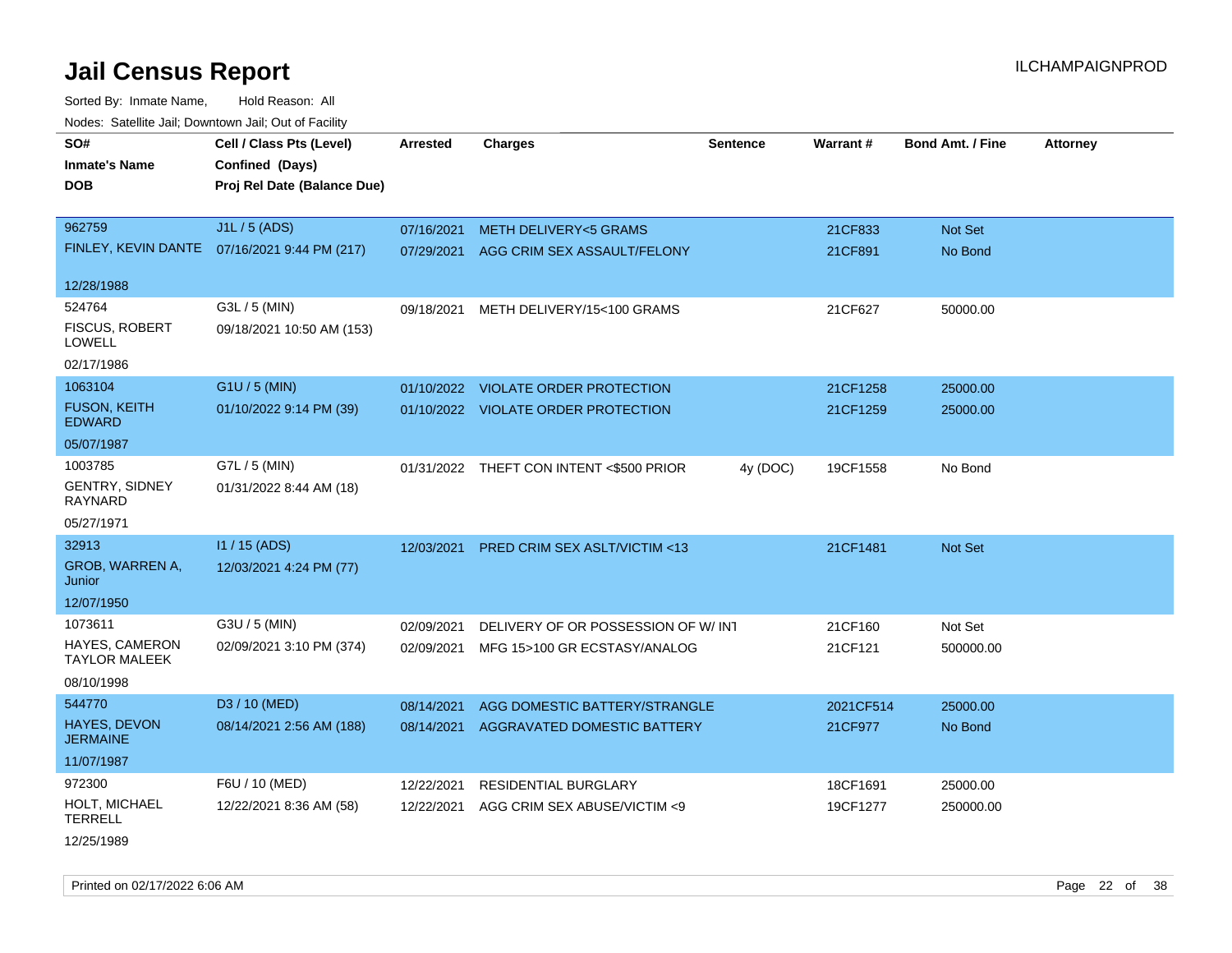# Jail Census Report

ILCHAMPAIGNPROD

Sorted By: Inmate Name, Hold Reason: All

Nodes: Satellite Jail; Downtown Jail; Out of Facility

| SO# / Inmate's Name / DOB | Cell / Class Pts (Level) / Confined (Days) / Proj Rel Date (Balance Due) | Arrested | Charges | Sentence | Warrant # | Bond Amt. / Fine | Attorney |
|---|---|---|---|---|---|---|---|
| 962759 FINLEY, KEVIN DANTE 12/28/1988 | J1L / 5 (ADS) 07/16/2021 9:44 PM (217) | 07/16/2021 | METH DELIVERY<5 GRAMS | | 21CF833 | Not Set | |
| | | 07/29/2021 | AGG CRIM SEX ASSAULT/FELONY | | 21CF891 | No Bond | |
| 524764 FISCUS, ROBERT LOWELL 02/17/1986 | G3L / 5 (MIN) 09/18/2021 10:50 AM (153) | 09/18/2021 | METH DELIVERY/15<100 GRAMS | | 21CF627 | 50000.00 | |
| 1063104 FUSON, KEITH EDWARD 05/07/1987 | G1U / 5 (MIN) 01/10/2022 9:14 PM (39) | 01/10/2022 | VIOLATE ORDER PROTECTION | | 21CF1258 | 25000.00 | |
| | | 01/10/2022 | VIOLATE ORDER PROTECTION | | 21CF1259 | 25000.00 | |
| 1003785 GENTRY, SIDNEY RAYNARD 05/27/1971 | G7L / 5 (MIN) 01/31/2022 8:44 AM (18) | 01/31/2022 | THEFT CON INTENT <$500 PRIOR | 4y (DOC) | 19CF1558 | No Bond | |
| 32913 GROB, WARREN A, Junior 12/07/1950 | I1 / 15 (ADS) 12/03/2021 4:24 PM (77) | 12/03/2021 | PRED CRIM SEX ASLT/VICTIM <13 | | 21CF1481 | Not Set | |
| 1073611 HAYES, CAMERON TAYLOR MALEEK 08/10/1998 | G3U / 5 (MIN) 02/09/2021 3:10 PM (374) | 02/09/2021 | DELIVERY OF OR POSSESSION OF W/ INT | | 21CF160 | Not Set | |
| | | 02/09/2021 | MFG 15>100 GR ECSTASY/ANALOG | | 21CF121 | 500000.00 | |
| 544770 HAYES, DEVON JERMAINE 11/07/1987 | D3 / 10 (MED) 08/14/2021 2:56 AM (188) | 08/14/2021 | AGG DOMESTIC BATTERY/STRANGLE | | 2021CF514 | 25000.00 | |
| | | 08/14/2021 | AGGRAVATED DOMESTIC BATTERY | | 21CF977 | No Bond | |
| 972300 HOLT, MICHAEL TERRELL 12/25/1989 | F6U / 10 (MED) 12/22/2021 8:36 AM (58) | 12/22/2021 | RESIDENTIAL BURGLARY | | 18CF1691 | 25000.00 | |
| | | 12/22/2021 | AGG CRIM SEX ABUSE/VICTIM <9 | | 19CF1277 | 250000.00 | |

Printed on 02/17/2022 6:06 AM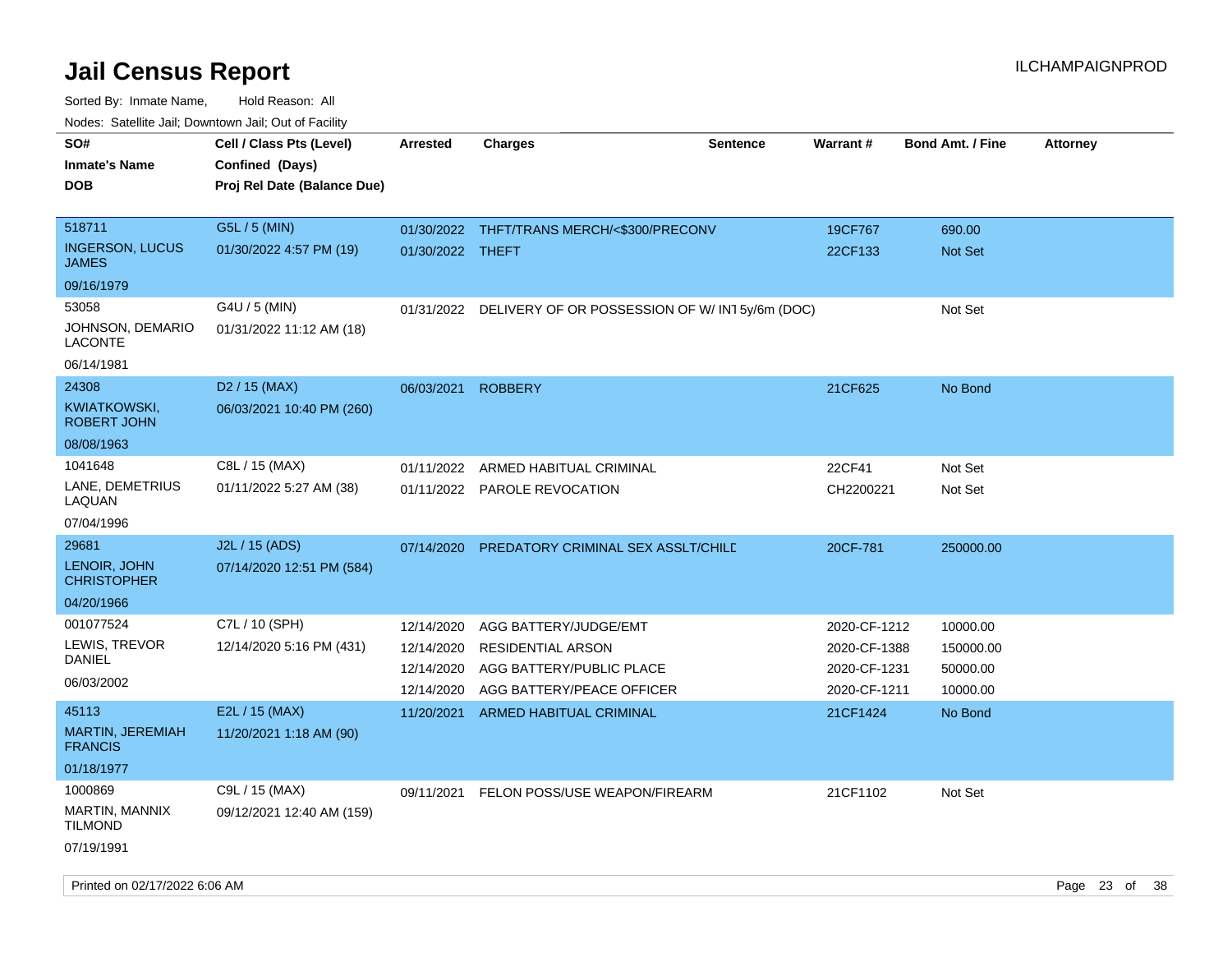# Jail Census Report

ILCHAMPAIGNPROD

Sorted By: Inmate Name, Hold Reason: All

Nodes: Satellite Jail; Downtown Jail; Out of Facility

| SO# / Inmate's Name / DOB | Cell / Class Pts (Level) / Confined (Days) / Proj Rel Date (Balance Due) | Arrested | Charges | Sentence | Warrant # | Bond Amt. / Fine | Attorney |
|---|---|---|---|---|---|---|---|
| 518711<br>INGERSON, LUCUS JAMES<br>09/16/1979 | G5L / 5 (MIN)<br>01/30/2022 4:57 PM (19) | 01/30/2022 | THFT/TRANS MERCH/<$300/PRECONV | | 19CF767 | 690.00 | |
| | | 01/30/2022 | THEFT | | 22CF133 | Not Set | |
| 53058<br>JOHNSON, DEMARIO LACONTE<br>06/14/1981 | G4U / 5 (MIN)<br>01/31/2022 11:12 AM (18) | 01/31/2022 | DELIVERY OF OR POSSESSION OF W/ INT | 5y/6m (DOC) | | Not Set | |
| 24308<br>KWIATKOWSKI, ROBERT JOHN<br>08/08/1963 | D2 / 15 (MAX)<br>06/03/2021 10:40 PM (260) | 06/03/2021 | ROBBERY | | 21CF625 | No Bond | |
| 1041648<br>LANE, DEMETRIUS LAQUAN<br>07/04/1996 | C8L / 15 (MAX)<br>01/11/2022 5:27 AM (38) | 01/11/2022 | ARMED HABITUAL CRIMINAL | | 22CF41 | Not Set | |
| | | 01/11/2022 | PAROLE REVOCATION | | CH2200221 | Not Set | |
| 29681<br>LENOIR, JOHN CHRISTOPHER<br>04/20/1966 | J2L / 15 (ADS)<br>07/14/2020 12:51 PM (584) | 07/14/2020 | PREDATORY CRIMINAL SEX ASSLT/CHILD | | 20CF-781 | 250000.00 | |
| 001077524<br>LEWIS, TREVOR DANIEL<br>06/03/2002 | C7L / 10 (SPH)<br>12/14/2020 5:16 PM (431) | 12/14/2020 | AGG BATTERY/JUDGE/EMT | | 2020-CF-1212 | 10000.00 | |
| | | 12/14/2020 | RESIDENTIAL ARSON | | 2020-CF-1388 | 150000.00 | |
| | | 12/14/2020 | AGG BATTERY/PUBLIC PLACE | | 2020-CF-1231 | 50000.00 | |
| | | 12/14/2020 | AGG BATTERY/PEACE OFFICER | | 2020-CF-1211 | 10000.00 | |
| 45113<br>MARTIN, JEREMIAH FRANCIS<br>01/18/1977 | E2L / 15 (MAX)<br>11/20/2021 1:18 AM (90) | 11/20/2021 | ARMED HABITUAL CRIMINAL | | 21CF1424 | No Bond | |
| 1000869<br>MARTIN, MANNIX TILMOND<br>07/19/1991 | C9L / 15 (MAX)<br>09/12/2021 12:40 AM (159) | 09/11/2021 | FELON POSS/USE WEAPON/FIREARM | | 21CF1102 | Not Set | |

Printed on 02/17/2022 6:06 AM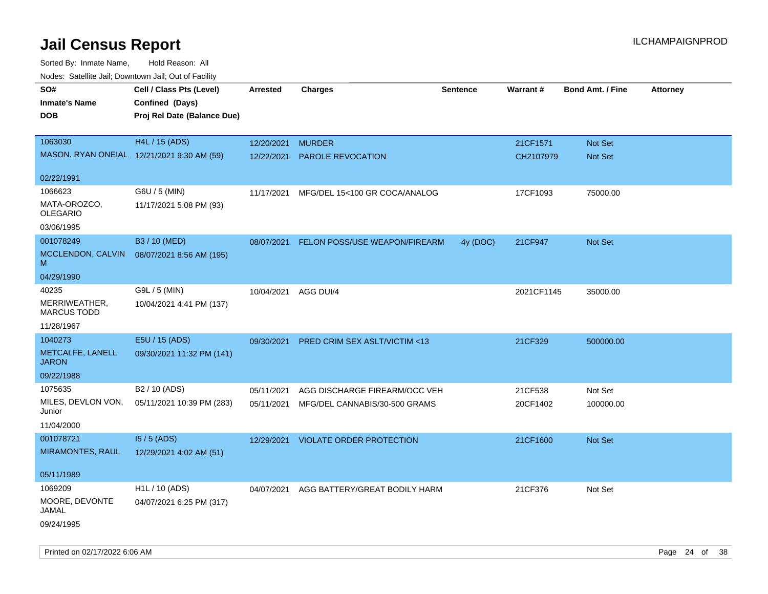# Jail Census Report

ILCHAMPAIGNPROD

Sorted By: Inmate Name, Hold Reason: All

Nodes: Satellite Jail; Downtown Jail; Out of Facility

| SO# / Inmate's Name / DOB | Cell / Class Pts (Level) / Confined (Days) / Proj Rel Date (Balance Due) | Arrested | Charges | Sentence | Warrant # | Bond Amt. / Fine | Attorney |
|---|---|---|---|---|---|---|---|
| 1063030<br>MASON, RYAN ONEIAL<br>02/22/1991 | H4L / 15 (ADS)<br>12/21/2021 9:30 AM (59) | 12/20/2021<br>12/22/2021 | MURDER<br>PAROLE REVOCATION | | 21CF1571<br>CH2107979 | Not Set<br>Not Set | |
| 1066623<br>MATA-OROZCO, OLEGARIO<br>03/06/1995 | G6U / 5 (MIN)<br>11/17/2021 5:08 PM (93) | 11/17/2021 | MFG/DEL 15<100 GR COCA/ANALOG | | 17CF1093 | 75000.00 | |
| 001078249<br>MCCLENDON, CALVIN M<br>04/29/1990 | B3 / 10 (MED)<br>08/07/2021 8:56 AM (195) | 08/07/2021 | FELON POSS/USE WEAPON/FIREARM | 4y (DOC) | 21CF947 | Not Set | |
| 40235<br>MERRIWEATHER, MARCUS TODD<br>11/28/1967 | G9L / 5 (MIN)<br>10/04/2021 4:41 PM (137) | 10/04/2021 | AGG DUI/4 | | 2021CF1145 | 35000.00 | |
| 1040273<br>METCALFE, LANELL JARON<br>09/22/1988 | E5U / 15 (ADS)<br>09/30/2021 11:32 PM (141) | 09/30/2021 | PRED CRIM SEX ASLT/VICTIM <13 | | 21CF329 | 500000.00 | |
| 1075635<br>MILES, DEVLON VON, Junior<br>11/04/2000 | B2 / 10 (ADS)<br>05/11/2021 10:39 PM (283) | 05/11/2021<br>05/11/2021 | AGG DISCHARGE FIREARM/OCC VEH<br>MFG/DEL CANNABIS/30-500 GRAMS | | 21CF538<br>20CF1402 | Not Set<br>100000.00 | |
| 001078721<br>MIRAMONTES, RAUL<br>05/11/1989 | I5 / 5 (ADS)<br>12/29/2021 4:02 AM (51) | 12/29/2021 | VIOLATE ORDER PROTECTION | | 21CF1600 | Not Set | |
| 1069209<br>MOORE, DEVONTE JAMAL<br>09/24/1995 | H1L / 10 (ADS)<br>04/07/2021 6:25 PM (317) | 04/07/2021 | AGG BATTERY/GREAT BODILY HARM | | 21CF376 | Not Set | |

Printed on 02/17/2022 6:06 AM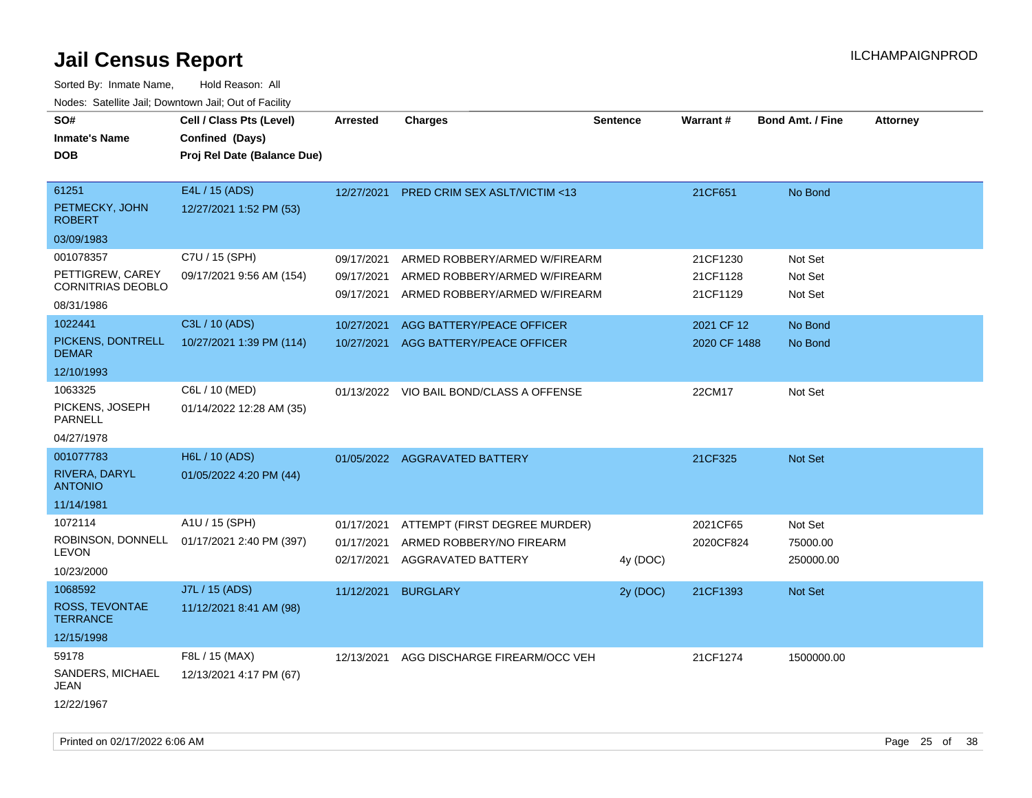# Jail Census Report

ILCHAMPAIGNPROD

Sorted By: Inmate Name, Hold Reason: All

Nodes: Satellite Jail; Downtown Jail; Out of Facility

| SO# / Inmate's Name / DOB | Cell / Class Pts (Level) / Confined (Days) / Proj Rel Date (Balance Due) | Arrested | Charges | Sentence | Warrant # | Bond Amt. / Fine | Attorney |
|---|---|---|---|---|---|---|---|
| 61251<br>PETMECKY, JOHN ROBERT<br>03/09/1983 | E4L / 15 (ADS)<br>12/27/2021 1:52 PM (53) | 12/27/2021 | PRED CRIM SEX ASLT/VICTIM <13 | | 21CF651 | No Bond | |
| 001078357<br>PETTIGREW, CAREY CORNITRIAS DEOBLO<br>08/31/1986 | C7U / 15 (SPH)<br>09/17/2021 9:56 AM (154) | 09/17/2021 | ARMED ROBBERY/ARMED W/FIREARM | | 21CF1230 | Not Set | |
| | | 09/17/2021 | ARMED ROBBERY/ARMED W/FIREARM | | 21CF1128 | Not Set | |
| | | 09/17/2021 | ARMED ROBBERY/ARMED W/FIREARM | | 21CF1129 | Not Set | |
| 1022441<br>PICKENS, DONTRELL DEMAR<br>12/10/1993 | C3L / 10 (ADS)<br>10/27/2021 1:39 PM (114) | 10/27/2021 | AGG BATTERY/PEACE OFFICER | | 2021 CF 12 | No Bond | |
| | | 10/27/2021 | AGG BATTERY/PEACE OFFICER | | 2020 CF 1488 | No Bond | |
| 1063325<br>PICKENS, JOSEPH PARNELL<br>04/27/1978 | C6L / 10 (MED)<br>01/14/2022 12:28 AM (35) | 01/13/2022 | VIO BAIL BOND/CLASS A OFFENSE | | 22CM17 | Not Set | |
| 001077783<br>RIVERA, DARYL ANTONIO<br>11/14/1981 | H6L / 10 (ADS)<br>01/05/2022 4:20 PM (44) | 01/05/2022 | AGGRAVATED BATTERY | | 21CF325 | Not Set | |
| 1072114<br>ROBINSON, DONNELL LEVON<br>10/23/2000 | A1U / 15 (SPH)<br>01/17/2021 2:40 PM (397) | 01/17/2021 | ATTEMPT (FIRST DEGREE MURDER) | | 2021CF65 | Not Set | |
| | | 01/17/2021 | ARMED ROBBERY/NO FIREARM | | 2020CF824 | 75000.00 | |
| | | 02/17/2021 | AGGRAVATED BATTERY | 4y (DOC) | | 250000.00 | |
| 1068592<br>ROSS, TEVONTAE TERRANCE<br>12/15/1998 | J7L / 15 (ADS)<br>11/12/2021 8:41 AM (98) | 11/12/2021 | BURGLARY | 2y (DOC) | 21CF1393 | Not Set | |
| 59178<br>SANDERS, MICHAEL JEAN<br>12/22/1967 | F8L / 15 (MAX)<br>12/13/2021 4:17 PM (67) | 12/13/2021 | AGG DISCHARGE FIREARM/OCC VEH | | 21CF1274 | 1500000.00 | |

Printed on 02/17/2022 6:06 AM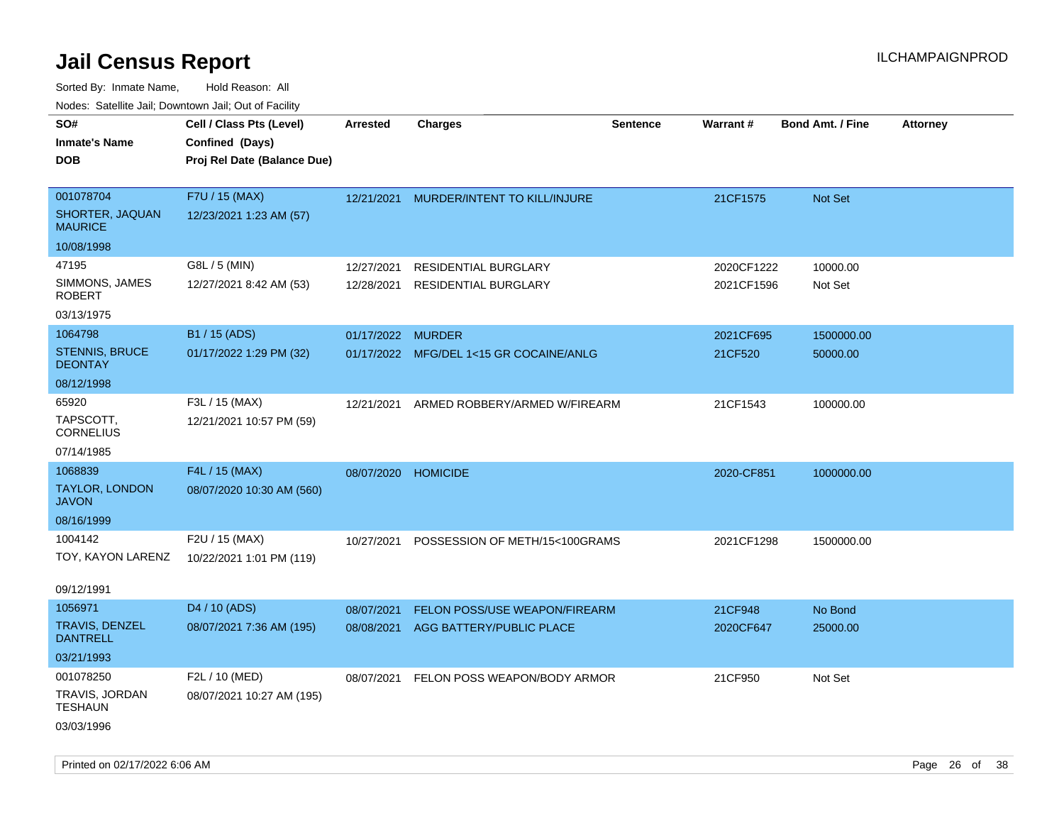# Jail Census Report

ILCHAMPAIGNPROD

Sorted By: Inmate Name, Hold Reason: All

Nodes: Satellite Jail; Downtown Jail; Out of Facility

| SO# / Inmate's Name / DOB | Cell / Class Pts (Level) / Confined (Days) / Proj Rel Date (Balance Due) | Arrested | Charges | Sentence | Warrant # | Bond Amt. / Fine | Attorney |
|---|---|---|---|---|---|---|---|
| 001078704<br>SHORTER, JAQUAN MAURICE<br>10/08/1998 | F7U / 15 (MAX)<br>12/23/2021 1:23 AM (57) | 12/21/2021 | MURDER/INTENT TO KILL/INJURE | | 21CF1575 | Not Set | |
| 47195<br>SIMMONS, JAMES ROBERT<br>03/13/1975 | G8L / 5 (MIN)<br>12/27/2021 8:42 AM (53) | 12/27/2021<br>12/28/2021 | RESIDENTIAL BURGLARY<br>RESIDENTIAL BURGLARY | | 2020CF1222<br>2021CF1596 | 10000.00<br>Not Set | |
| 1064798<br>STENNIS, BRUCE DEONTAY<br>08/12/1998 | B1 / 15 (ADS)<br>01/17/2022 1:29 PM (32) | 01/17/2022<br>01/17/2022 | MURDER<br>MFG/DEL 1<15 GR COCAINE/ANLG | | 2021CF695<br>21CF520 | 1500000.00<br>50000.00 | |
| 65920<br>TAPSCOTT, CORNELIUS<br>07/14/1985 | F3L / 15 (MAX)<br>12/21/2021 10:57 PM (59) | 12/21/2021 | ARMED ROBBERY/ARMED W/FIREARM | | 21CF1543 | 100000.00 | |
| 1068839<br>TAYLOR, LONDON JAVON<br>08/16/1999 | F4L / 15 (MAX)<br>08/07/2020 10:30 AM (560) | 08/07/2020 | HOMICIDE | | 2020-CF851 | 1000000.00 | |
| 1004142<br>TOY, KAYON LARENZ<br>09/12/1991 | F2U / 15 (MAX)<br>10/22/2021 1:01 PM (119) | 10/27/2021 | POSSESSION OF METH/15<100GRAMS | | 2021CF1298 | 1500000.00 | |
| 1056971<br>TRAVIS, DENZEL DANTRELL<br>03/21/1993 | D4 / 10 (ADS)<br>08/07/2021 7:36 AM (195) | 08/07/2021<br>08/08/2021 | FELON POSS/USE WEAPON/FIREARM<br>AGG BATTERY/PUBLIC PLACE | | 21CF948<br>2020CF647 | No Bond<br>25000.00 | |
| 001078250<br>TRAVIS, JORDAN TESHAUN<br>03/03/1996 | F2L / 10 (MED)<br>08/07/2021 10:27 AM (195) | 08/07/2021 | FELON POSS WEAPON/BODY ARMOR | | 21CF950 | Not Set | |

Printed on 02/17/2022 6:06 AM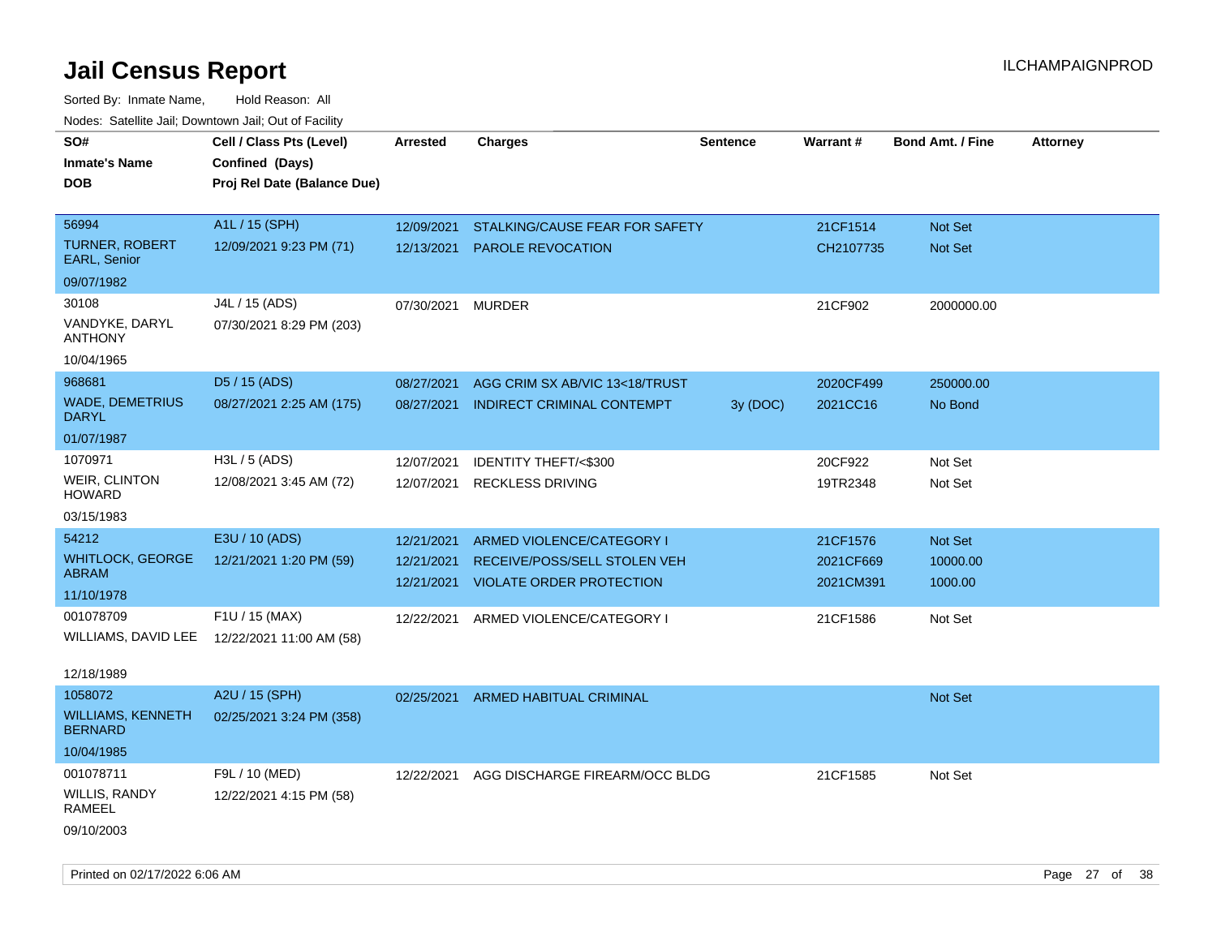# Jail Census Report

ILCHAMPAIGNPROD

Sorted By: Inmate Name, Hold Reason: All

Nodes: Satellite Jail; Downtown Jail; Out of Facility

| SO# / Inmate's Name / DOB | Cell / Class Pts (Level) / Confined (Days) / Proj Rel Date (Balance Due) | Arrested | Charges | Sentence | Warrant # | Bond Amt. / Fine | Attorney |
|---|---|---|---|---|---|---|---|
| 56994<br>TURNER, ROBERT EARL, Senior<br>09/07/1982 | A1L / 15 (SPH)<br>12/09/2021 9:23 PM (71) | 12/09/2021<br>12/13/2021 | STALKING/CAUSE FEAR FOR SAFETY<br>PAROLE REVOCATION | | 21CF1514<br>CH2107735 | Not Set<br>Not Set | |
| 30108<br>VANDYKE, DARYL ANTHONY<br>10/04/1965 | J4L / 15 (ADS)<br>07/30/2021 8:29 PM (203) | 07/30/2021 | MURDER | | 21CF902 | 2000000.00 | |
| 968681<br>WADE, DEMETRIUS DARYL<br>01/07/1987 | D5 / 15 (ADS)<br>08/27/2021 2:25 AM (175) | 08/27/2021<br>08/27/2021 | AGG CRIM SX AB/VIC 13<18/TRUST<br>INDIRECT CRIMINAL CONTEMPT | <br>3y (DOC) | 2020CF499<br>2021CC16 | 250000.00<br>No Bond | |
| 1070971<br>WEIR, CLINTON HOWARD<br>03/15/1983 | H3L / 5 (ADS)<br>12/08/2021 3:45 AM (72) | 12/07/2021<br>12/07/2021 | IDENTITY THEFT/<$300<br>RECKLESS DRIVING | | 20CF922<br>19TR2348 | Not Set<br>Not Set | |
| 54212<br>WHITLOCK, GEORGE ABRAM<br>11/10/1978 | E3U / 10 (ADS)<br>12/21/2021 1:20 PM (59) | 12/21/2021<br>12/21/2021<br>12/21/2021 | ARMED VIOLENCE/CATEGORY I<br>RECEIVE/POSS/SELL STOLEN VEH<br>VIOLATE ORDER PROTECTION | | 21CF1576<br>2021CF669<br>2021CM391 | Not Set<br>10000.00<br>1000.00 | |
| 001078709<br>WILLIAMS, DAVID LEE<br>12/18/1989 | F1U / 15 (MAX)<br>12/22/2021 11:00 AM (58) | 12/22/2021 | ARMED VIOLENCE/CATEGORY I | | 21CF1586 | Not Set | |
| 1058072<br>WILLIAMS, KENNETH BERNARD<br>10/04/1985 | A2U / 15 (SPH)<br>02/25/2021 3:24 PM (358) | 02/25/2021 | ARMED HABITUAL CRIMINAL | | | Not Set | |
| 001078711<br>WILLIS, RANDY RAMEEL<br>09/10/2003 | F9L / 10 (MED)<br>12/22/2021 4:15 PM (58) | 12/22/2021 | AGG DISCHARGE FIREARM/OCC BLDG | | 21CF1585 | Not Set | |

Printed on 02/17/2022 6:06 AM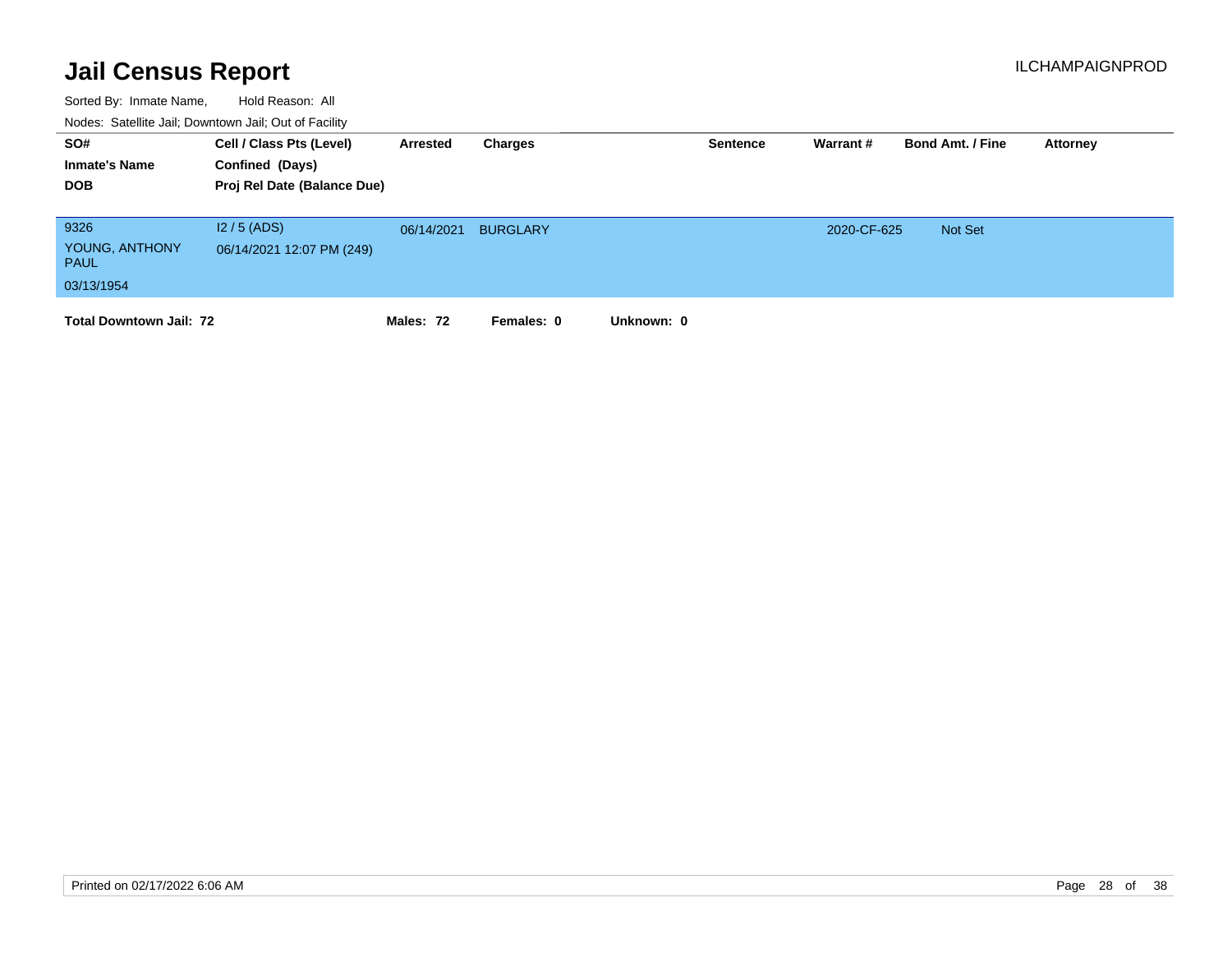# Jail Census Report

ILCHAMPAIGNPROD

Sorted By: Inmate Name, Hold Reason: All

Nodes: Satellite Jail; Downtown Jail; Out of Facility

| SO# / Inmate's Name / DOB | Cell / Class Pts (Level) / Confined (Days) / Proj Rel Date (Balance Due) | Arrested | Charges | Sentence | Warrant # | Bond Amt. / Fine | Attorney |
|---|---|---|---|---|---|---|---|
| 9326<br>YOUNG, ANTHONY PAUL<br>03/13/1954 | I2 / 5 (ADS)<br>06/14/2021 12:07 PM (249) | 06/14/2021 | BURGLARY | | 2020-CF-625 | Not Set | |

**Total Downtown Jail: 72** **Males: 72** **Females: 0** **Unknown: 0**

Printed on 02/17/2022 6:06 AM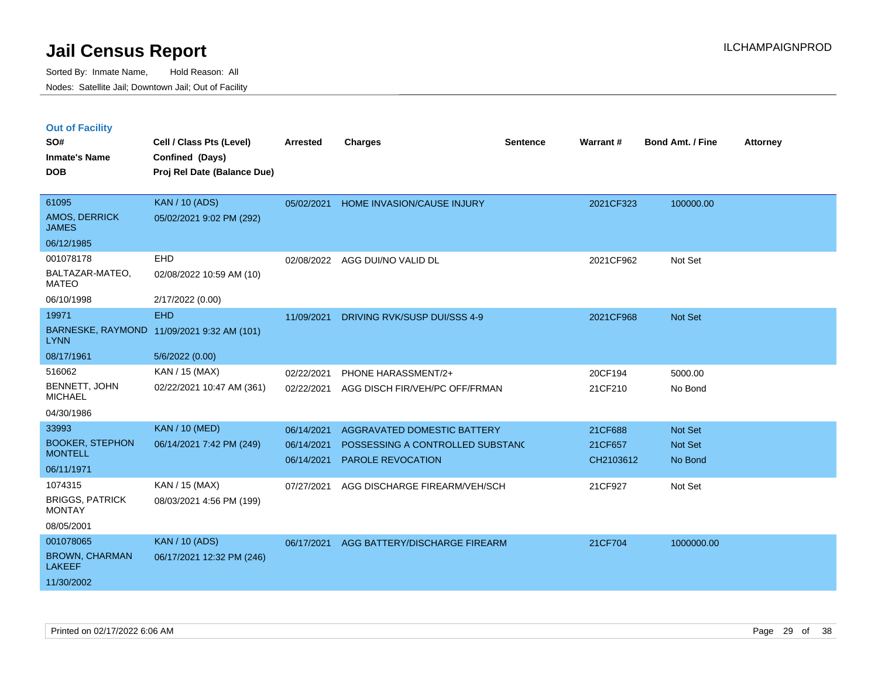# Jail Census Report

Sorted By: Inmate Name, Hold Reason: All

Nodes: Satellite Jail; Downtown Jail; Out of Facility

ILCHAMPAIGNPROD

## Out of Facility

| SO# / Inmate's Name / DOB | Cell / Class Pts (Level) / Confined (Days) / Proj Rel Date (Balance Due) | Arrested | Charges | Sentence | Warrant # | Bond Amt. / Fine | Attorney |
|---|---|---|---|---|---|---|---|
| 61095<br>AMOS, DERRICK JAMES<br>06/12/1985 | KAN / 10 (ADS)<br>05/02/2021 9:02 PM (292) | 05/02/2021 | HOME INVASION/CAUSE INJURY | | 2021CF323 | 100000.00 | |
| 001078178<br>BALTAZAR-MATEO, MATEO<br>06/10/1998 | EHD<br>02/08/2022 10:59 AM (10)<br>2/17/2022 (0.00) | 02/08/2022 | AGG DUI/NO VALID DL | | 2021CF962 | Not Set | |
| 19971<br>BARNESKE, RAYMOND LYNN<br>08/17/1961 | EHD<br>11/09/2021 9:32 AM (101)<br>5/6/2022 (0.00) | 11/09/2021 | DRIVING RVK/SUSP DUI/SSS 4-9 | | 2021CF968 | Not Set | |
| 516062<br>BENNETT, JOHN MICHAEL<br>04/30/1986 | KAN / 15 (MAX)<br>02/22/2021 10:47 AM (361) | 02/22/2021<br>02/22/2021 | PHONE HARASSMENT/2+<br>AGG DISCH FIR/VEH/PC OFF/FRMAN | | 20CF194<br>21CF210 | 5000.00<br>No Bond | |
| 33993<br>BOOKER, STEPHON MONTELL<br>06/11/1971 | KAN / 10 (MED)<br>06/14/2021 7:42 PM (249) | 06/14/2021<br>06/14/2021<br>06/14/2021 | AGGRAVATED DOMESTIC BATTERY<br>POSSESSING A CONTROLLED SUBSTANC<br>PAROLE REVOCATION | | 21CF688<br>21CF657<br>CH2103612 | Not Set<br>Not Set<br>No Bond | |
| 1074315<br>BRIGGS, PATRICK MONTAY<br>08/05/2001 | KAN / 15 (MAX)<br>08/03/2021 4:56 PM (199) | 07/27/2021 | AGG DISCHARGE FIREARM/VEH/SCH | | 21CF927 | Not Set | |
| 001078065<br>BROWN, CHARMAN LAKEEF<br>11/30/2002 | KAN / 10 (ADS)<br>06/17/2021 12:32 PM (246) | 06/17/2021 | AGG BATTERY/DISCHARGE FIREARM | | 21CF704 | 1000000.00 | |

Printed on 02/17/2022 6:06 AM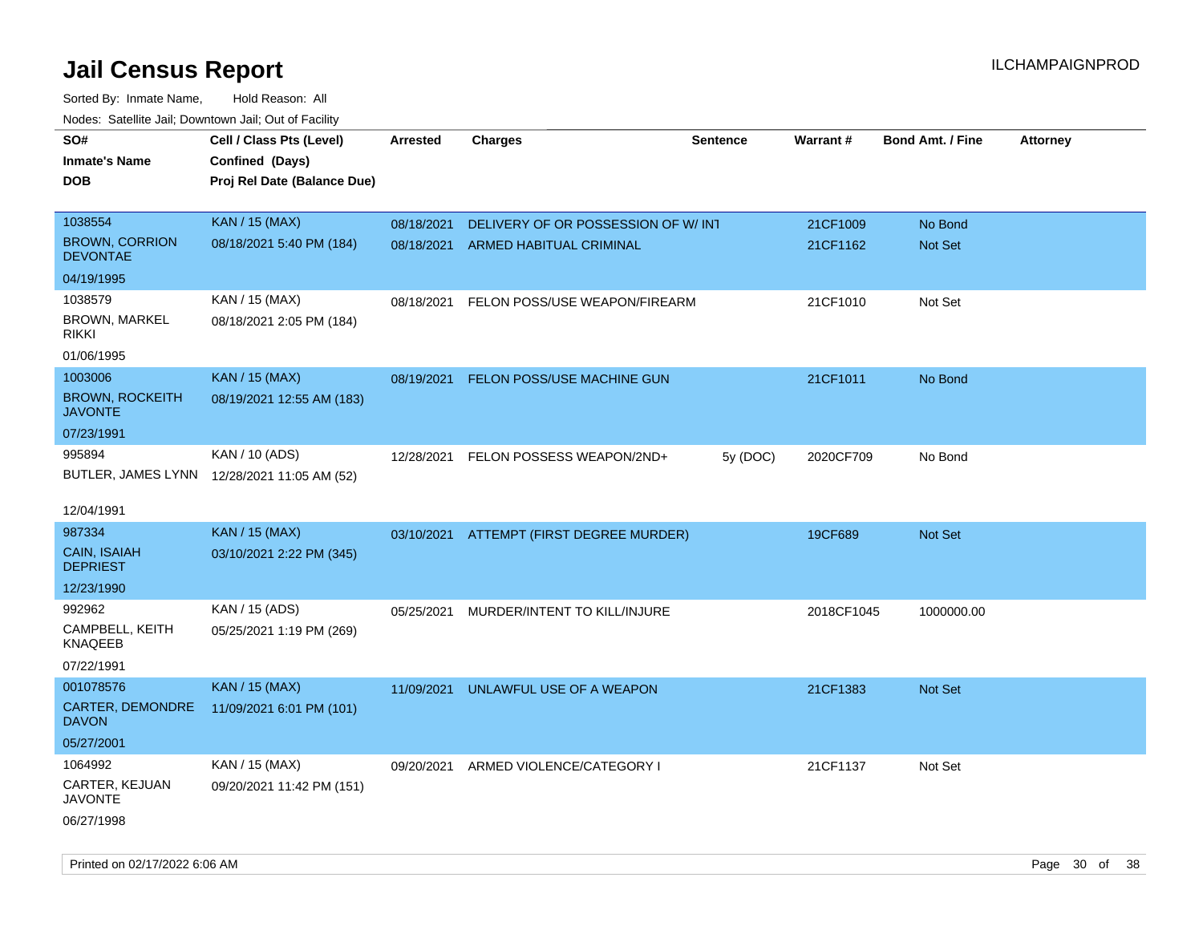# Jail Census Report

ILCHAMPAIGNPROD

Sorted By: Inmate Name, Hold Reason: All

Nodes: Satellite Jail; Downtown Jail; Out of Facility

| SO# / Inmate's Name / DOB | Cell / Class Pts (Level) / Confined (Days) / Proj Rel Date (Balance Due) | Arrested | Charges | Sentence | Warrant # | Bond Amt. / Fine | Attorney |
|---|---|---|---|---|---|---|---|
| 1038554<br>BROWN, CORRION DEVONTAE<br>04/19/1995 | KAN / 15 (MAX)<br>08/18/2021 5:40 PM (184) | 08/18/2021 | DELIVERY OF OR POSSESSION OF W/ INT | | 21CF1009 | No Bond | |
| | | 08/18/2021 | ARMED HABITUAL CRIMINAL | | 21CF1162 | Not Set | |
| 1038579<br>BROWN, MARKEL RIKKI<br>01/06/1995 | KAN / 15 (MAX)<br>08/18/2021 2:05 PM (184) | 08/18/2021 | FELON POSS/USE WEAPON/FIREARM | | 21CF1010 | Not Set | |
| 1003006<br>BROWN, ROCKEITH JAVONTE<br>07/23/1991 | KAN / 15 (MAX)<br>08/19/2021 12:55 AM (183) | 08/19/2021 | FELON POSS/USE MACHINE GUN | | 21CF1011 | No Bond | |
| 995894<br>BUTLER, JAMES LYNN<br>12/04/1991 | KAN / 10 (ADS)<br>12/28/2021 11:05 AM (52) | 12/28/2021 | FELON POSSESS WEAPON/2ND+ | 5y (DOC) | 2020CF709 | No Bond | |
| 987334<br>CAIN, ISAIAH DEPRIEST<br>12/23/1990 | KAN / 15 (MAX)<br>03/10/2021 2:22 PM (345) | 03/10/2021 | ATTEMPT (FIRST DEGREE MURDER) | | 19CF689 | Not Set | |
| 992962<br>CAMPBELL, KEITH KNAQEEB<br>07/22/1991 | KAN / 15 (ADS)<br>05/25/2021 1:19 PM (269) | 05/25/2021 | MURDER/INTENT TO KILL/INJURE | | 2018CF1045 | 1000000.00 | |
| 001078576<br>CARTER, DEMONDRE DAVON<br>05/27/2001 | KAN / 15 (MAX)<br>11/09/2021 6:01 PM (101) | 11/09/2021 | UNLAWFUL USE OF A WEAPON | | 21CF1383 | Not Set | |
| 1064992<br>CARTER, KEJUAN JAVONTE<br>06/27/1998 | KAN / 15 (MAX)<br>09/20/2021 11:42 PM (151) | 09/20/2021 | ARMED VIOLENCE/CATEGORY I | | 21CF1137 | Not Set | |

Printed on 02/17/2022 6:06 AM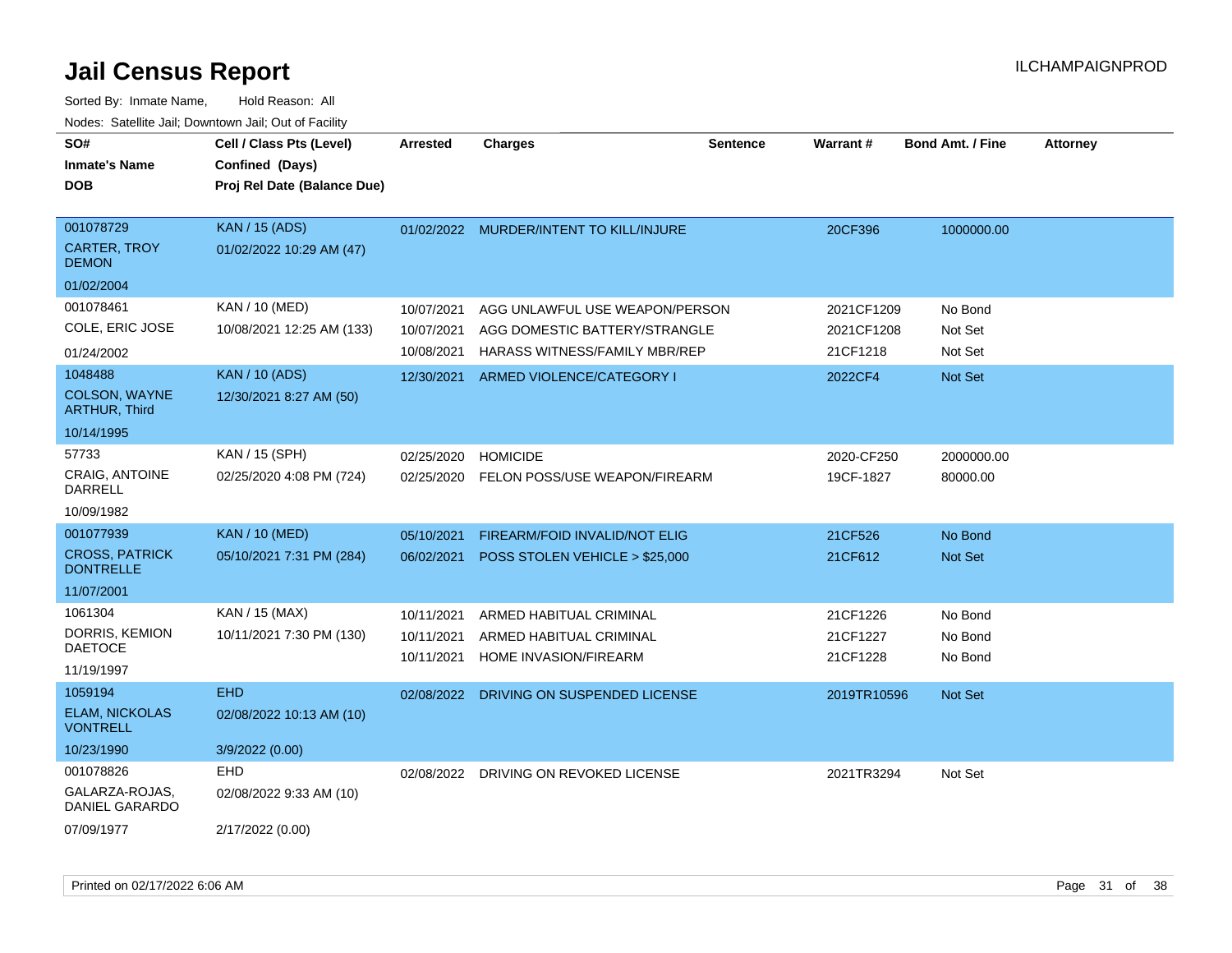# Jail Census Report

ILCHAMPAIGNPROD

Sorted By: Inmate Name, Hold Reason: All

Nodes: Satellite Jail; Downtown Jail; Out of Facility

| SO# / Inmate's Name / DOB | Cell / Class Pts (Level) / Confined (Days) / Proj Rel Date (Balance Due) | Arrested | Charges | Sentence | Warrant # | Bond Amt. / Fine | Attorney |
|---|---|---|---|---|---|---|---|
| 001078729<br>CARTER, TROY DEMON<br>01/02/2004 | KAN / 15 (ADS)<br>01/02/2022 10:29 AM (47) | 01/02/2022 | MURDER/INTENT TO KILL/INJURE | | 20CF396 | 1000000.00 | |
| 001078461<br>COLE, ERIC JOSE<br>01/24/2002 | KAN / 10 (MED)<br>10/08/2021 12:25 AM (133) | 10/07/2021<br>10/07/2021<br>10/08/2021 | AGG UNLAWFUL USE WEAPON/PERSON<br>AGG DOMESTIC BATTERY/STRANGLE<br>HARASS WITNESS/FAMILY MBR/REP | | 2021CF1209<br>2021CF1208<br>21CF1218 | No Bond<br>Not Set<br>Not Set | |
| 1048488<br>COLSON, WAYNE ARTHUR, Third<br>10/14/1995 | KAN / 10 (ADS)<br>12/30/2021 8:27 AM (50) | 12/30/2021 | ARMED VIOLENCE/CATEGORY I | | 2022CF4 | Not Set | |
| 57733<br>CRAIG, ANTOINE DARRELL<br>10/09/1982 | KAN / 15 (SPH)<br>02/25/2020 4:08 PM (724) | 02/25/2020<br>02/25/2020 | HOMICIDE<br>FELON POSS/USE WEAPON/FIREARM | | 2020-CF250<br>19CF-1827 | 2000000.00<br>80000.00 | |
| 001077939<br>CROSS, PATRICK DONTRELLE<br>11/07/2001 | KAN / 10 (MED)<br>05/10/2021 7:31 PM (284) | 05/10/2021<br>06/02/2021 | FIREARM/FOID INVALID/NOT ELIG<br>POSS STOLEN VEHICLE > $25,000 | | 21CF526<br>21CF612 | No Bond<br>Not Set | |
| 1061304<br>DORRIS, KEMION DAETOCE<br>11/19/1997 | KAN / 15 (MAX)<br>10/11/2021 7:30 PM (130) | 10/11/2021<br>10/11/2021<br>10/11/2021 | ARMED HABITUAL CRIMINAL<br>ARMED HABITUAL CRIMINAL<br>HOME INVASION/FIREARM | | 21CF1226<br>21CF1227<br>21CF1228 | No Bond<br>No Bond<br>No Bond | |
| 1059194<br>ELAM, NICKOLAS VONTRELL<br>10/23/1990 | EHD<br>02/08/2022 10:13 AM (10)<br>3/9/2022 (0.00) | 02/08/2022 | DRIVING ON SUSPENDED LICENSE | | 2019TR10596 | Not Set | |
| 001078826<br>GALARZA-ROJAS, DANIEL GARARDO<br>07/09/1977 | EHD<br>02/08/2022 9:33 AM (10)<br>2/17/2022 (0.00) | 02/08/2022 | DRIVING ON REVOKED LICENSE | | 2021TR3294 | Not Set | |

Printed on 02/17/2022 6:06 AM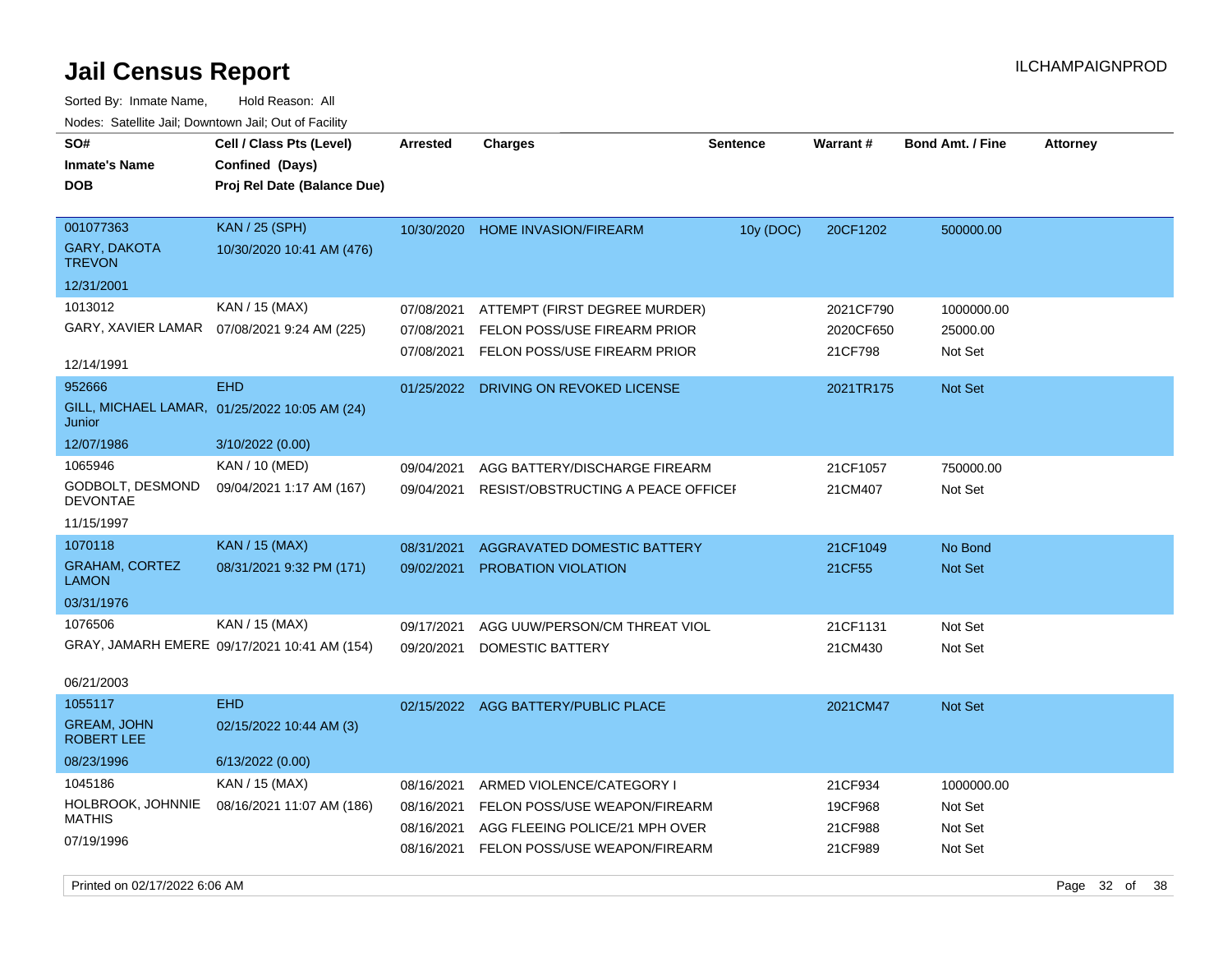# Jail Census Report

ILCHAMPAIGNPROD

Sorted By: Inmate Name, Hold Reason: All

Nodes: Satellite Jail; Downtown Jail; Out of Facility

| SO# / Inmate's Name / DOB | Cell / Class Pts (Level) / Confined (Days) / Proj Rel Date (Balance Due) | Arrested | Charges | Sentence | Warrant # | Bond Amt. / Fine | Attorney |
|---|---|---|---|---|---|---|---|
| 001077363<br>GARY, DAKOTA TREVON<br>12/31/2001 | KAN / 25 (SPH)<br>10/30/2020 10:41 AM (476) | 10/30/2020 | HOME INVASION/FIREARM | 10y (DOC) | 20CF1202 | 500000.00 | |
| 1013012<br>GARY, XAVIER LAMAR<br>12/14/1991 | KAN / 15 (MAX)<br>07/08/2021 9:24 AM (225) | 07/08/2021 | ATTEMPT (FIRST DEGREE MURDER) | | 2021CF790 | 1000000.00 | |
| | | 07/08/2021 | FELON POSS/USE FIREARM PRIOR | | 2020CF650 | 25000.00 | |
| | | 07/08/2021 | FELON POSS/USE FIREARM PRIOR | | 21CF798 | Not Set | |
| 952666<br>GILL, MICHAEL LAMAR, Junior<br>12/07/1986 | EHD<br>01/25/2022 10:05 AM (24)<br>3/10/2022 (0.00) | 01/25/2022 | DRIVING ON REVOKED LICENSE | | 2021TR175 | Not Set | |
| 1065946<br>GODBOLT, DESMOND DEVONTAE<br>11/15/1997 | KAN / 10 (MED)<br>09/04/2021 1:17 AM (167) | 09/04/2021 | AGG BATTERY/DISCHARGE FIREARM | | 21CF1057 | 750000.00 | |
| | | 09/04/2021 | RESIST/OBSTRUCTING A PEACE OFFICEI | | 21CM407 | Not Set | |
| 1070118<br>GRAHAM, CORTEZ LAMON<br>03/31/1976 | KAN / 15 (MAX)<br>08/31/2021 9:32 PM (171) | 08/31/2021 | AGGRAVATED DOMESTIC BATTERY | | 21CF1049 | No Bond | |
| | | 09/02/2021 | PROBATION VIOLATION | | 21CF55 | Not Set | |
| 1076506<br>GRAY, JAMARH EMERE<br>06/21/2003 | KAN / 15 (MAX)<br>09/17/2021 10:41 AM (154) | 09/17/2021 | AGG UUW/PERSON/CM THREAT VIOL | | 21CF1131 | Not Set | |
| | | 09/20/2021 | DOMESTIC BATTERY | | 21CM430 | Not Set | |
| 1055117<br>GREAM, JOHN ROBERT LEE<br>08/23/1996 | EHD<br>02/15/2022 10:44 AM (3)<br>6/13/2022 (0.00) | 02/15/2022 | AGG BATTERY/PUBLIC PLACE | | 2021CM47 | Not Set | |
| 1045186<br>HOLBROOK, JOHNNIE MATHIS<br>07/19/1996 | KAN / 15 (MAX)<br>08/16/2021 11:07 AM (186) | 08/16/2021 | ARMED VIOLENCE/CATEGORY I | | 21CF934 | 1000000.00 | |
| | | 08/16/2021 | FELON POSS/USE WEAPON/FIREARM | | 19CF968 | Not Set | |
| | | 08/16/2021 | AGG FLEEING POLICE/21 MPH OVER | | 21CF988 | Not Set | |
| | | 08/16/2021 | FELON POSS/USE WEAPON/FIREARM | | 21CF989 | Not Set | |

Printed on 02/17/2022 6:06 AM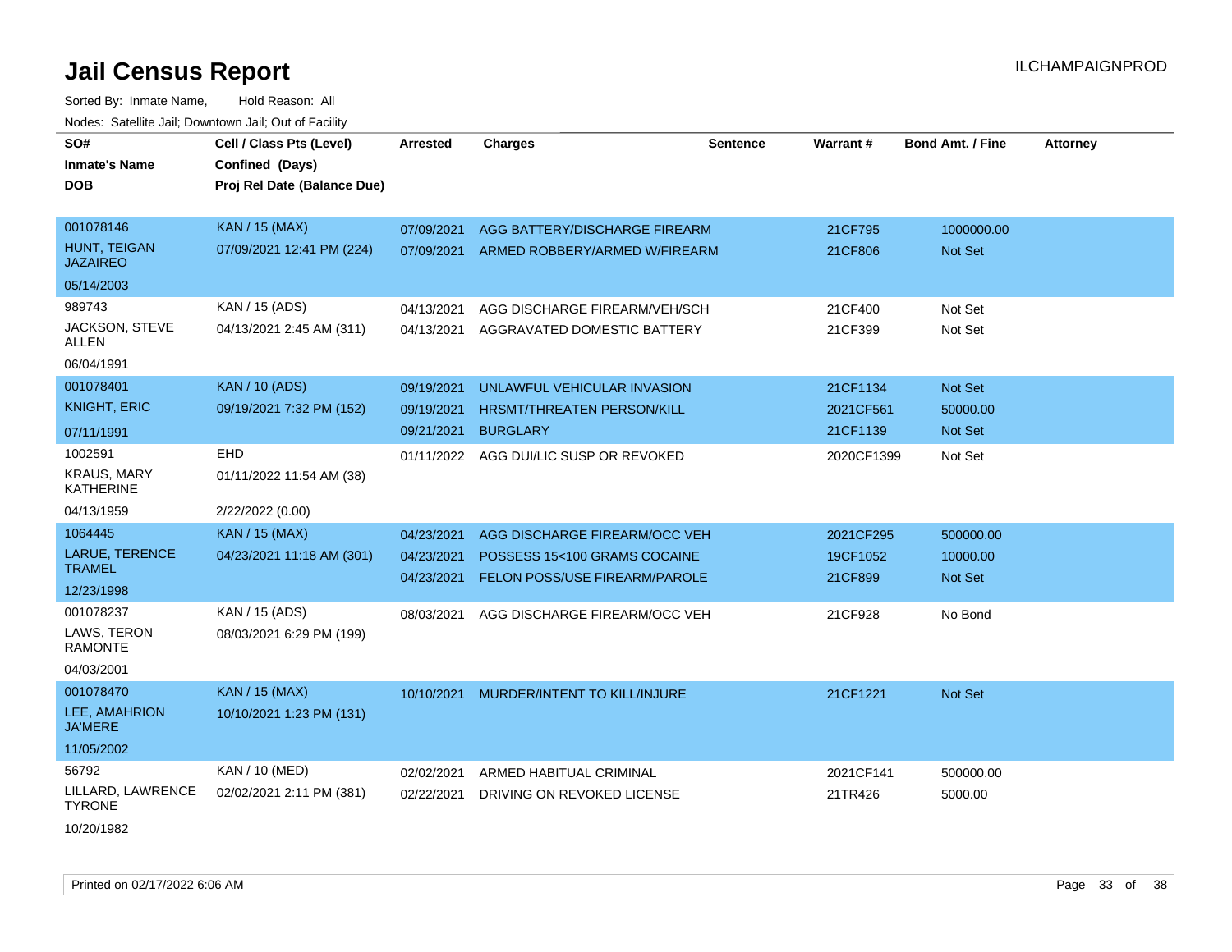# Jail Census Report

Sorted By: Inmate Name, Hold Reason: All

Nodes: Satellite Jail; Downtown Jail; Out of Facility

| SO# / Inmate's Name / DOB | Cell / Class Pts (Level) / Confined (Days) / Proj Rel Date (Balance Due) | Arrested | Charges | Sentence | Warrant # | Bond Amt. / Fine | Attorney |
|---|---|---|---|---|---|---|---|
| 001078146 HUNT, TEIGAN JAZAIREO 05/14/2003 | KAN / 15 (MAX) 07/09/2021 12:41 PM (224) | 07/09/2021 | AGG BATTERY/DISCHARGE FIREARM | | 21CF795 | 1000000.00 | |
| | | 07/09/2021 | ARMED ROBBERY/ARMED W/FIREARM | | 21CF806 | Not Set | |
| 989743 JACKSON, STEVE ALLEN 06/04/1991 | KAN / 15 (ADS) 04/13/2021 2:45 AM (311) | 04/13/2021 | AGG DISCHARGE FIREARM/VEH/SCH | | 21CF400 | Not Set | |
| | | 04/13/2021 | AGGRAVATED DOMESTIC BATTERY | | 21CF399 | Not Set | |
| 001078401 KNIGHT, ERIC 07/11/1991 | KAN / 10 (ADS) 09/19/2021 7:32 PM (152) | 09/19/2021 | UNLAWFUL VEHICULAR INVASION | | 21CF1134 | Not Set | |
| | | 09/19/2021 | HRSMT/THREATEN PERSON/KILL | | 2021CF561 | 50000.00 | |
| | | 09/21/2021 | BURGLARY | | 21CF1139 | Not Set | |
| 1002591 KRAUS, MARY KATHERINE 04/13/1959 | EHD 01/11/2022 11:54 AM (38) 2/22/2022 (0.00) | 01/11/2022 | AGG DUI/LIC SUSP OR REVOKED | | 2020CF1399 | Not Set | |
| 1064445 LARUE, TERENCE TRAMEL 12/23/1998 | KAN / 15 (MAX) 04/23/2021 11:18 AM (301) | 04/23/2021 | AGG DISCHARGE FIREARM/OCC VEH | | 2021CF295 | 500000.00 | |
| | | 04/23/2021 | POSSESS 15<100 GRAMS COCAINE | | 19CF1052 | 10000.00 | |
| | | 04/23/2021 | FELON POSS/USE FIREARM/PAROLE | | 21CF899 | Not Set | |
| 001078237 LAWS, TERON RAMONTE 04/03/2001 | KAN / 15 (ADS) 08/03/2021 6:29 PM (199) | 08/03/2021 | AGG DISCHARGE FIREARM/OCC VEH | | 21CF928 | No Bond | |
| 001078470 LEE, AMAHRION JA'MERE 11/05/2002 | KAN / 15 (MAX) 10/10/2021 1:23 PM (131) | 10/10/2021 | MURDER/INTENT TO KILL/INJURE | | 21CF1221 | Not Set | |
| 56792 LILLARD, LAWRENCE TYRONE 10/20/1982 | KAN / 10 (MED) 02/02/2021 2:11 PM (381) | 02/02/2021 | ARMED HABITUAL CRIMINAL | | 2021CF141 | 500000.00 | |
| | | 02/22/2021 | DRIVING ON REVOKED LICENSE | | 21TR426 | 5000.00 | |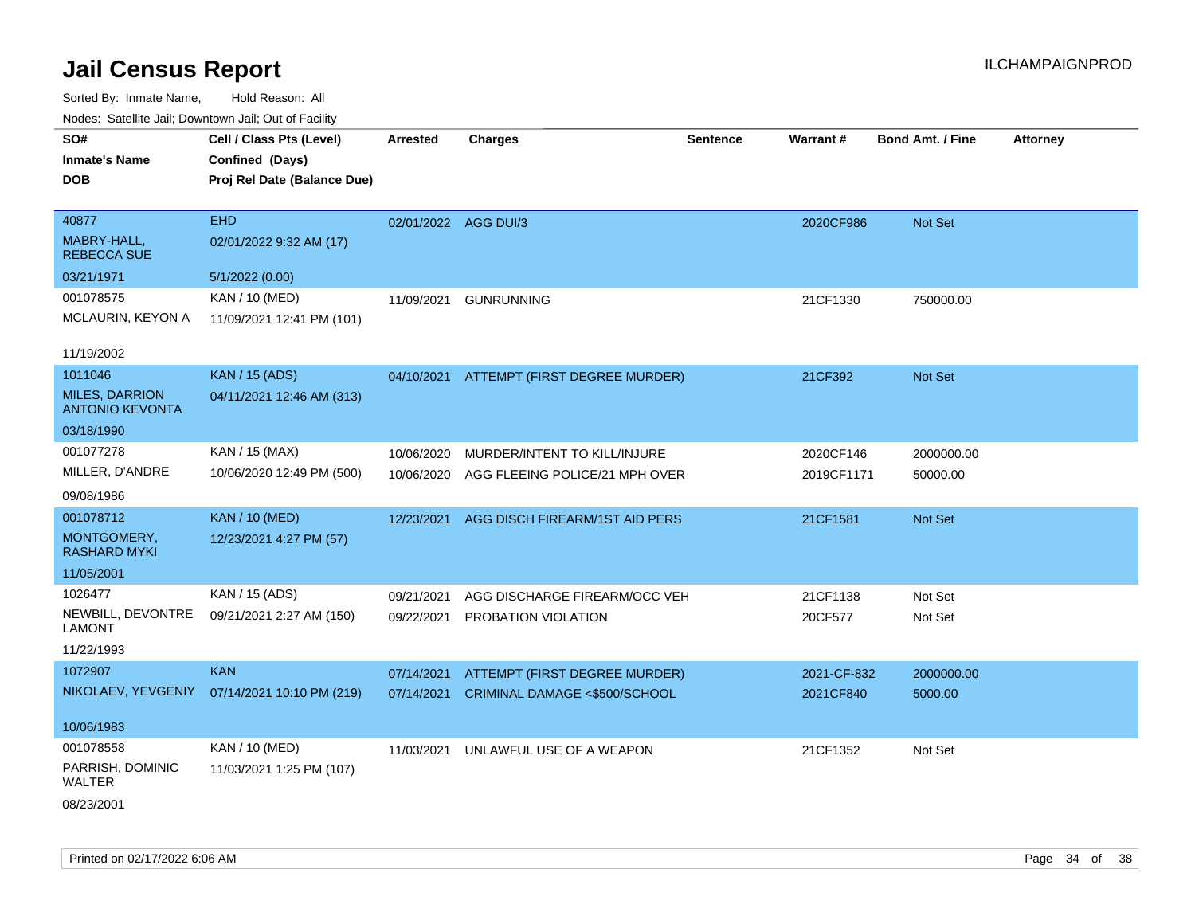# Jail Census Report

ILCHAMPAIGNPROD

Sorted By: Inmate Name, Hold Reason: All

Nodes: Satellite Jail; Downtown Jail; Out of Facility

| SO# / Inmate's Name / DOB | Cell / Class Pts (Level) / Confined (Days) / Proj Rel Date (Balance Due) | Arrested | Charges | Sentence | Warrant # | Bond Amt. / Fine | Attorney |
|---|---|---|---|---|---|---|---|
| 40877<br>MABRY-HALL, REBECCA SUE<br>03/21/1971 | EHD<br>02/01/2022 9:32 AM (17)<br>5/1/2022 (0.00) | 02/01/2022 | AGG DUI/3 | | 2020CF986 | Not Set | |
| 001078575<br>MCLAURIN, KEYON A<br>11/19/2002 | KAN / 10 (MED)<br>11/09/2021 12:41 PM (101) | 11/09/2021 | GUNRUNNING | | 21CF1330 | 750000.00 | |
| 1011046<br>MILES, DARRION ANTONIO KEVONTA<br>03/18/1990 | KAN / 15 (ADS)<br>04/11/2021 12:46 AM (313) | 04/10/2021 | ATTEMPT (FIRST DEGREE MURDER) | | 21CF392 | Not Set | |
| 001077278<br>MILLER, D'ANDRE<br>09/08/1986 | KAN / 15 (MAX)<br>10/06/2020 12:49 PM (500) | 10/06/2020<br>10/06/2020 | MURDER/INTENT TO KILL/INJURE<br>AGG FLEEING POLICE/21 MPH OVER | | 2020CF146<br>2019CF1171 | 2000000.00<br>50000.00 | |
| 001078712<br>MONTGOMERY, RASHARD MYKI<br>11/05/2001 | KAN / 10 (MED)<br>12/23/2021 4:27 PM (57) | 12/23/2021 | AGG DISCH FIREARM/1ST AID PERS | | 21CF1581 | Not Set | |
| 1026477<br>NEWBILL, DEVONTRE LAMONT<br>11/22/1993 | KAN / 15 (ADS)<br>09/21/2021 2:27 AM (150) | 09/21/2021<br>09/22/2021 | AGG DISCHARGE FIREARM/OCC VEH<br>PROBATION VIOLATION | | 21CF1138<br>20CF577 | Not Set<br>Not Set | |
| 1072907<br>NIKOLAEV, YEVGENIY<br>10/06/1983 | KAN<br>07/14/2021 10:10 PM (219) | 07/14/2021<br>07/14/2021 | ATTEMPT (FIRST DEGREE MURDER)<br>CRIMINAL DAMAGE <$500/SCHOOL | | 2021-CF-832<br>2021CF840 | 2000000.00<br>5000.00 | |
| 001078558<br>PARRISH, DOMINIC WALTER<br>08/23/2001 | KAN / 10 (MED)<br>11/03/2021 1:25 PM (107) | 11/03/2021 | UNLAWFUL USE OF A WEAPON | | 21CF1352 | Not Set | |

Printed on 02/17/2022 6:06 AM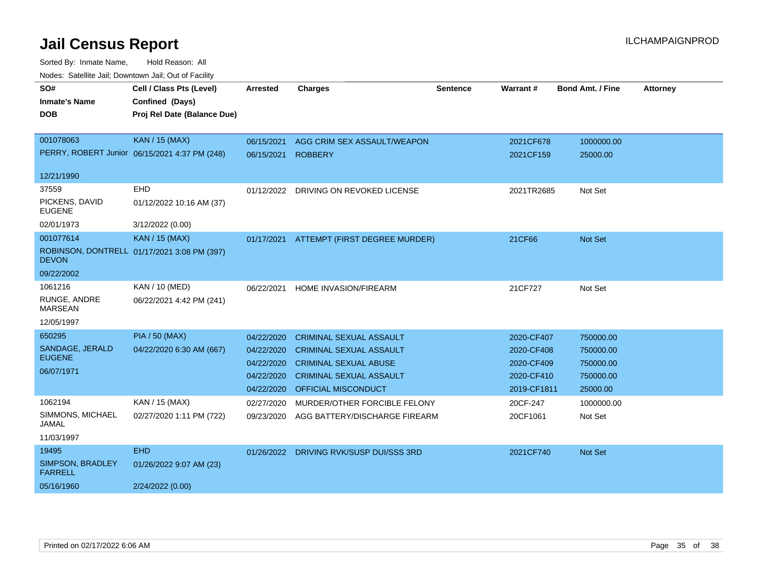# Jail Census Report

ILCHAMPAIGNPROD

Sorted By: Inmate Name, Hold Reason: All

Nodes: Satellite Jail; Downtown Jail; Out of Facility

| SO# / Inmate's Name / DOB | Cell / Class Pts (Level) / Confined (Days) / Proj Rel Date (Balance Due) | Arrested | Charges | Sentence | Warrant # | Bond Amt. / Fine | Attorney |
|---|---|---|---|---|---|---|---|
| 001078063<br>PERRY, ROBERT Junior<br>12/21/1990 | KAN / 15 (MAX)<br>06/15/2021 4:37 PM (248) | 06/15/2021 | AGG CRIM SEX ASSAULT/WEAPON | | 2021CF678 | 1000000.00 | |
| | | 06/15/2021 | ROBBERY | | 2021CF159 | 25000.00 | |
| 37559<br>PICKENS, DAVID EUGENE<br>02/01/1973 | EHD<br>01/12/2022 10:16 AM (37)<br>3/12/2022 (0.00) | 01/12/2022 | DRIVING ON REVOKED LICENSE | | 2021TR2685 | Not Set | |
| 001077614<br>ROBINSON, DONTRELL DEVON<br>09/22/2002 | KAN / 15 (MAX)<br>01/17/2021 3:08 PM (397) | 01/17/2021 | ATTEMPT (FIRST DEGREE MURDER) | | 21CF66 | Not Set | |
| 1061216<br>RUNGE, ANDRE MARSEAN<br>12/05/1997 | KAN / 10 (MED)<br>06/22/2021 4:42 PM (241) | 06/22/2021 | HOME INVASION/FIREARM | | 21CF727 | Not Set | |
| 650295<br>SANDAGE, JERALD EUGENE<br>06/07/1971 | PIA / 50 (MAX)<br>04/22/2020 6:30 AM (667) | 04/22/2020 | CRIMINAL SEXUAL ASSAULT | | 2020-CF407 | 750000.00 | |
| | | 04/22/2020 | CRIMINAL SEXUAL ASSAULT | | 2020-CF408 | 750000.00 | |
| | | 04/22/2020 | CRIMINAL SEXUAL ABUSE | | 2020-CF409 | 750000.00 | |
| | | 04/22/2020 | CRIMINAL SEXUAL ASSAULT | | 2020-CF410 | 750000.00 | |
| | | 04/22/2020 | OFFICIAL MISCONDUCT | | 2019-CF1811 | 25000.00 | |
| 1062194<br>SIMMONS, MICHAEL JAMAL<br>11/03/1997 | KAN / 15 (MAX)<br>02/27/2020 1:11 PM (722) | 02/27/2020 | MURDER/OTHER FORCIBLE FELONY | | 20CF-247 | 1000000.00 | |
| | | 09/23/2020 | AGG BATTERY/DISCHARGE FIREARM | | 20CF1061 | Not Set | |
| 19495<br>SIMPSON, BRADLEY FARRELL<br>05/16/1960 | EHD<br>01/26/2022 9:07 AM (23)<br>2/24/2022 (0.00) | 01/26/2022 | DRIVING RVK/SUSP DUI/SSS 3RD | | 2021CF740 | Not Set | |

Printed on 02/17/2022 6:06 AM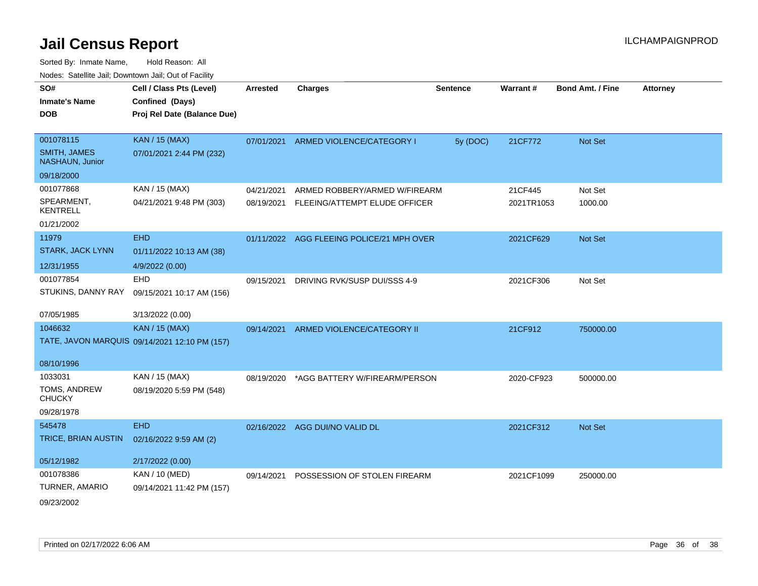# Jail Census Report

ILCHAMPAIGNPROD

Sorted By: Inmate Name, Hold Reason: All

Nodes: Satellite Jail; Downtown Jail; Out of Facility

| SO# / Inmate's Name / DOB | Cell / Class Pts (Level) / Confined (Days) / Proj Rel Date (Balance Due) | Arrested | Charges | Sentence | Warrant # | Bond Amt. / Fine | Attorney |
|---|---|---|---|---|---|---|---|
| 001078115<br>SMITH, JAMES NASHAUN, Junior<br>09/18/2000 | KAN / 15 (MAX)<br>07/01/2021 2:44 PM (232) | 07/01/2021 | ARMED VIOLENCE/CATEGORY I | 5y (DOC) | 21CF772 | Not Set | |
| 001077868<br>SPEARMENT, KENTRELL<br>01/21/2002 | KAN / 15 (MAX)<br>04/21/2021 9:48 PM (303) | 04/21/2021<br>08/19/2021 | ARMED ROBBERY/ARMED W/FIREARM<br>FLEEING/ATTEMPT ELUDE OFFICER | | 21CF445<br>2021TR1053 | Not Set<br>1000.00 | |
| 11979<br>STARK, JACK LYNN<br>12/31/1955 | EHD<br>01/11/2022 10:13 AM (38)<br>4/9/2022 (0.00) | 01/11/2022 | AGG FLEEING POLICE/21 MPH OVER | | 2021CF629 | Not Set | |
| 001077854<br>STUKINS, DANNY RAY<br>07/05/1985 | EHD<br>09/15/2021 10:17 AM (156)<br>3/13/2022 (0.00) | 09/15/2021 | DRIVING RVK/SUSP DUI/SSS 4-9 | | 2021CF306 | Not Set | |
| 1046632<br>TATE, JAVON MARQUIS<br>08/10/1996 | KAN / 15 (MAX)<br>09/14/2021 12:10 PM (157) | 09/14/2021 | ARMED VIOLENCE/CATEGORY II | | 21CF912 | 750000.00 | |
| 1033031<br>TOMS, ANDREW CHUCKY<br>09/28/1978 | KAN / 15 (MAX)<br>08/19/2020 5:59 PM (548) | 08/19/2020 | *AGG BATTERY W/FIREARM/PERSON | | 2020-CF923 | 500000.00 | |
| 545478<br>TRICE, BRIAN AUSTIN<br>05/12/1982 | EHD<br>02/16/2022 9:59 AM (2)<br>2/17/2022 (0.00) | 02/16/2022 | AGG DUI/NO VALID DL | | 2021CF312 | Not Set | |
| 001078386<br>TURNER, AMARIO<br>09/23/2002 | KAN / 10 (MED)<br>09/14/2021 11:42 PM (157) | 09/14/2021 | POSSESSION OF STOLEN FIREARM | | 2021CF1099 | 250000.00 | |

Printed on 02/17/2022 6:06 AM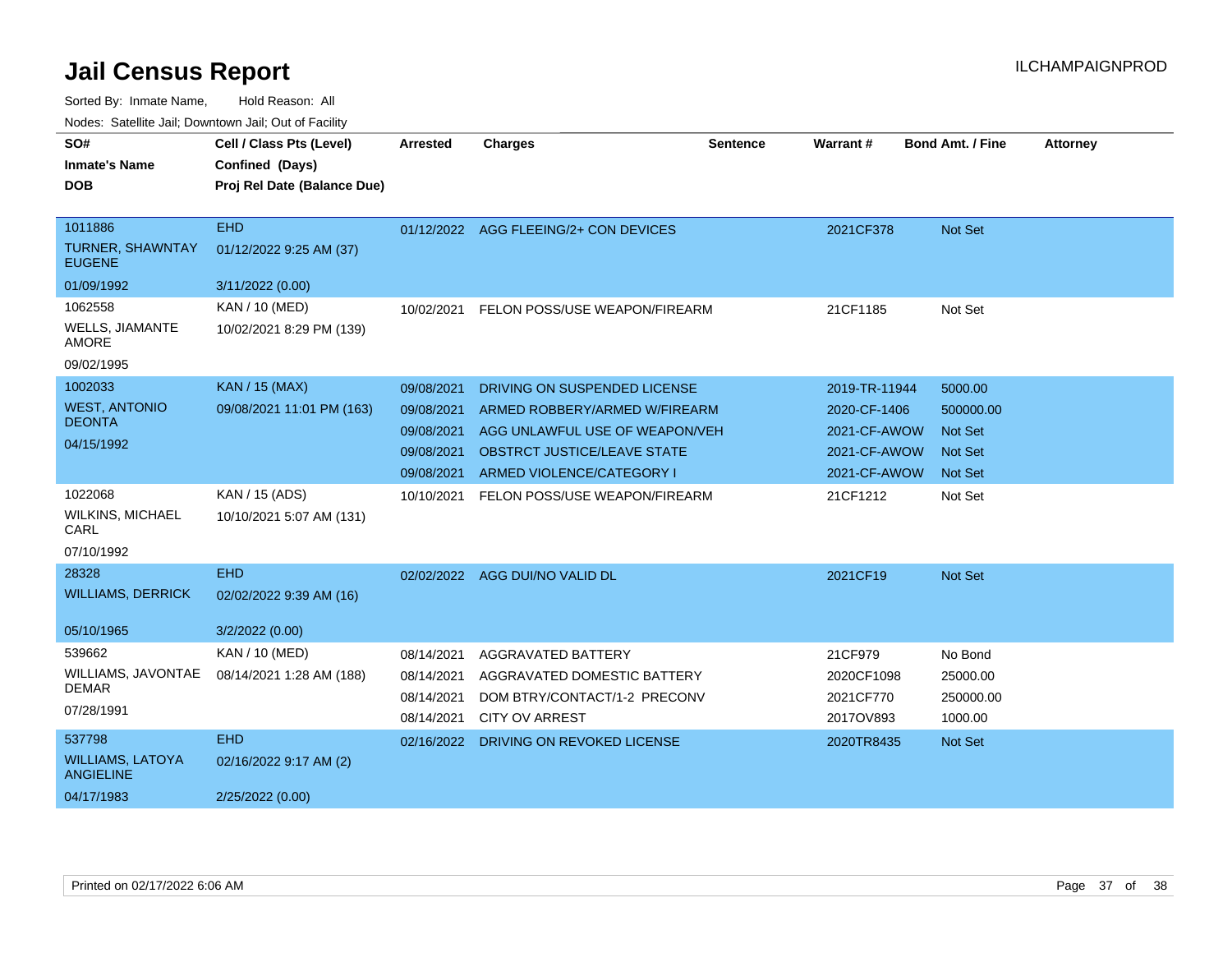# Jail Census Report

ILCHAMPAIGNPROD

Sorted By: Inmate Name, Hold Reason: All

Nodes: Satellite Jail; Downtown Jail; Out of Facility

| SO# / Inmate's Name / DOB | Cell / Class Pts (Level) / Confined (Days) / Proj Rel Date (Balance Due) | Arrested | Charges | Sentence | Warrant # | Bond Amt. / Fine | Attorney |
|---|---|---|---|---|---|---|---|
| 1011886<br>TURNER, SHAWNTAY EUGENE<br>01/09/1992 | EHD<br>01/12/2022 9:25 AM (37)<br>3/11/2022 (0.00) | 01/12/2022 | AGG FLEEING/2+ CON DEVICES | | 2021CF378 | Not Set | |
| 1062558<br>WELLS, JIAMANTE AMORE<br>09/02/1995 | KAN / 10 (MED)<br>10/02/2021 8:29 PM (139) | 10/02/2021 | FELON POSS/USE WEAPON/FIREARM | | 21CF1185 | Not Set | |
| 1002033<br>WEST, ANTONIO DEONTA<br>04/15/1992 | KAN / 15 (MAX)<br>09/08/2021 11:01 PM (163) | 09/08/2021 | DRIVING ON SUSPENDED LICENSE | | 2019-TR-11944 | 5000.00 | |
| | | 09/08/2021 | ARMED ROBBERY/ARMED W/FIREARM | | 2020-CF-1406 | 500000.00 | |
| | | 09/08/2021 | AGG UNLAWFUL USE OF WEAPON/VEH | | 2021-CF-AWOW | Not Set | |
| | | 09/08/2021 | OBSTRCT JUSTICE/LEAVE STATE | | 2021-CF-AWOW | Not Set | |
| | | 09/08/2021 | ARMED VIOLENCE/CATEGORY I | | 2021-CF-AWOW | Not Set | |
| 1022068<br>WILKINS, MICHAEL CARL<br>07/10/1992 | KAN / 15 (ADS)<br>10/10/2021 5:07 AM (131) | 10/10/2021 | FELON POSS/USE WEAPON/FIREARM | | 21CF1212 | Not Set | |
| 28328<br>WILLIAMS, DERRICK<br>05/10/1965 | EHD<br>02/02/2022 9:39 AM (16)<br>3/2/2022 (0.00) | 02/02/2022 | AGG DUI/NO VALID DL | | 2021CF19 | Not Set | |
| 539662<br>WILLIAMS, JAVONTAE DEMAR<br>07/28/1991 | KAN / 10 (MED)<br>08/14/2021 1:28 AM (188) | 08/14/2021 | AGGRAVATED BATTERY | | 21CF979 | No Bond | |
| | | 08/14/2021 | AGGRAVATED DOMESTIC BATTERY | | 2020CF1098 | 25000.00 | |
| | | 08/14/2021 | DOM BTRY/CONTACT/1-2 PRECONV | | 2021CF770 | 250000.00 | |
| | | 08/14/2021 | CITY OV ARREST | | 2017OV893 | 1000.00 | |
| 537798<br>WILLIAMS, LATOYA ANGIELINE<br>04/17/1983 | EHD<br>02/16/2022 9:17 AM (2)<br>2/25/2022 (0.00) | 02/16/2022 | DRIVING ON REVOKED LICENSE | | 2020TR8435 | Not Set | |

Printed on 02/17/2022 6:06 AM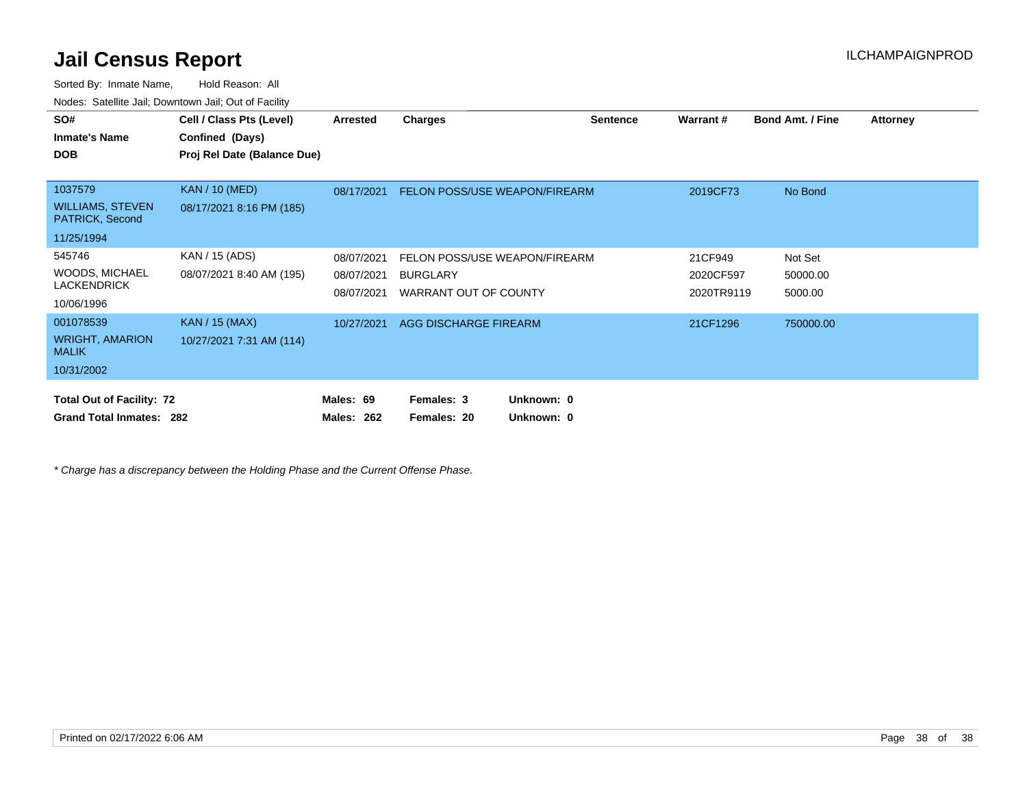# Jail Census Report

ILCHAMPAIGNPROD

Sorted By: Inmate Name, Hold Reason: All

Nodes: Satellite Jail; Downtown Jail; Out of Facility

| SO# / Inmate's Name / DOB | Cell / Class Pts (Level) / Confined (Days) / Proj Rel Date (Balance Due) | Arrested | Charges | Sentence | Warrant # | Bond Amt. / Fine | Attorney |
|---|---|---|---|---|---|---|---|
| 1037579<br>WILLIAMS, STEVEN PATRICK, Second<br>11/25/1994 | KAN / 10 (MED)<br>08/17/2021 8:16 PM (185) | 08/17/2021 | FELON POSS/USE WEAPON/FIREARM | | 2019CF73 | No Bond | |
| 545746<br>WOODS, MICHAEL LACKENDRICK<br>10/06/1996 | KAN / 15 (ADS)<br>08/07/2021 8:40 AM (195) | 08/07/2021 | FELON POSS/USE WEAPON/FIREARM | | 21CF949 | Not Set | |
| | | 08/07/2021 | BURGLARY | | 2020CF597 | 50000.00 | |
| | | 08/07/2021 | WARRANT OUT OF COUNTY | | 2020TR9119 | 5000.00 | |
| 001078539<br>WRIGHT, AMARION MALIK<br>10/31/2002 | KAN / 15 (MAX)<br>10/27/2021 7:31 AM (114) | 10/27/2021 | AGG DISCHARGE FIREARM | | 21CF1296 | 750000.00 | |

| | | | |
|---|---|---|---|
| **Total Out of Facility: 72** | **Males: 69** | **Females: 3** | **Unknown: 0** |
| **Grand Total Inmates: 282** | **Males: 262** | **Females: 20** | **Unknown: 0** |

*\* Charge has a discrepancy between the Holding Phase and the Current Offense Phase.*

Printed on 02/17/2022 6:06 AM